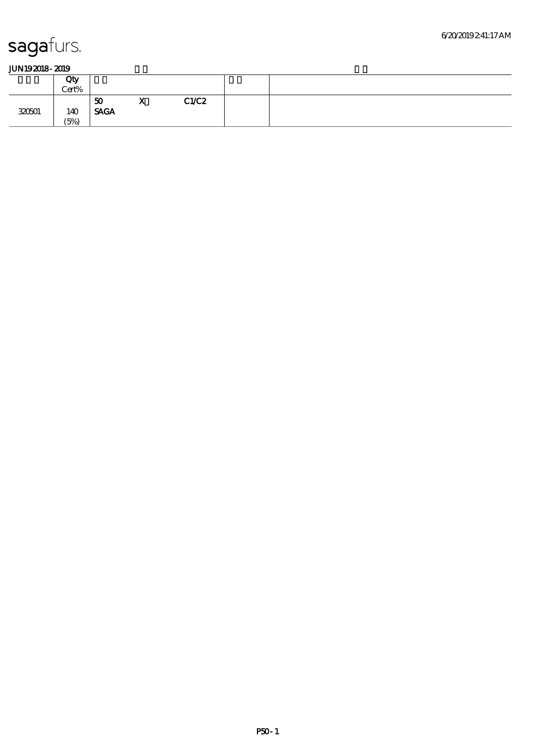sagafurs.

6/20/2019 2:41:17 AM

**JUN19 2018 - 2019**

| | Qty Cert% | | | | | |
|---|---|---|---|---|---|---|
| 320501 | 140 (5%) | 50 SAGA | X | C1/C2 | | |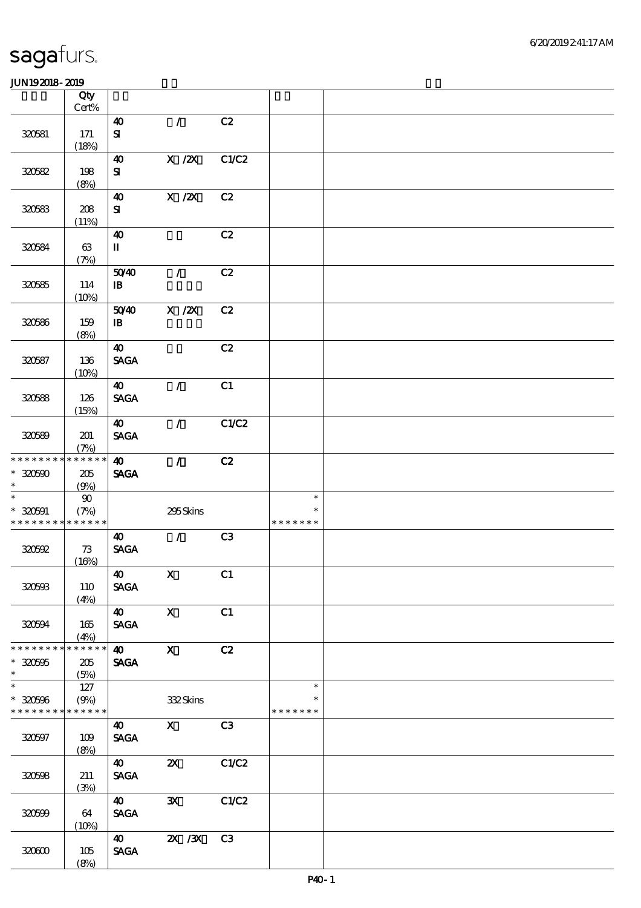# sagafurs.

JUN19 2018 - 2019

| | Qty Cert% | | | | | |
|---|---|---|---|---|---|---|
| 320581 | 171 (18%) | 40 SI | / | C2 | | |
| 320582 | 198 (8%) | 40 SI | X /2X | C1/C2 | | |
| 320583 | 208 (11%) | 40 SI | X /2X | C2 | | |
| 320584 | 63 (7%) | 40 II | | C2 | | |
| 320585 | 114 (10%) | 50/40 IB | / | C2 | | |
| 320586 | 159 (8%) | 50/40 IB | X /2X | C2 | | |
| 320587 | 136 (10%) | 40 SAGA | | C2 | | |
| 320588 | 126 (15%) | 40 SAGA | / | C1 | | |
| 320589 | 201 (7%) | 40 SAGA | / | C1/C2 | | |
| * * * * * * * * * * * * * * 320590 * | 205 (9%) | 40 SAGA | / | C2 | | |
| * * 320591 * * * * * * * * * * * * * * | 90 (7%) | | 295 Skins | | * * * * * * * * * | |
| 320592 | 73 (16%) | 40 SAGA | / | C3 | | |
| 320593 | 110 (4%) | 40 SAGA | X | C1 | | |
| 320594 | 165 (4%) | 40 SAGA | X | C1 | | |
| * * * * * * * * * * * * * * 320595 * | 205 (5%) | 40 SAGA | X | C2 | | |
| * * 320596 * * * * * * * * * * * * * * | 127 (9%) | | 332 Skins | | * * * * * * * * * | |
| 320597 | 109 (8%) | 40 SAGA | X | C3 | | |
| 320598 | 211 (3%) | 40 SAGA | 2X | C1/C2 | | |
| 320599 | 64 (10%) | 40 SAGA | 3X | C1/C2 | | |
| 320600 | 105 (8%) | 40 SAGA | 2X /3X | C3 | | |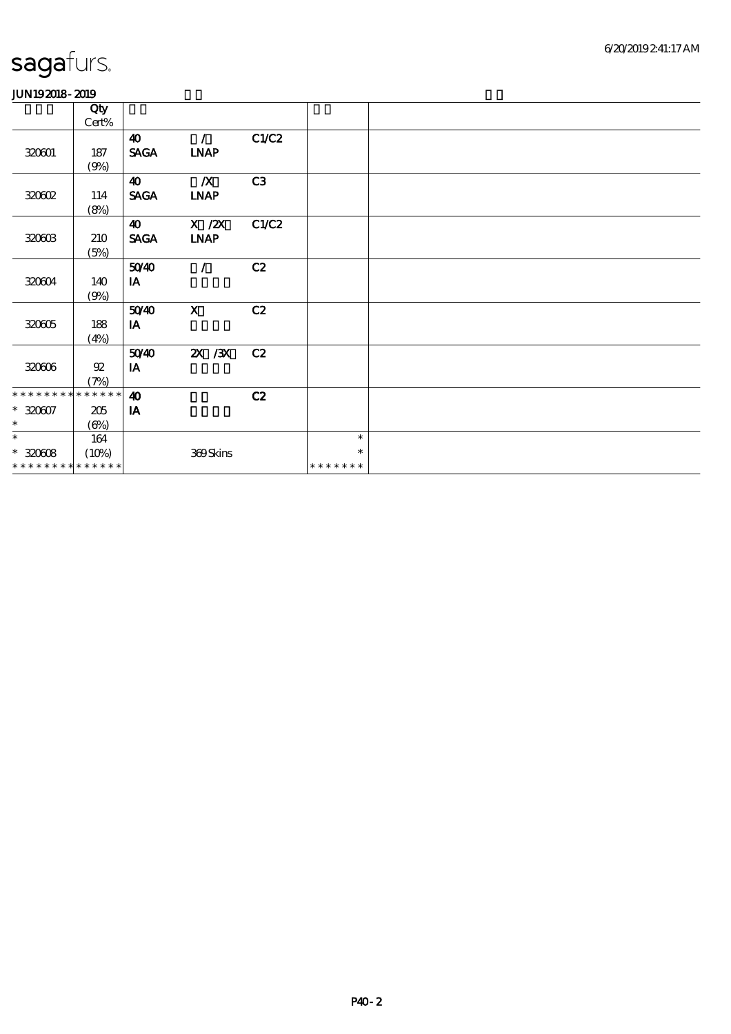sagafurs.

6/20/2019 2:41:17 AM

JUN19 2018 - 2019

| | Qty<br>Cert% | | | | | |
|---|---|---|---|---|---|---|
| 320601 | 187<br>(9%) | 40<br>SAGA | /<br>LNAP | C1/C2 | | |
| 320602 | 114<br>(8%) | 40<br>SAGA | /X<br>LNAP | C3 | | |
| 320603 | 210<br>(5%) | 40<br>SAGA | X /2X<br>LNAP | C1/C2 | | |
| 320604 | 140<br>(9%) | 50/40<br>IA | / | C2 | | |
| 320605 | 188<br>(4%) | 50/40<br>IA | X | C2 | | |
| 320606 | 92<br>(7%) | 50/40<br>IA | 2X /3X | C2 | | |
| * * * * * * * * * * * * * *<br>* 320607<br>* | 205<br>(6%) | 40<br>IA | | C2 | | |
| *<br>* 320608<br>* * * * * * * * * * * * * * | 164<br>(10%) | | 369 Skins | | *<br>*<br>* * * * * * * | |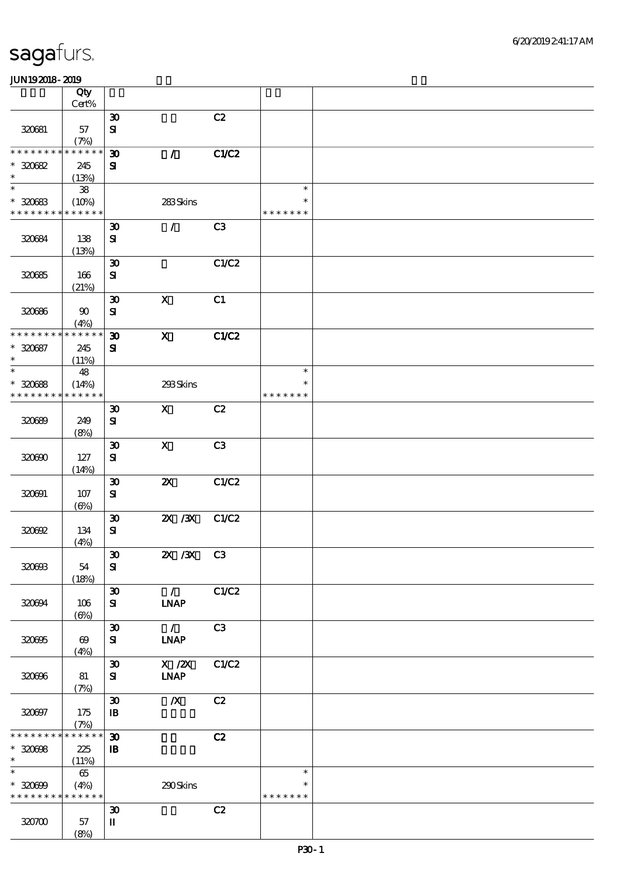sagafurs.

JUN19 2018 - 2019

| | Qty Cert% | | | | | |
|---|---|---|---|---|---|---|
| 320681 | 57 (7%) | 30 SI | | C2 | | |
| * * * * * * * * * * * * * * 320682 * | 245 (13%) | 30 SI | / | C1/C2 | | |
| * * 320683 * * * * * * * * * * * * * | 38 (10%) | | 283 Skins | | * * * * * * * * * | |
| 320684 | 138 (13%) | 30 SI | / | C3 | | |
| 320685 | 166 (21%) | 30 SI | | C1/C2 | | |
| 320686 | 90 (4%) | 30 SI | X | C1 | | |
| * * * * * * * * * * * * * * 320687 * | 245 (11%) | 30 SI | X | C1/C2 | | |
| * * 320688 * * * * * * * * * * * * * | 48 (14%) | | 293 Skins | | * * * * * * * * * | |
| 320689 | 249 (8%) | 30 SI | X | C2 | | |
| 320690 | 127 (14%) | 30 SI | X | C3 | | |
| 320691 | 107 (6%) | 30 SI | 2X | C1/C2 | | |
| 320692 | 134 (4%) | 30 SI | 2X /3X | C1/C2 | | |
| 320693 | 54 (18%) | 30 SI | 2X /3X | C3 | | |
| 320694 | 106 (6%) | 30 SI | / LNAP | C1/C2 | | |
| 320695 | 69 (4%) | 30 SI | / LNAP | C3 | | |
| 320696 | 81 (7%) | 30 SI | X /2X LNAP | C1/C2 | | |
| 320697 | 175 (7%) | 30 IB | /X | C2 | | |
| * * * * * * * * * * * * * * 320698 * | 225 (11%) | 30 IB | | C2 | | |
| * * 320699 * * * * * * * * * * * * * | 65 (4%) | | 290 Skins | | * * * * * * * * * | |
| 320700 | 57 (8%) | 30 II | | C2 | | |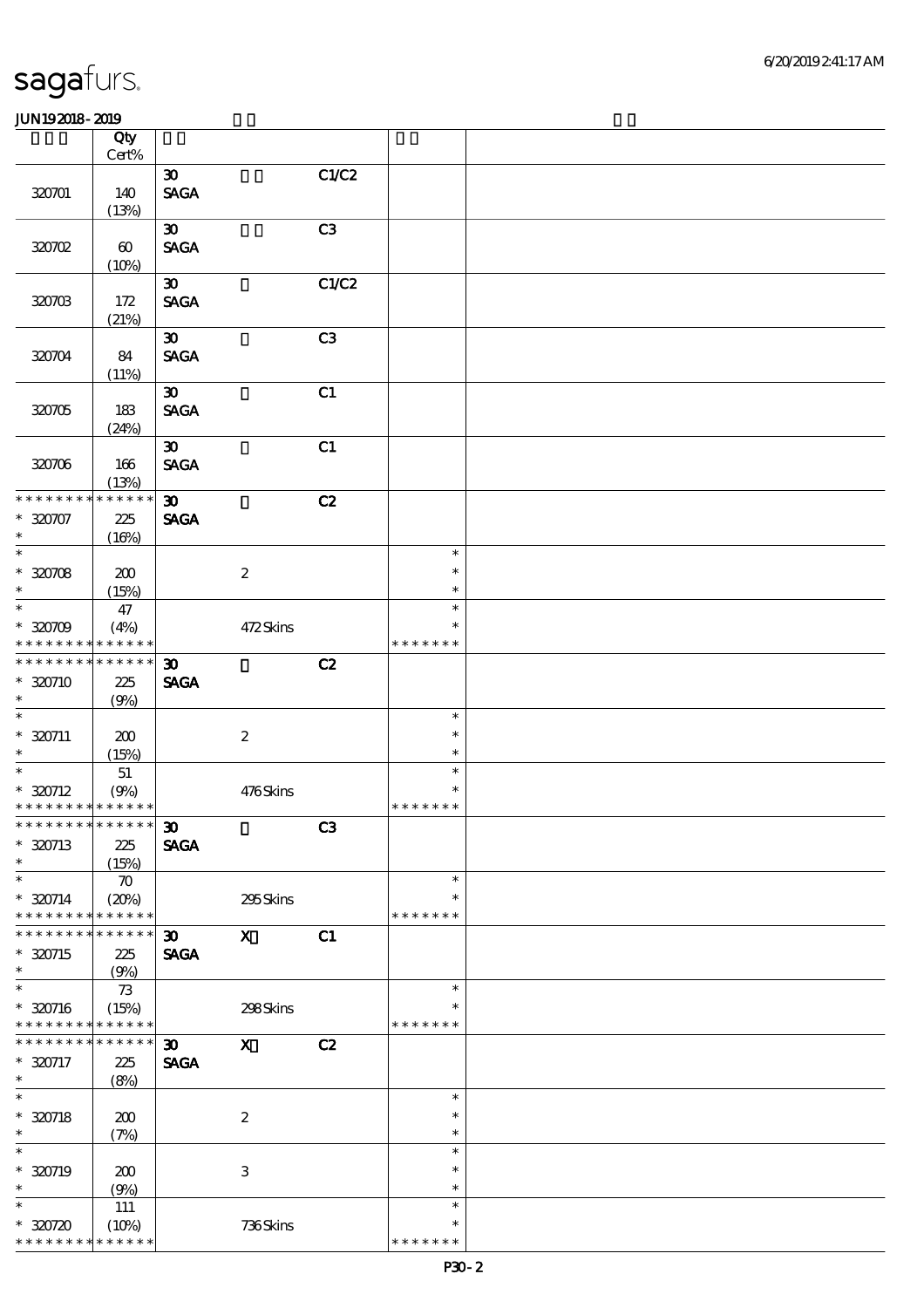sagafurs.

JUN192018-2019

| | Qty Cert% | | | | | |
|---|---|---|---|---|---|---|
| 320701 | 140 (13%) | 30 SAGA | | C1/C2 | | |
| 320702 | 60 (10%) | 30 SAGA | | C3 | | |
| 320703 | 172 (21%) | 30 SAGA | | C1/C2 | | |
| 320704 | 84 (11%) | 30 SAGA | | C3 | | |
| 320705 | 183 (24%) | 30 SAGA | | C1 | | |
| 320706 | 166 (13%) | 30 SAGA | | C1 | | |
| * * * * * * * * * * * * * * <br>* 320707<br>* | 225 (16%) | 30 SAGA | | C2 | | |
| * <br>* 320708<br>* | 200 (15%) | | 2 | | * <br>* <br>* | |
| * <br>* 320709<br>* * * * * * * * * * * * * * | 47 (4%) | | 472 Skins | | * <br>* <br>* * * * * * * | |
| * * * * * * * * * * * * * * <br>* 320710<br>* | 225 (9%) | 30 SAGA | | C2 | | |
| * <br>* 320711<br>* | 200 (15%) | | 2 | | * <br>* <br>* | |
| * <br>* 320712<br>* * * * * * * * * * * * * * | 51 (9%) | | 476 Skins | | * <br>* <br>* * * * * * * | |
| * * * * * * * * * * * * * * <br>* 320713<br>* | 225 (15%) | 30 SAGA | | C3 | | |
| * <br>* 320714<br>* * * * * * * * * * * * * * | 70 (20%) | | 295 Skins | | * <br>* <br>* * * * * * * | |
| * * * * * * * * * * * * * * <br>* 320715<br>* | 225 (9%) | 30 SAGA | X | C1 | | |
| * <br>* 320716<br>* * * * * * * * * * * * * * | 73 (15%) | | 298 Skins | | * <br>* <br>* * * * * * * | |
| * * * * * * * * * * * * * * <br>* 320717<br>* | 225 (8%) | 30 SAGA | X | C2 | | |
| * <br>* 320718<br>* | 200 (7%) | | 2 | | * <br>* <br>* | |
| * <br>* 320719<br>* | 200 (9%) | | 3 | | * <br>* <br>* | |
| * <br>* 320720<br>* * * * * * * * * * * * * * | 111 (10%) | | 736 Skins | | * <br>* <br>* * * * * * * | |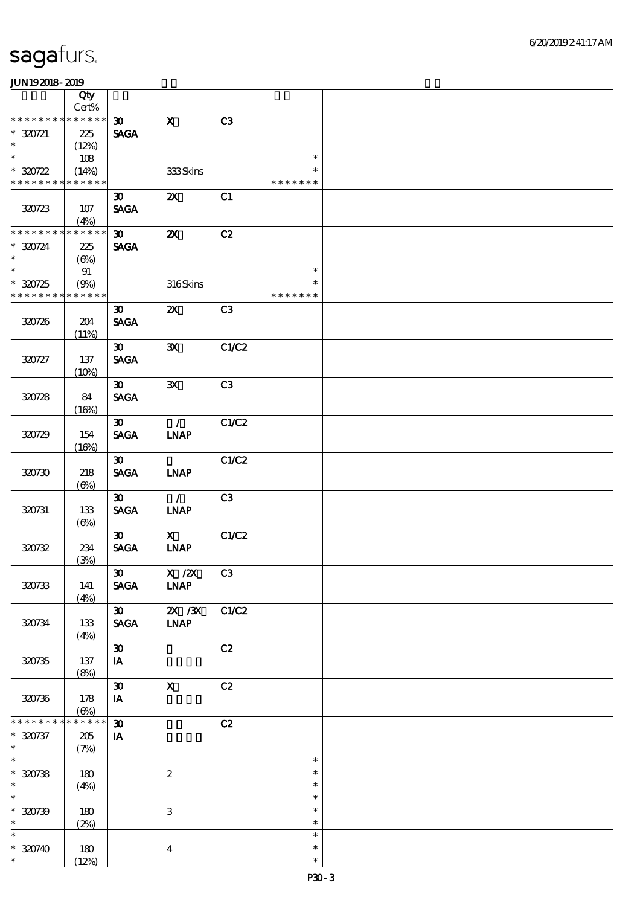| | Qty Cert% | | | | | |
|---|---|---|---|---|---|---|
| * * * * * * * * * * * * * * | | 30 | X | C3 | | |
| * 320721 | 225 | SAGA | | | | |
| * | (12%) | | | | | |
| * | 108 | | | | * | |
| * 320722 | (14%) | | 333 Skins | | * | |
| * * * * * * * * * * * * * * | | | | | * * * * * * * | |
| | | 30 | 2X | C1 | | |
| 320723 | 107 | SAGA | | | | |
| | (4%) | | | | | |
| * * * * * * * * * * * * * * | | 30 | 2X | C2 | | |
| * 320724 | 225 | SAGA | | | | |
| * | (6%) | | | | | |
| * | 91 | | | | * | |
| * 320725 | (9%) | | 316 Skins | | * | |
| * * * * * * * * * * * * * * | | | | | * * * * * * * | |
| | | 30 | 2X | C3 | | |
| 320726 | 204 | SAGA | | | | |
| | (11%) | | | | | |
| | | 30 | 3X | C1/C2 | | |
| 320727 | 137 | SAGA | | | | |
| | (10%) | | | | | |
| | | 30 | 3X | C3 | | |
| 320728 | 84 | SAGA | | | | |
| | (16%) | | | | | |
| | | 30 | / | C1/C2 | | |
| 320729 | 154 | SAGA | LNAP | | | |
| | (16%) | | | | | |
| | | 30 | | C1/C2 | | |
| 320730 | 218 | SAGA | LNAP | | | |
| | (6%) | | | | | |
| | | 30 | / | C3 | | |
| 320731 | 133 | SAGA | LNAP | | | |
| | (6%) | | | | | |
| | | 30 | X | C1/C2 | | |
| 320732 | 234 | SAGA | LNAP | | | |
| | (3%) | | | | | |
| | | 30 | X /2X | C3 | | |
| 320733 | 141 | SAGA | LNAP | | | |
| | (4%) | | | | | |
| | | 30 | 2X /3X | C1/C2 | | |
| 320734 | 133 | SAGA | LNAP | | | |
| | (4%) | | | | | |
| | | 30 | | C2 | | |
| 320735 | 137 | IA | | | | |
| | (8%) | | | | | |
| | | 30 | X | C2 | | |
| 320736 | 178 | IA | | | | |
| | (6%) | | | | | |
| * * * * * * * * * * * * * * | | 30 | | C2 | | |
| * 320737 | 205 | IA | | | | |
| * | (7%) | | | | | |
| * | | | | | * | |
| * 320738 | 180 | | 2 | | * | |
| * | (4%) | | | | * | |
| * | | | | | * | |
| * 320739 | 180 | | 3 | | * | |
| * | (2%) | | | | * | |
| * | | | | | * | |
| * 320740 | 180 | | 4 | | * | |
| * | (12%) | | | | * | |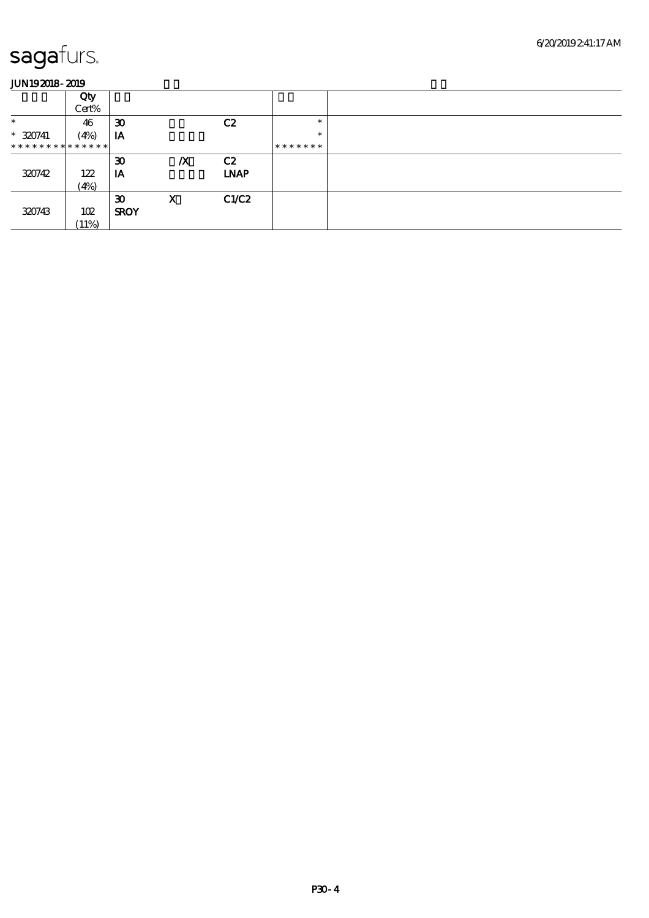# sagafurs.

JUN19 2018 - 2019

| | Qty Cert% | | | | | |
|---|---|---|---|---|---|---|
| * | 46 | 30 | | C2 | * | |
| * 320741 | (4%) | IA | | | * | |
| * * * * * * * * * * * * * * | | | | | * * * * * * * | |
| 320742 | 122 (4%) | 30 IA | /X | C2 LNAP | | |
| 320743 | 102 (11%) | 30 SROY | X | C1/C2 | | |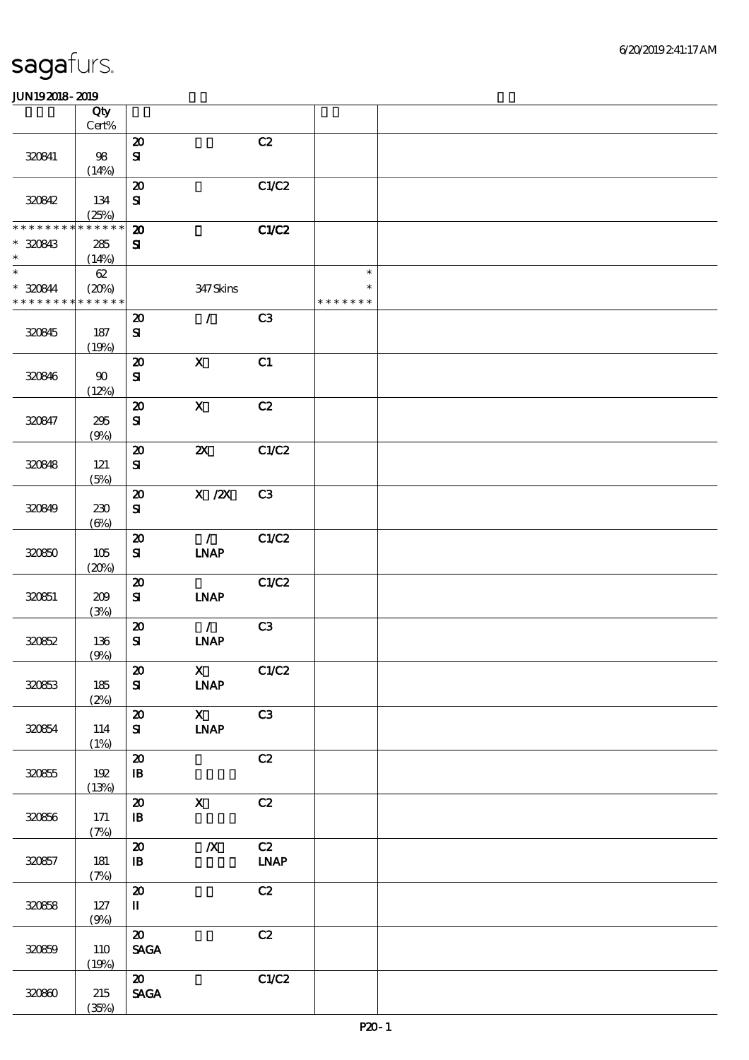# sagafurs.

JUN192018-2019

| | Qty Cert% | | | | | |
|---|---|---|---|---|---|---|
| 320841 | 98 (14%) | 20 SI | | C2 | | |
| 320842 | 134 (25%) | 20 SI | | C1/C2 | | |
| * * * * * * * * * * * * * * * 320843 * | 285 (14%) | 20 SI | | C1/C2 | | |
| * * 320844 * * * * * * * * * * * * * * | 62 (20%) | | 347 Skins | | * * * * * * * * * | |
| 320845 | 187 (19%) | 20 SI | / | C3 | | |
| 320846 | 90 (12%) | 20 SI | X | C1 | | |
| 320847 | 295 (9%) | 20 SI | X | C2 | | |
| 320848 | 121 (5%) | 20 SI | 2X | C1/C2 | | |
| 320849 | 230 (6%) | 20 SI | X /2X | C3 | | |
| 320850 | 105 (20%) | 20 SI | / LNAP | C1/C2 | | |
| 320851 | 209 (3%) | 20 SI | LNAP | C1/C2 | | |
| 320852 | 136 (9%) | 20 SI | / LNAP | C3 | | |
| 320853 | 185 (2%) | 20 SI | X LNAP | C1/C2 | | |
| 320854 | 114 (1%) | 20 SI | X LNAP | C3 | | |
| 320855 | 192 (13%) | 20 IB | | C2 | | |
| 320856 | 171 (7%) | 20 IB | X | C2 | | |
| 320857 | 181 (7%) | 20 IB | /X | C2 LNAP | | |
| 320858 | 127 (9%) | 20 II | | C2 | | |
| 320859 | 110 (19%) | 20 SAGA | | C2 | | |
| 320860 | 215 (35%) | 20 SAGA | | C1/C2 | | |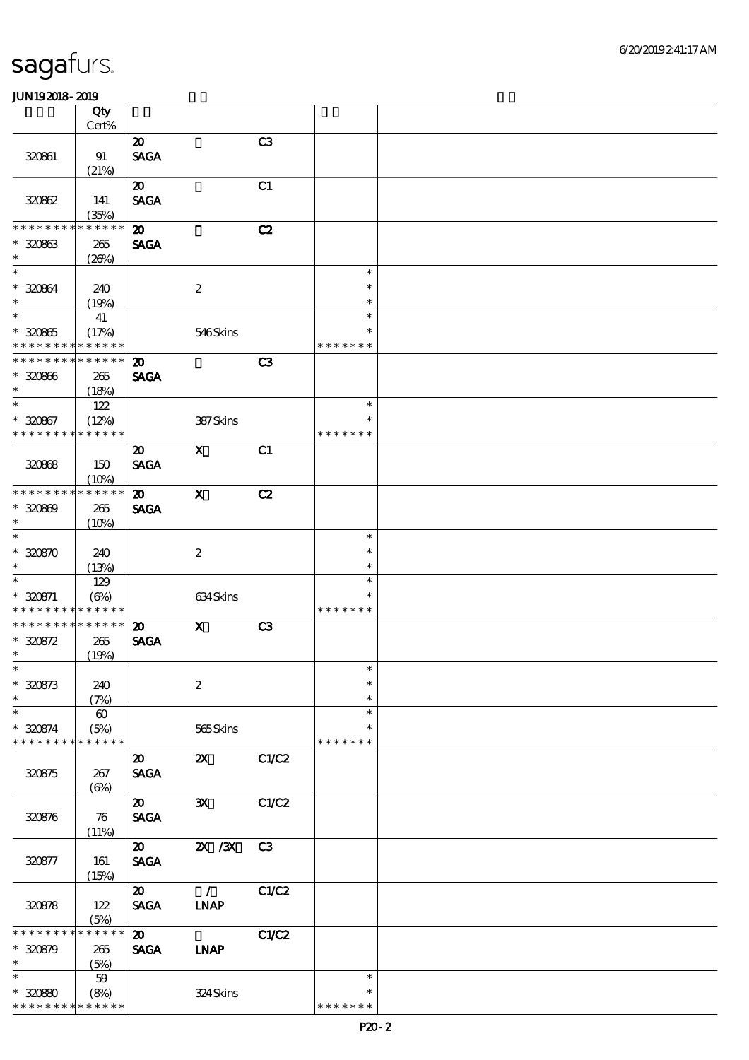sagafurs.

JUN19 2018 - 2019

| | Qty<br>Cert% | | | | | |
|---|---|---|---|---|---|---|
| 320861 | 91<br>(21%) | 20<br>SAGA | | C3 | | |
| 320862 | 141<br>(35%) | 20<br>SAGA | | C1 | | |
| * * * * * * * * * * * * * *<br>* 320863<br>* | 265<br>(26%) | 20<br>SAGA | | C2 | | |
| *<br>* 320864<br>* | 240<br>(19%) | | 2 | | *<br>*<br>* | |
| *<br>* 320865<br>* * * * * * * * * * * * * * | 41<br>(17%) | | 546 Skins | | *<br>*<br>* * * * * * * | |
| * * * * * * * * * * * * * *<br>* 320866<br>* | 265<br>(18%) | 20<br>SAGA | | C3 | | |
| *<br>* 320867<br>* * * * * * * * * * * * * * | 122<br>(12%) | | 387 Skins | | *<br>*<br>* * * * * * * | |
| 320868 | 150<br>(10%) | 20<br>SAGA | X | C1 | | |
| * * * * * * * * * * * * * *<br>* 320869<br>* | 265<br>(10%) | 20<br>SAGA | X | C2 | | |
| *<br>* 320870<br>* | 240<br>(13%) | | 2 | | *<br>*<br>* | |
| *<br>* 320871<br>* * * * * * * * * * * * * * | 129<br>(6%) | | 634 Skins | | *<br>*<br>* * * * * * * | |
| * * * * * * * * * * * * * *<br>* 320872<br>* | 265<br>(19%) | 20<br>SAGA | X | C3 | | |
| *<br>* 320873<br>* | 240<br>(7%) | | 2 | | *<br>*<br>* | |
| *<br>* 320874<br>* * * * * * * * * * * * * * | 60<br>(5%) | | 565 Skins | | *<br>*<br>* * * * * * * | |
| 320875 | 267<br>(6%) | 20<br>SAGA | 2X | C1/C2 | | |
| 320876 | 76<br>(11%) | 20<br>SAGA | 3X | C1/C2 | | |
| 320877 | 161<br>(15%) | 20<br>SAGA | 2X /3X | C3 | | |
| 320878 | 122<br>(5%) | 20<br>SAGA | /<br>LNAP | C1/C2 | | |
| * * * * * * * * * * * * * *<br>* 320879<br>* | 265<br>(5%) | 20<br>SAGA | LNAP | C1/C2 | | |
| *<br>* 320880<br>* * * * * * * * * * * * * * | 59<br>(8%) | | 324 Skins | | *<br>*<br>* * * * * * * | |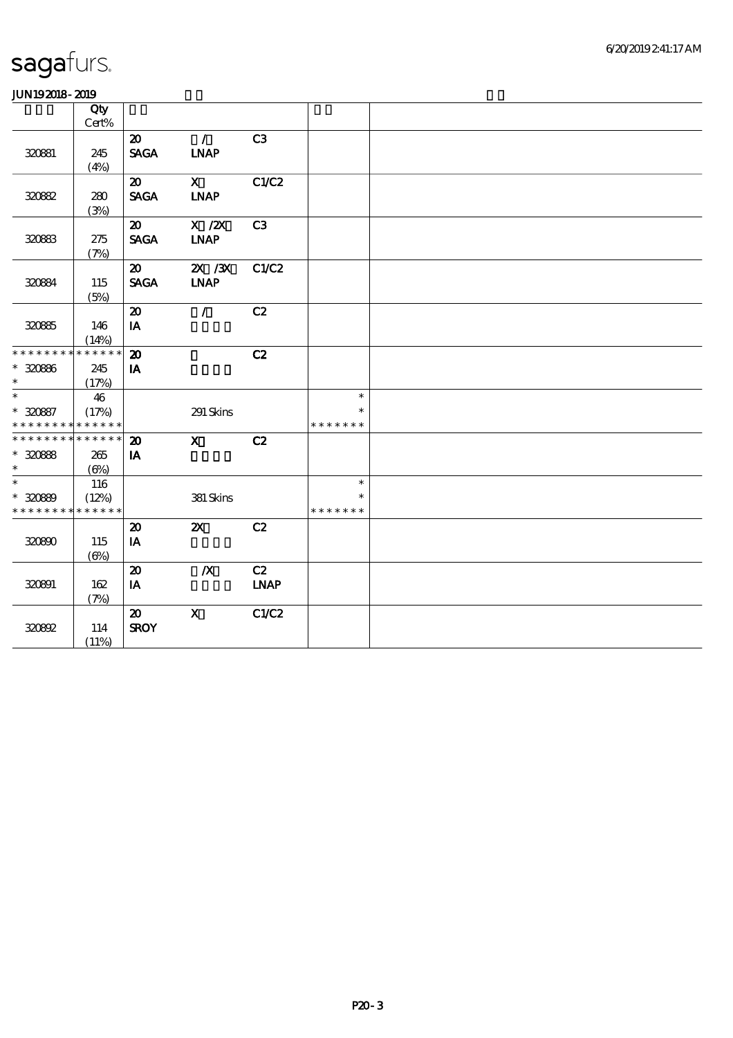# sagafurs.

JUN19 2018 - 2019

| | Qty Cert% | | | | | |
|---|---|---|---|---|---|---|
| 320881 | 245 (4%) | 20 SAGA | / LNAP | C3 | | |
| 320882 | 280 (3%) | 20 SAGA | X LNAP | C1/C2 | | |
| 320883 | 275 (7%) | 20 SAGA | X /2X LNAP | C3 | | |
| 320884 | 115 (5%) | 20 SAGA | 2X /3X LNAP | C1/C2 | | |
| 320885 | 146 (14%) | 20 IA | / | C2 | | |
| * * * * * * * * * * * * * * * 320886 * | 245 (17%) | 20 IA | | C2 | | |
| * * 320887 * * * * * * * * * * * * * * | 46 (17%) | | 291 Skins | | * * * * * * * * * | |
| * * * * * * * * * * * * * * * 320888 * | 265 (6%) | 20 IA | X | C2 | | |
| * * 320889 * * * * * * * * * * * * * * | 116 (12%) | | 381 Skins | | * * * * * * * * * | |
| 320890 | 115 (6%) | 20 IA | 2X | C2 | | |
| 320891 | 162 (7%) | 20 IA | /X | C2 LNAP | | |
| 320892 | 114 (11%) | 20 SROY | X | C1/C2 | | |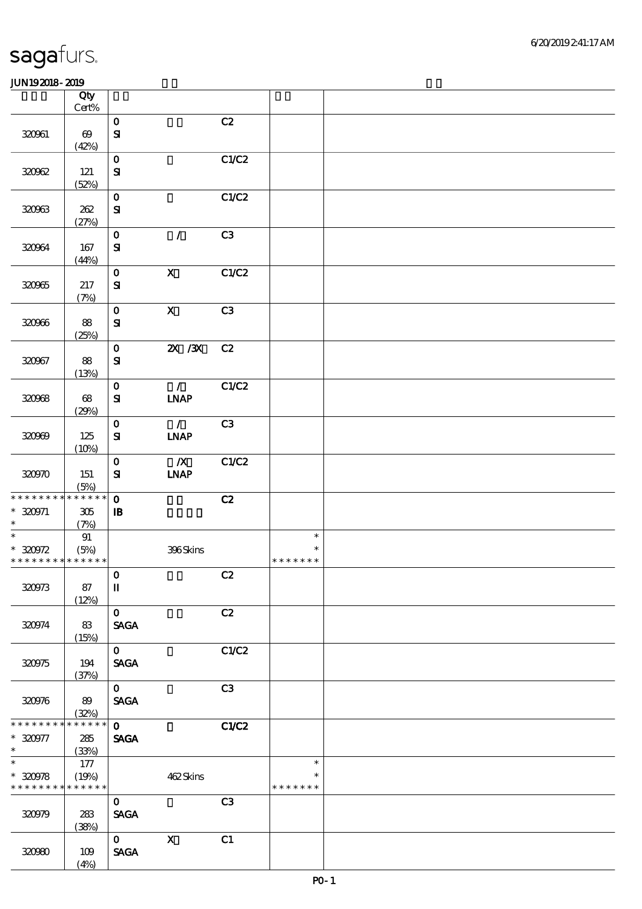# sagafurs.

JUN192018 - 2019

| | Qty Cert% | | | | | |
|---|---|---|---|---|---|---|
| 320961 | 69 (42%) | 0 SI | | C2 | | |
| 320962 | 121 (52%) | 0 SI | | C1/C2 | | |
| 320963 | 262 (27%) | 0 SI | | C1/C2 | | |
| 320964 | 167 (44%) | 0 SI | / | C3 | | |
| 320965 | 217 (7%) | 0 SI | X | C1/C2 | | |
| 320966 | 88 (25%) | 0 SI | X | C3 | | |
| 320967 | 88 (13%) | 0 SI | 2X /3X | C2 | | |
| 320968 | 68 (29%) | 0 SI | / LNAP | C1/C2 | | |
| 320969 | 125 (10%) | 0 SI | / LNAP | C3 | | |
| 320970 | 151 (5%) | 0 SI | /X LNAP | C1/C2 | | |
| * * * * * * * * * * * * * * 320971 * | 305 (7%) | 0 IB | | C2 | | |
| * * 320972 * * * * * * * * * * * * * | 91 (5%) | | 396 Skins | | * * * * * * * * * | |
| 320973 | 87 (12%) | 0 II | | C2 | | |
| 320974 | 83 (15%) | 0 SAGA | | C2 | | |
| 320975 | 194 (37%) | 0 SAGA | | C1/C2 | | |
| 320976 | 89 (32%) | 0 SAGA | | C3 | | |
| * * * * * * * * * * * * * * 320977 * | 285 (33%) | 0 SAGA | | C1/C2 | | |
| * * 320978 * * * * * * * * * * * * * | 177 (19%) | | 462 Skins | | * * * * * * * * * | |
| 320979 | 283 (38%) | 0 SAGA | | C3 | | |
| 320980 | 109 (4%) | 0 SAGA | X | C1 | | |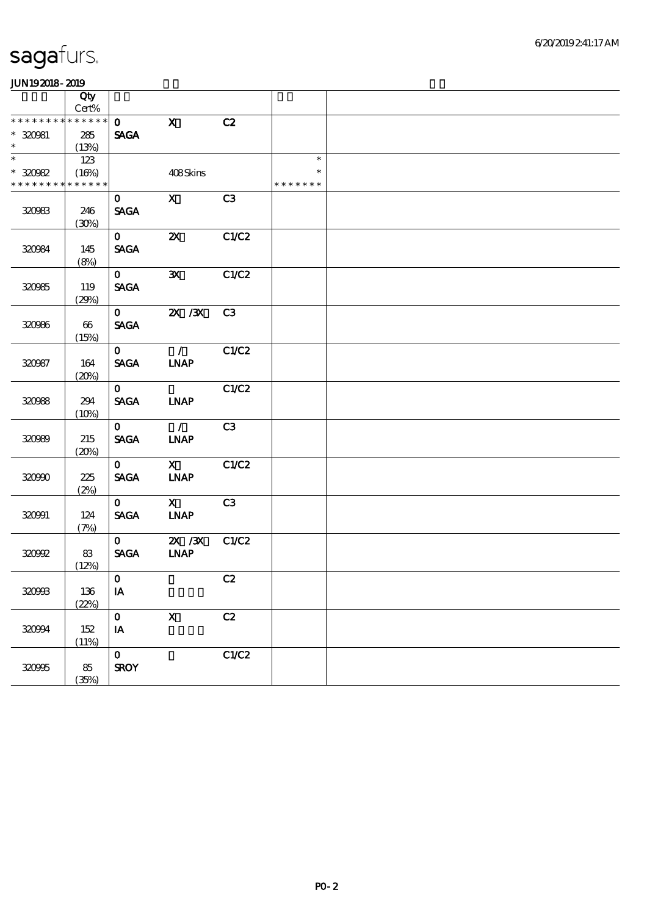# sagafurs.

JUN19 2018 - 2019

| | Qty Cert% | | | | | |
|---|---|---|---|---|---|---|
| * * * * * * * * * * * * * * | | 0 | X | C2 | | |
| * 320981 | 285 | SAGA | | | | |
| * | (13%) | | | | | |
| * | 123 | | | | * | |
| * 320982 | (16%) | | 408 Skins | | * | |
| * * * * * * * * * * * * * * | | | | | * * * * * * * | |
| | | 0 | X | C3 | | |
| 320983 | 246 (30%) | SAGA | | | | |
| | | 0 | 2X | C1/C2 | | |
| 320984 | 145 (8%) | SAGA | | | | |
| | | 0 | 3X | C1/C2 | | |
| 320985 | 119 (29%) | SAGA | | | | |
| | | 0 | 2X /3X | C3 | | |
| 320986 | 66 (15%) | SAGA | | | | |
| | | 0 | / | C1/C2 | | |
| 320987 | 164 (20%) | SAGA | LNAP | | | |
| | | 0 | | C1/C2 | | |
| 320988 | 294 (10%) | SAGA | LNAP | | | |
| | | 0 | / | C3 | | |
| 320989 | 215 (20%) | SAGA | LNAP | | | |
| | | 0 | X | C1/C2 | | |
| 320990 | 225 (2%) | SAGA | LNAP | | | |
| | | 0 | X | C3 | | |
| 320991 | 124 (7%) | SAGA | LNAP | | | |
| | | 0 | 2X /3X | C1/C2 | | |
| 320992 | 83 (12%) | SAGA | LNAP | | | |
| | | 0 | | C2 | | |
| 320993 | 136 (22%) | IA | | | | |
| | | 0 | X | C2 | | |
| 320994 | 152 (11%) | IA | | | | |
| | | 0 | | C1/C2 | | |
| 320995 | 85 (35%) | SROY | | | | |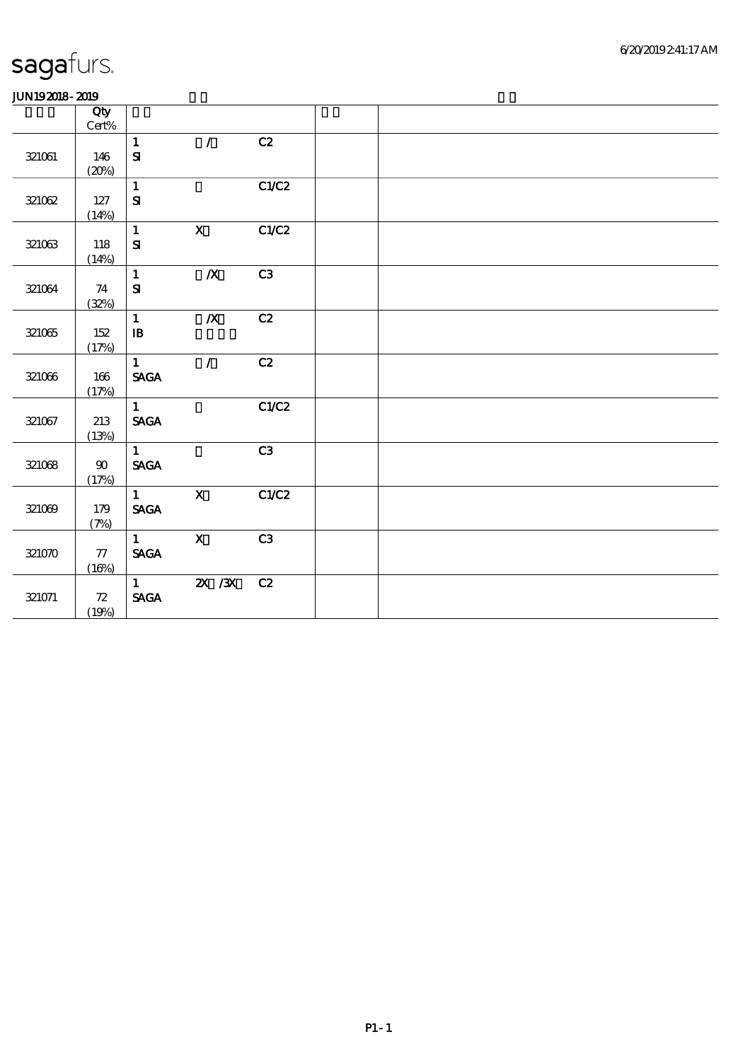sagafurs.

JUN19 2018 - 2019

| | Qty Cert% | | | | | |
|---|---|---|---|---|---|---|
| 321061 | 146 (20%) | 1 SI | / | C2 | | |
| 321062 | 127 (14%) | 1 SI | | C1/C2 | | |
| 321063 | 118 (14%) | 1 SI | X | C1/C2 | | |
| 321064 | 74 (32%) | 1 SI | /X | C3 | | |
| 321065 | 152 (17%) | 1 IB | /X | C2 | | |
| 321066 | 166 (17%) | 1 SAGA | / | C2 | | |
| 321067 | 213 (13%) | 1 SAGA | | C1/C2 | | |
| 321068 | 90 (17%) | 1 SAGA | | C3 | | |
| 321069 | 179 (7%) | 1 SAGA | X | C1/C2 | | |
| 321070 | 77 (16%) | 1 SAGA | X | C3 | | |
| 321071 | 72 (19%) | 1 SAGA | 2X /3X | C2 | | |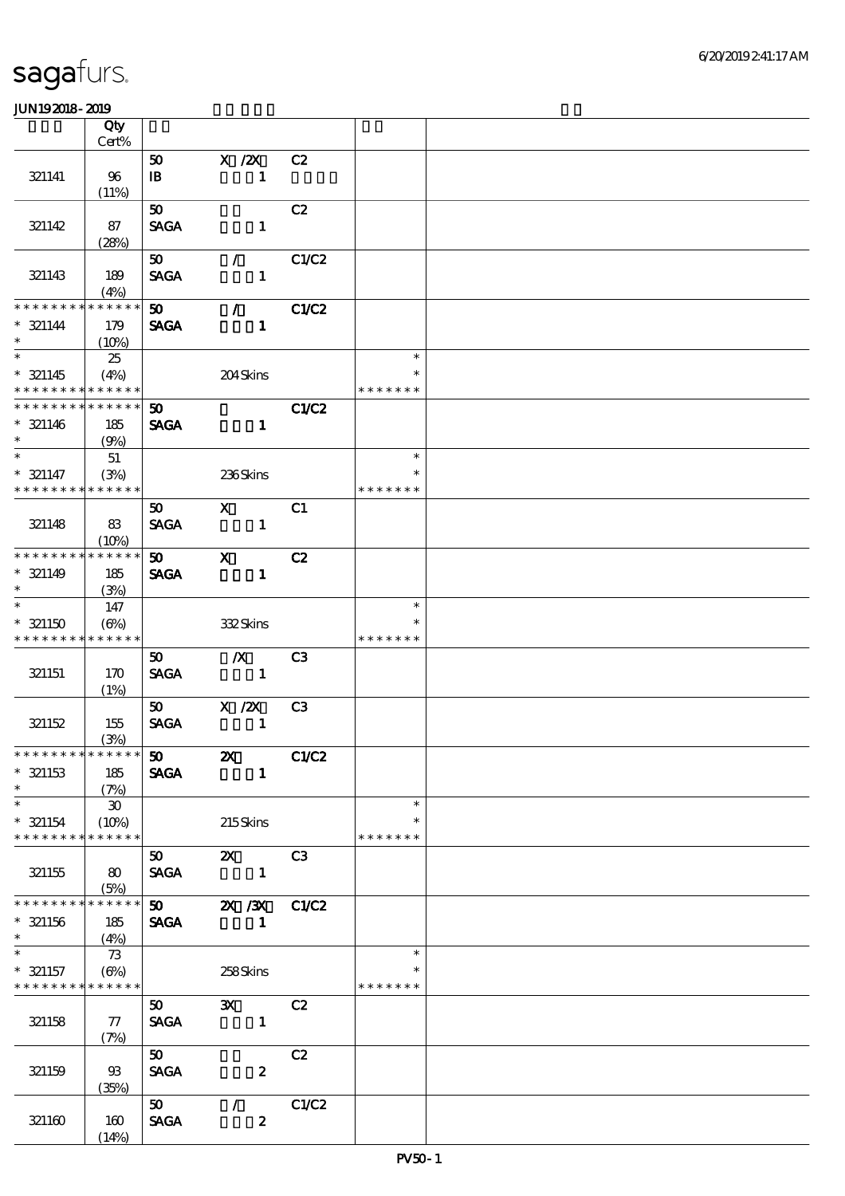# sagafurs.

JUN192018-2019

| | Qty Cert% | | | | | |
|---|---|---|---|---|---|---|
| 321141 | 96 (11%) | 50 IB | X /2X 1 | C2 | | |
| 321142 | 87 (28%) | 50 SAGA | 1 | C2 | | |
| 321143 | 189 (4%) | 50 SAGA | / 1 | C1/C2 | | |
| * * * * * * * * * * * * * * * 321144 * | 179 (10%) | 50 SAGA | / 1 | C1/C2 | | |
| * * 321145 * * * * * * * * * * * * * * | 25 (4%) | | 204 Skins | | * * * * * * * * * | |
| * * * * * * * * * * * * * * * 321146 * | 185 (9%) | 50 SAGA | 1 | C1/C2 | | |
| * * 321147 * * * * * * * * * * * * * * | 51 (3%) | | 236 Skins | | * * * * * * * * * | |
| 321148 | 83 (10%) | 50 SAGA | X 1 | C1 | | |
| * * * * * * * * * * * * * * * 321149 * | 185 (3%) | 50 SAGA | X 1 | C2 | | |
| * * 321150 * * * * * * * * * * * * * * | 147 (6%) | | 332 Skins | | * * * * * * * * * | |
| 321151 | 170 (1%) | 50 SAGA | /X 1 | C3 | | |
| 321152 | 155 (3%) | 50 SAGA | X /2X 1 | C3 | | |
| * * * * * * * * * * * * * * * 321153 * | 185 (7%) | 50 SAGA | 2X 1 | C1/C2 | | |
| * * 321154 * * * * * * * * * * * * * * | 30 (10%) | | 215 Skins | | * * * * * * * * * | |
| 321155 | 80 (5%) | 50 SAGA | 2X 1 | C3 | | |
| * * * * * * * * * * * * * * * 321156 * | 185 (4%) | 50 SAGA | 2X /3X 1 | C1/C2 | | |
| * * 321157 * * * * * * * * * * * * * * | 73 (6%) | | 258 Skins | | * * * * * * * * * | |
| 321158 | 77 (7%) | 50 SAGA | 3X 1 | C2 | | |
| 321159 | 93 (35%) | 50 SAGA | 2 | C2 | | |
| 321160 | 160 (14%) | 50 SAGA | / 2 | C1/C2 | | |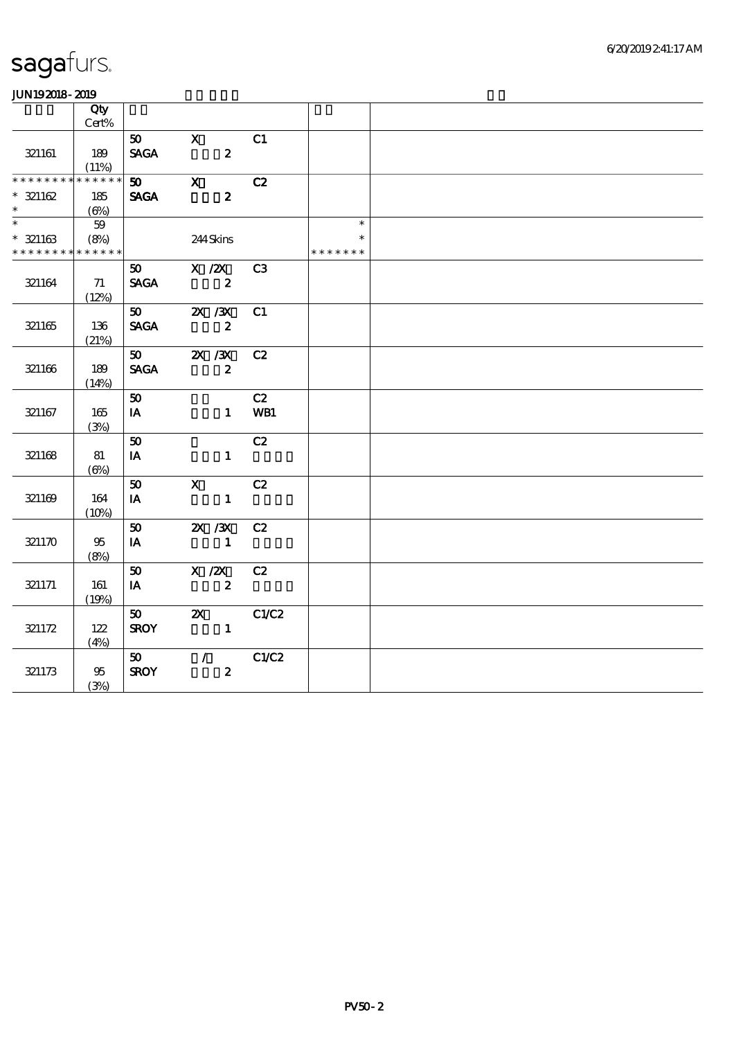sagafurs.

JUN19 2018 - 2019

| | Qty Cert% | | | | | |
|---|---|---|---|---|---|---|
| 321161 | 189 (11%) | 50 SAGA | X 2 | C1 | | |
| * * * * * * * * * * * * * * * 321162 * | 185 (6%) | 50 SAGA | X 2 | C2 | | |
| * * 321163 * * * * * * * * * * * * * * | 59 (8%) | | 244 Skins | | * * * * * * * * * | |
| 321164 | 71 (12%) | 50 SAGA | X /2X 2 | C3 | | |
| 321165 | 136 (21%) | 50 SAGA | 2X /3X 2 | C1 | | |
| 321166 | 189 (14%) | 50 SAGA | 2X /3X 2 | C2 | | |
| 321167 | 165 (3%) | 50 IA | 1 | C2 WB1 | | |
| 321168 | 81 (6%) | 50 IA | 1 | C2 | | |
| 321169 | 164 (10%) | 50 IA | X 1 | C2 | | |
| 321170 | 95 (8%) | 50 IA | 2X /3X 1 | C2 | | |
| 321171 | 161 (19%) | 50 IA | X /2X 2 | C2 | | |
| 321172 | 122 (4%) | 50 SROY | 2X 1 | C1/C2 | | |
| 321173 | 95 (3%) | 50 SROY | / 2 | C1/C2 | | |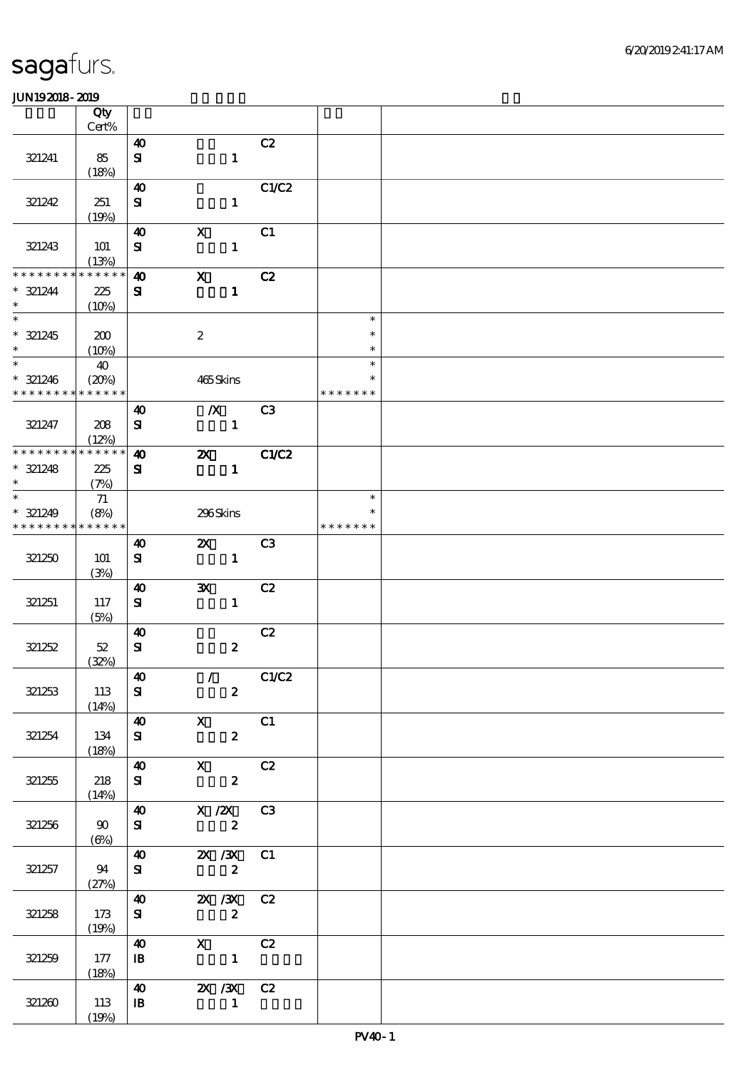| | Qty Cert% | | | | | |
|---|---|---|---|---|---|---|
| 321241 | 85 (18%) | 40 SI | 1 | C2 | | |
| 321242 | 251 (19%) | 40 SI | 1 | C1/C2 | | |
| 321243 | 101 (13%) | 40 SI | X 1 | C1 | | |
| * * * * * * * * * * * * * * 321244 * | 225 (10%) | 40 SI | X 1 | C2 | | |
| * * 321245 * | 200 (10%) | | 2 | | * * * | |
| * * 321246 * * * * * * * * * * * * * * | 40 (20%) | | 465 Skins | | * * * * * * * * * | |
| 321247 | 208 (12%) | 40 SI | /X 1 | C3 | | |
| * * * * * * * * * * * * * * 321248 * | 225 (7%) | 40 SI | 2X 1 | C1/C2 | | |
| * * 321249 * * * * * * * * * * * * * * | 71 (8%) | | 296 Skins | | * * * * * * * * * | |
| 321250 | 101 (3%) | 40 SI | 2X 1 | C3 | | |
| 321251 | 117 (5%) | 40 SI | 3X 1 | C2 | | |
| 321252 | 52 (32%) | 40 SI | 2 | C2 | | |
| 321253 | 113 (14%) | 40 SI | / 2 | C1/C2 | | |
| 321254 | 134 (18%) | 40 SI | X 2 | C1 | | |
| 321255 | 218 (14%) | 40 SI | X 2 | C2 | | |
| 321256 | 90 (6%) | 40 SI | X /2X 2 | C3 | | |
| 321257 | 94 (27%) | 40 SI | 2X /3X 2 | C1 | | |
| 321258 | 173 (19%) | 40 SI | 2X /3X 2 | C2 | | |
| 321259 | 177 (18%) | 40 IB | X 1 | C2 | | |
| 321260 | 113 (19%) | 40 IB | 2X /3X 1 | C2 | | |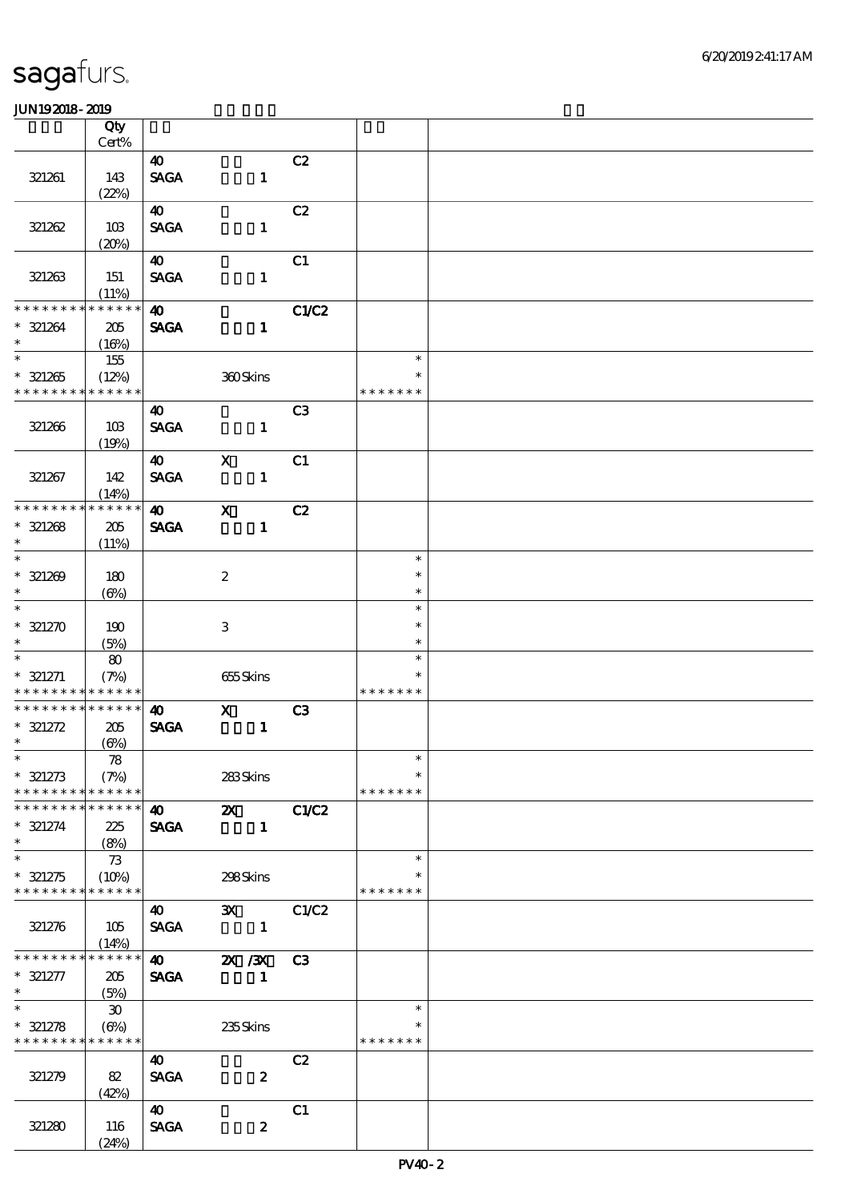# sagafurs.

JUN192018-2019

| | Qty Cert% | | | | | |
|---|---|---|---|---|---|---|
| 321261 | 143 (22%) | 40 SAGA | 1 | C2 | | |
| 321262 | 103 (20%) | 40 SAGA | 1 | C2 | | |
| 321263 | 151 (11%) | 40 SAGA | 1 | C1 | | |
| * * * * * * * * * * * * * * * 321264 * | 205 (16%) | 40 SAGA | 1 | C1/C2 | | |
| * * 321265 * * * * * * * * * * * * * * | 155 (12%) | | 360 Skins | | * * * * * * * * * | |
| 321266 | 103 (19%) | 40 SAGA | 1 | C3 | | |
| 321267 | 142 (14%) | 40 SAGA | X 1 | C1 | | |
| * * * * * * * * * * * * * * * 321268 * | 205 (11%) | 40 SAGA | X 1 | C2 | | |
| * * 321269 * | 180 (6%) | | 2 | | * * * | |
| * * 321270 * | 190 (5%) | | 3 | | * * * | |
| * * 321271 * * * * * * * * * * * * * * | 80 (7%) | | 655 Skins | | * * * * * * * * * | |
| * * * * * * * * * * * * * * * 321272 * | 205 (6%) | 40 SAGA | X 1 | C3 | | |
| * * 321273 * * * * * * * * * * * * * * | 78 (7%) | | 283 Skins | | * * * * * * * * * | |
| * * * * * * * * * * * * * * * 321274 * | 225 (8%) | 40 SAGA | 2X 1 | C1/C2 | | |
| * * 321275 * * * * * * * * * * * * * * | 73 (10%) | | 298 Skins | | * * * * * * * * * | |
| 321276 | 105 (14%) | 40 SAGA | 3X 1 | C1/C2 | | |
| * * * * * * * * * * * * * * * 321277 * | 205 (5%) | 40 SAGA | 2X /3X 1 | C3 | | |
| * * 321278 * * * * * * * * * * * * * * | 30 (6%) | | 235 Skins | | * * * * * * * * * | |
| 321279 | 82 (42%) | 40 SAGA | 2 | C2 | | |
| 321280 | 116 (24%) | 40 SAGA | 2 | C1 | | |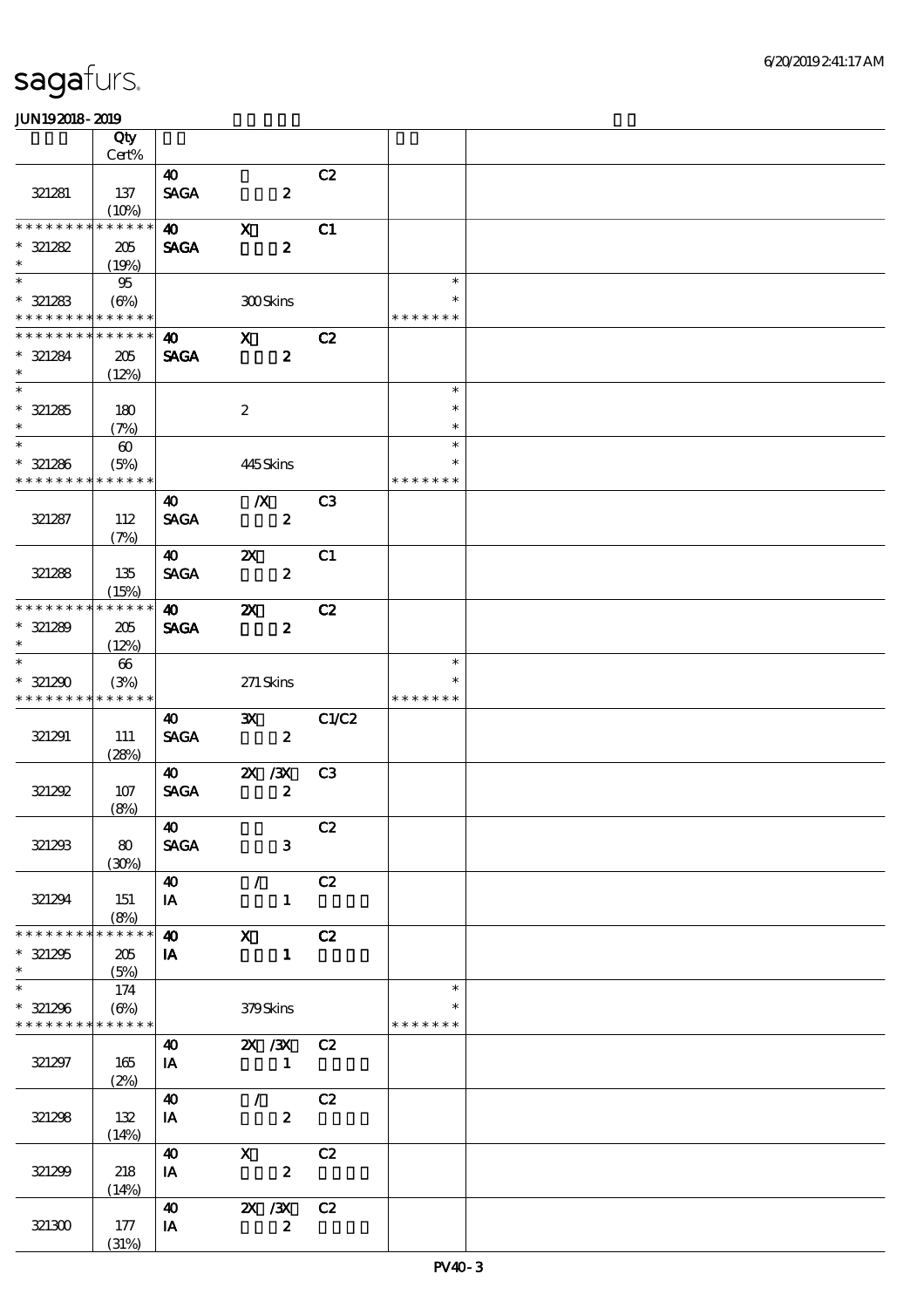# sagafurs.

JUN19 2018 - 2019

| | Qty Cert% | | | | | |
|---|---|---|---|---|---|---|
| 321281 | 137 (10%) | 40 SAGA | 2 | C2 | | |
| * * * * * * * * * * * * * * * 321282 * | 205 (19%) | 40 SAGA | X 2 | C1 | | |
| * * 321283 * * * * * * * * * * * * * | 95 (6%) | | 300 Skins | | * * * * * * * * * | |
| * * * * * * * * * * * * * * * 321284 * | 205 (12%) | 40 SAGA | X 2 | C2 | | |
| * * 321285 * | 180 (7%) | | 2 | | * * * | |
| * * 321286 * * * * * * * * * * * * * | 60 (5%) | | 445 Skins | | * * * * * * * * * | |
| 321287 | 112 (7%) | 40 SAGA | /X 2 | C3 | | |
| 321288 | 135 (15%) | 40 SAGA | 2X 2 | C1 | | |
| * * * * * * * * * * * * * * * 321289 * | 205 (12%) | 40 SAGA | 2X 2 | C2 | | |
| * * 321290 * * * * * * * * * * * * * | 66 (3%) | | 271 Skins | | * * * * * * * * * | |
| 321291 | 111 (28%) | 40 SAGA | 3X 2 | C1/C2 | | |
| 321292 | 107 (8%) | 40 SAGA | 2X /3X 2 | C3 | | |
| 321293 | 80 (30%) | 40 SAGA | 3 | C2 | | |
| 321294 | 151 (8%) | 40 IA | / 1 | C2 | | |
| * * * * * * * * * * * * * * * 321295 * | 205 (5%) | 40 IA | X 1 | C2 | | |
| * * 321296 * * * * * * * * * * * * * | 174 (6%) | | 379 Skins | | * * * * * * * * * | |
| 321297 | 165 (2%) | 40 IA | 2X /3X 1 | C2 | | |
| 321298 | 132 (14%) | 40 IA | / 2 | C2 | | |
| 321299 | 218 (14%) | 40 IA | X 2 | C2 | | |
| 321300 | 177 (31%) | 40 IA | 2X /3X 2 | C2 | | |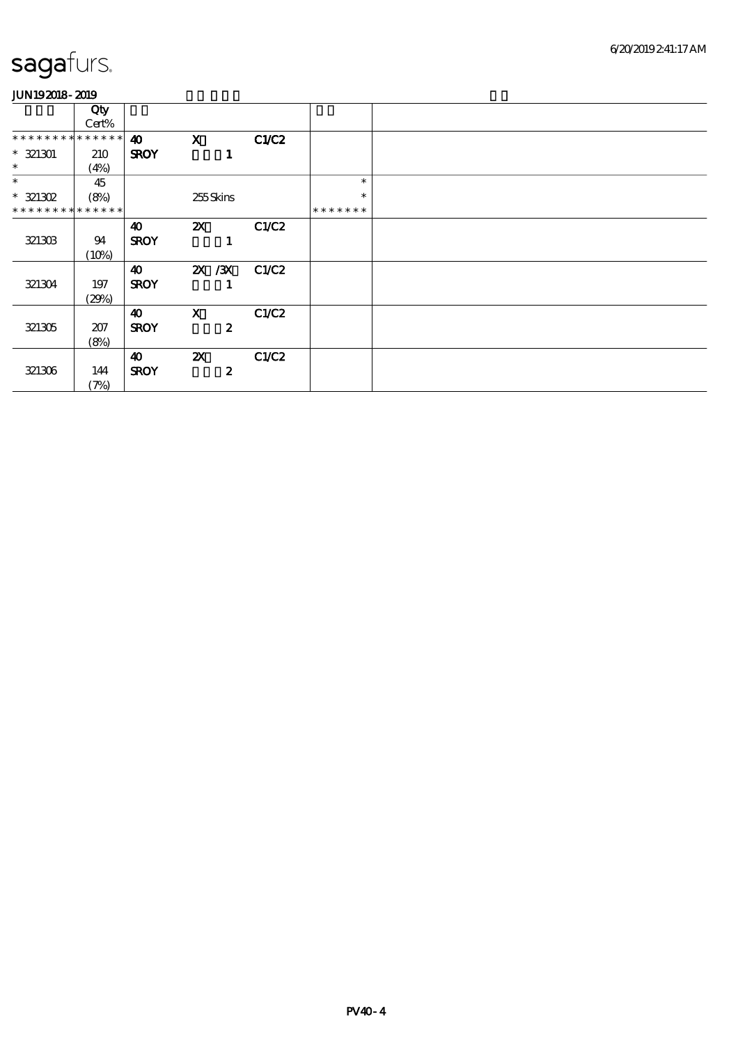# sagafurs.

JUN192018 - 2019

| | Qty<br>Cert% | | | | | |
|---|---|---|---|---|---|---|
| * * * * * * * * * * * * * * | 40 | X | C1/C2 | | | |
| * 321301 | 210 | SROY | 1 | | | |
| * | (4%) | | | | | |
| * | 45 | | | | * | |
| * 321302 | (8%) | | 255 Skins | | * | |
| * * * * * * * * * * * * * * | | | | | * * * * * * * | |
| | | 40 | 2X | C1/C2 | | |
| 321303 | 94 | SROY | 1 | | | |
| | (10%) | | | | | |
| | | 40 | 2X /3X | C1/C2 | | |
| 321304 | 197 | SROY | 1 | | | |
| | (29%) | | | | | |
| | | 40 | X | C1/C2 | | |
| 321305 | 207 | SROY | 2 | | | |
| | (8%) | | | | | |
| | | 40 | 2X | C1/C2 | | |
| 321306 | 144 | SROY | 2 | | | |
| | (7%) | | | | | |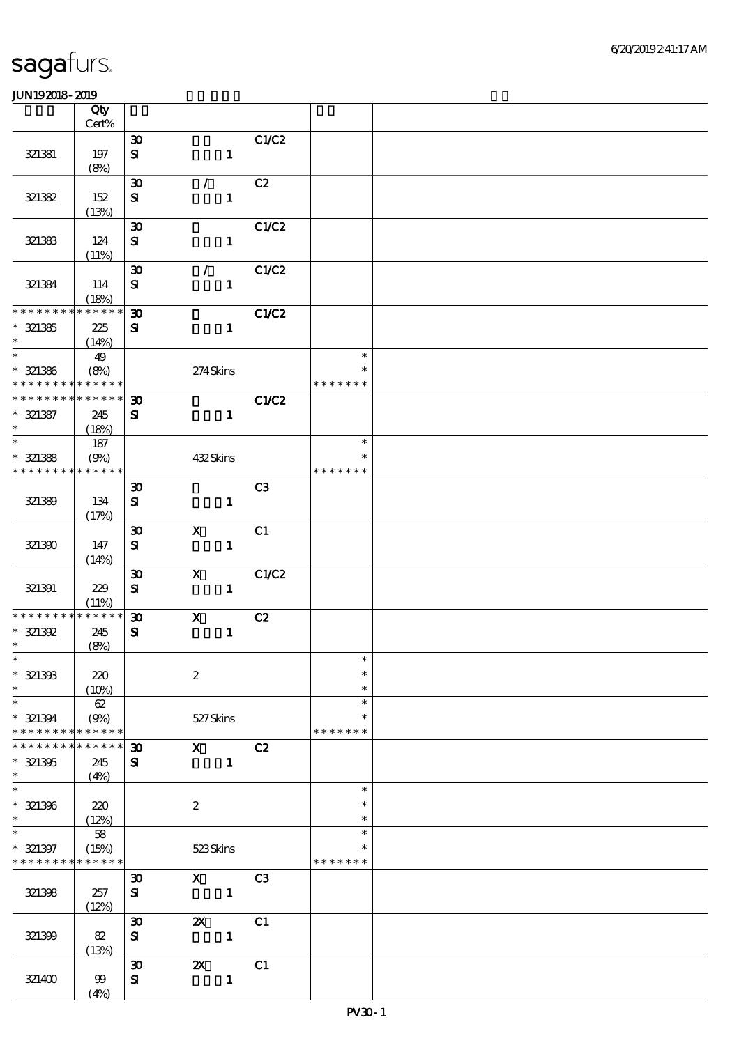# sagafurs.

JUN19 2018 - 2019

| | Qty Cert% | | | | | |
|---|---|---|---|---|---|---|
| 321381 | 197 (8%) | 30 SI | 1 | C1/C2 | | |
| 321382 | 152 (13%) | 30 SI | / 1 | C2 | | |
| 321383 | 124 (11%) | 30 SI | 1 | C1/C2 | | |
| 321384 | 114 (18%) | 30 SI | / 1 | C1/C2 | | |
| * * * * * * * * * * * * * * 321385 * | 225 (14%) | 30 SI | 1 | C1/C2 | | |
| * * 321386 * * * * * * * * * * * * * | 49 (8%) | | 274 Skins | | * * * * * * * * * | |
| * * * * * * * * * * * * * * 321387 * | 245 (18%) | 30 SI | 1 | C1/C2 | | |
| * * 321388 * * * * * * * * * * * * * | 187 (9%) | | 432 Skins | | * * * * * * * * * | |
| 321389 | 134 (17%) | 30 SI | 1 | C3 | | |
| 321390 | 147 (14%) | 30 SI | X 1 | C1 | | |
| 321391 | 229 (11%) | 30 SI | X 1 | C1/C2 | | |
| * * * * * * * * * * * * * * 321392 * | 245 (8%) | 30 SI | X 1 | C2 | | |
| * * 321393 * | 220 (10%) | | 2 | | * * * | |
| * * 321394 * * * * * * * * * * * * * | 62 (9%) | | 527 Skins | | * * * * * * * * * | |
| * * * * * * * * * * * * * * 321395 * | 245 (4%) | 30 SI | X 1 | C2 | | |
| * * 321396 * | 220 (12%) | | 2 | | * * * | |
| * * 321397 * * * * * * * * * * * * * | 58 (15%) | | 523 Skins | | * * * * * * * * * | |
| 321398 | 257 (12%) | 30 SI | X 1 | C3 | | |
| 321399 | 82 (13%) | 30 SI | 2X 1 | C1 | | |
| 321400 | 99 (4%) | 30 SI | 2X 1 | C1 | | |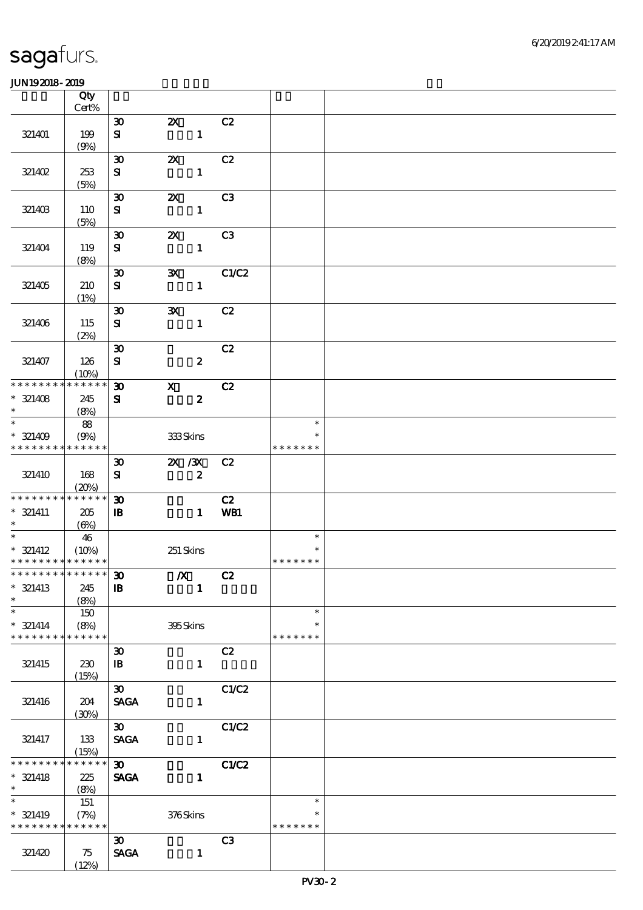sagafurs.

JUN19 2018 - 2019

| | Qty Cert% | | | | | |
|---|---|---|---|---|---|---|
| 321401 | 199 (9%) | 30 SI | 2X 1 | C2 | | |
| 321402 | 253 (5%) | 30 SI | 2X 1 | C2 | | |
| 321403 | 110 (5%) | 30 SI | 2X 1 | C3 | | |
| 321404 | 119 (8%) | 30 SI | 2X 1 | C3 | | |
| 321405 | 210 (1%) | 30 SI | 3X 1 | C1/C2 | | |
| 321406 | 115 (2%) | 30 SI | 3X 1 | C2 | | |
| 321407 | 126 (10%) | 30 SI | 2 | C2 | | |
| * * * * * * * * * * * * * * 321408 * | 245 (8%) | 30 SI | X 2 | C2 | | |
| * * 321409 * * * * * * * * * * * * * * | 88 (9%) | | 333 Skins | | * * * * * * * * * * | |
| 321410 | 168 (20%) | 30 SI | 2X /3X 2 | C2 | | |
| * * * * * * * * * * * * * * 321411 * | 205 (6%) | 30 IB | 1 | C2 WB1 | | |
| * * 321412 * * * * * * * * * * * * * * | 46 (10%) | | 251 Skins | | * * * * * * * * * * | |
| * * * * * * * * * * * * * * 321413 * | 245 (8%) | 30 IB | /X 1 | C2 | | |
| * * 321414 * * * * * * * * * * * * * * | 150 (8%) | | 395 Skins | | * * * * * * * * * * | |
| 321415 | 230 (15%) | 30 IB | 1 | C2 | | |
| 321416 | 204 (30%) | 30 SAGA | 1 | C1/C2 | | |
| 321417 | 133 (15%) | 30 SAGA | 1 | C1/C2 | | |
| * * * * * * * * * * * * * * 321418 * | 225 (8%) | 30 SAGA | 1 | C1/C2 | | |
| * * 321419 * * * * * * * * * * * * * * | 151 (7%) | | 376 Skins | | * * * * * * * * * * | |
| 321420 | 75 (12%) | 30 SAGA | 1 | C3 | | |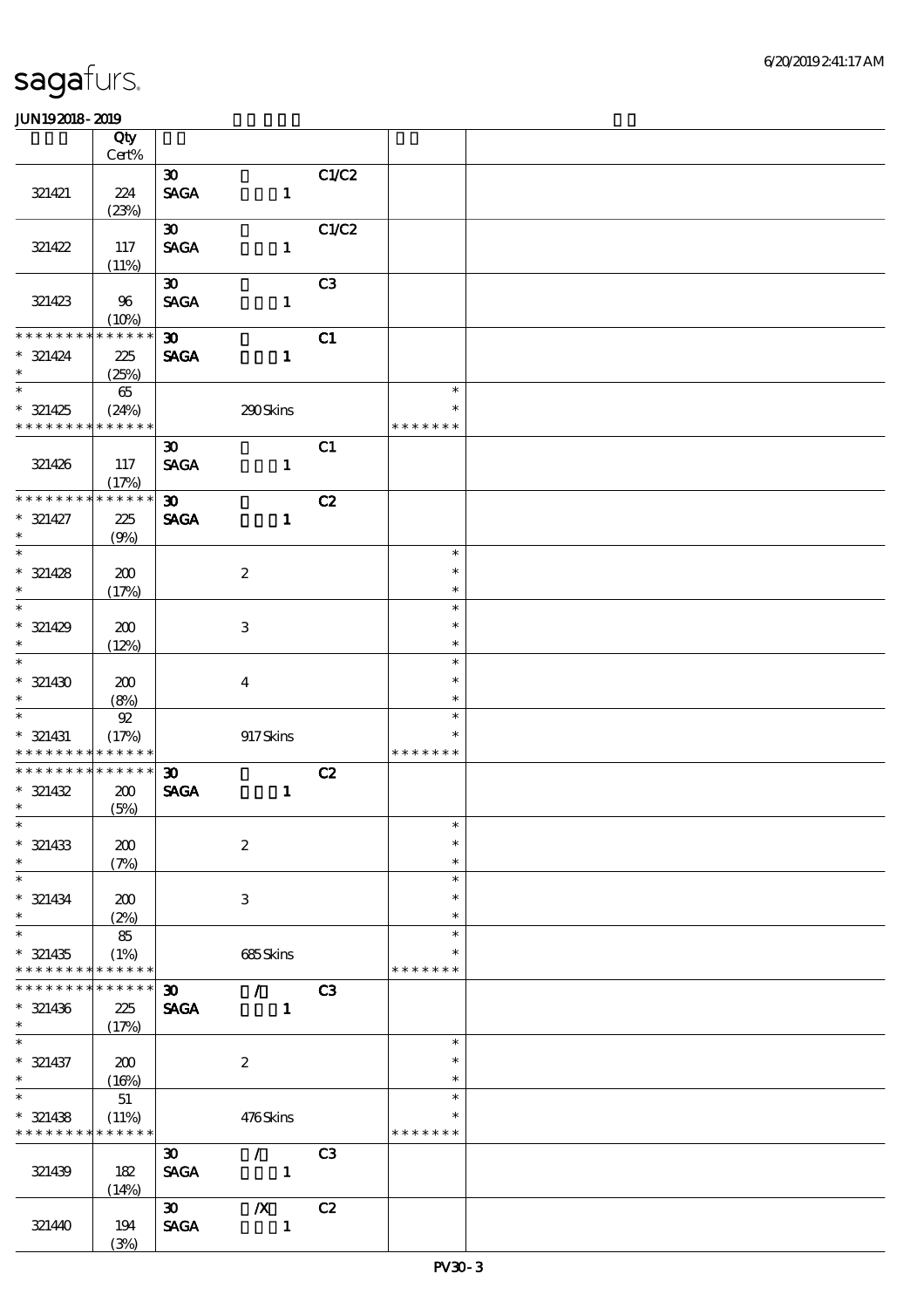# sagafurs.

6/20/2019 2:41:17 AM

JUN19 2018 - 2019

| | Qty Cert% | | | | | |
|---|---|---|---|---|---|---|
| 321421 | 224 (23%) | 30 SAGA | 1 | C1/C2 | | |
| 321422 | 117 (11%) | 30 SAGA | 1 | C1/C2 | | |
| 321423 | 96 (10%) | 30 SAGA | 1 | C3 | | |
| * * * * * * * * * * * * * * 321424 * | 225 (25%) | 30 SAGA | 1 | C1 | | |
| * 321425 * * * * * * * * * * * * * * | 65 (24%) | | 290 Skins | | * * * * * * * * * | |
| 321426 | 117 (17%) | 30 SAGA | 1 | C1 | | |
| * * * * * * * * * * * * * * 321427 * | 225 (9%) | 30 SAGA | 1 | C2 | | |
| * 321428 * | 200 (17%) | | 2 | | * * * | |
| * 321429 * | 200 (12%) | | 3 | | * * * | |
| * 321430 * | 200 (8%) | | 4 | | * * * | |
| * 321431 * * * * * * * * * * * * * * | 92 (17%) | | 917 Skins | | * * * * * * * * * | |
| * * * * * * * * * * * * * * 321432 * | 200 (5%) | 30 SAGA | 1 | C2 | | |
| * 321433 * | 200 (7%) | | 2 | | * * * | |
| * 321434 * | 200 (2%) | | 3 | | * * * | |
| * 321435 * * * * * * * * * * * * * * | 85 (1%) | | 685 Skins | | * * * * * * * * * | |
| * * * * * * * * * * * * * * 321436 * | 225 (17%) | 30 SAGA | / 1 | C3 | | |
| * 321437 * | 200 (16%) | | 2 | | * * * | |
| * 321438 * * * * * * * * * * * * * * | 51 (11%) | | 476 Skins | | * * * * * * * * * | |
| 321439 | 182 (14%) | 30 SAGA | / 1 | C3 | | |
| 321440 | 194 (3%) | 30 SAGA | /X 1 | C2 | | |

PV30 - 3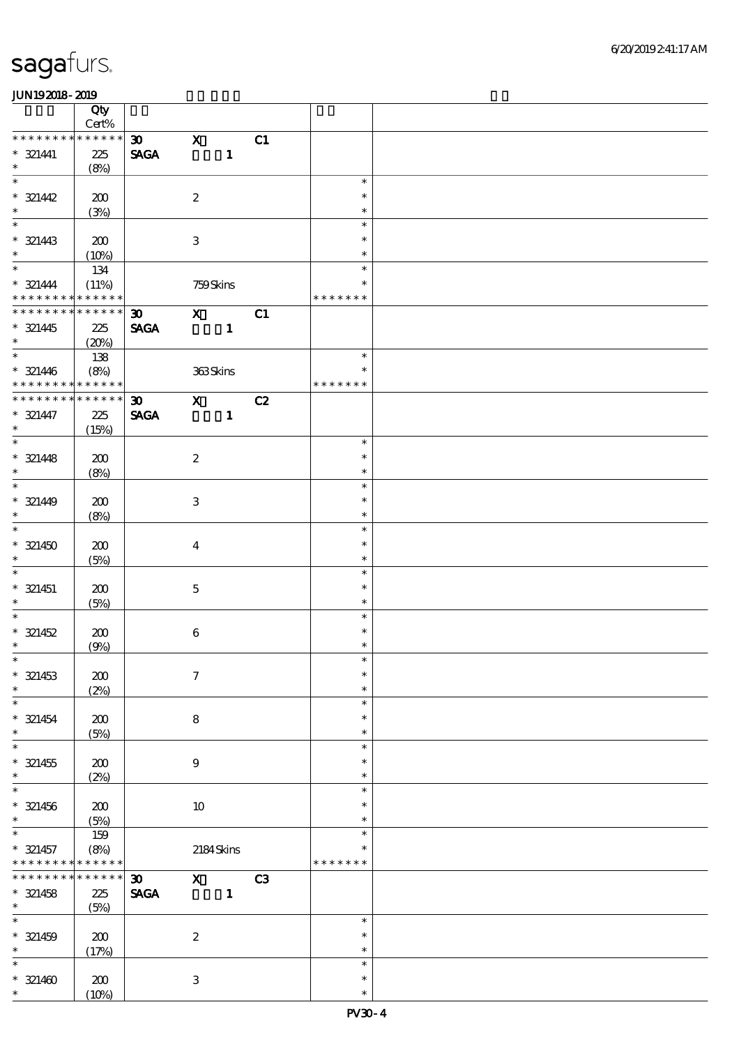| | Qty Cert% | | | | | |
|---|---|---|---|---|---|---|
| * * * * * * * * * * * * * * | | 30 | X | C1 | | |
| * 321441 | 225 | SAGA | 1 | | | |
| * | (8%) | | | | | |
| * | | | | | * | |
| * 321442 | 200 | | 2 | | * | |
| * | (3%) | | | | * | |
| * | | | | | * | |
| * 321443 | 200 | | 3 | | * | |
| * | (10%) | | | | * | |
| * | 134 | | | | * | |
| * 321444 | (11%) | | 759 Skins | | * | |
| * * * * * * * * * * * * * * | | | | | * * * * * * * | |
| * * * * * * * * * * * * * * | | 30 | X | C1 | | |
| * 321445 | 225 | SAGA | 1 | | | |
| * | (20%) | | | | | |
| * | 138 | | | | * | |
| * 321446 | (8%) | | 363 Skins | | * | |
| * * * * * * * * * * * * * * | | | | | * * * * * * * | |
| * * * * * * * * * * * * * * | | 30 | X | C2 | | |
| * 321447 | 225 | SAGA | 1 | | | |
| * | (15%) | | | | | |
| * | | | | | * | |
| * 321448 | 200 | | 2 | | * | |
| * | (8%) | | | | * | |
| * | | | | | * | |
| * 321449 | 200 | | 3 | | * | |
| * | (8%) | | | | * | |
| * | | | | | * | |
| * 321450 | 200 | | 4 | | * | |
| * | (5%) | | | | * | |
| * | | | | | * | |
| * 321451 | 200 | | 5 | | * | |
| * | (5%) | | | | * | |
| * | | | | | * | |
| * 321452 | 200 | | 6 | | * | |
| * | (9%) | | | | * | |
| * | | | | | * | |
| * 321453 | 200 | | 7 | | * | |
| * | (2%) | | | | * | |
| * | | | | | * | |
| * 321454 | 200 | | 8 | | * | |
| * | (5%) | | | | * | |
| * | | | | | * | |
| * 321455 | 200 | | 9 | | * | |
| * | (2%) | | | | * | |
| * | | | | | * | |
| * 321456 | 200 | | 10 | | * | |
| * | (5%) | | | | * | |
| * | 159 | | | | * | |
| * 321457 | (8%) | | 2184 Skins | | * | |
| * * * * * * * * * * * * * * | | | | | * * * * * * * | |
| * * * * * * * * * * * * * * | | 30 | X | C3 | | |
| * 321458 | 225 | SAGA | 1 | | | |
| * | (5%) | | | | | |
| * | | | | | * | |
| * 321459 | 200 | | 2 | | * | |
| * | (17%) | | | | * | |
| * | | | | | * | |
| * 321460 | 200 | | 3 | | * | |
| * | (10%) | | | | * | |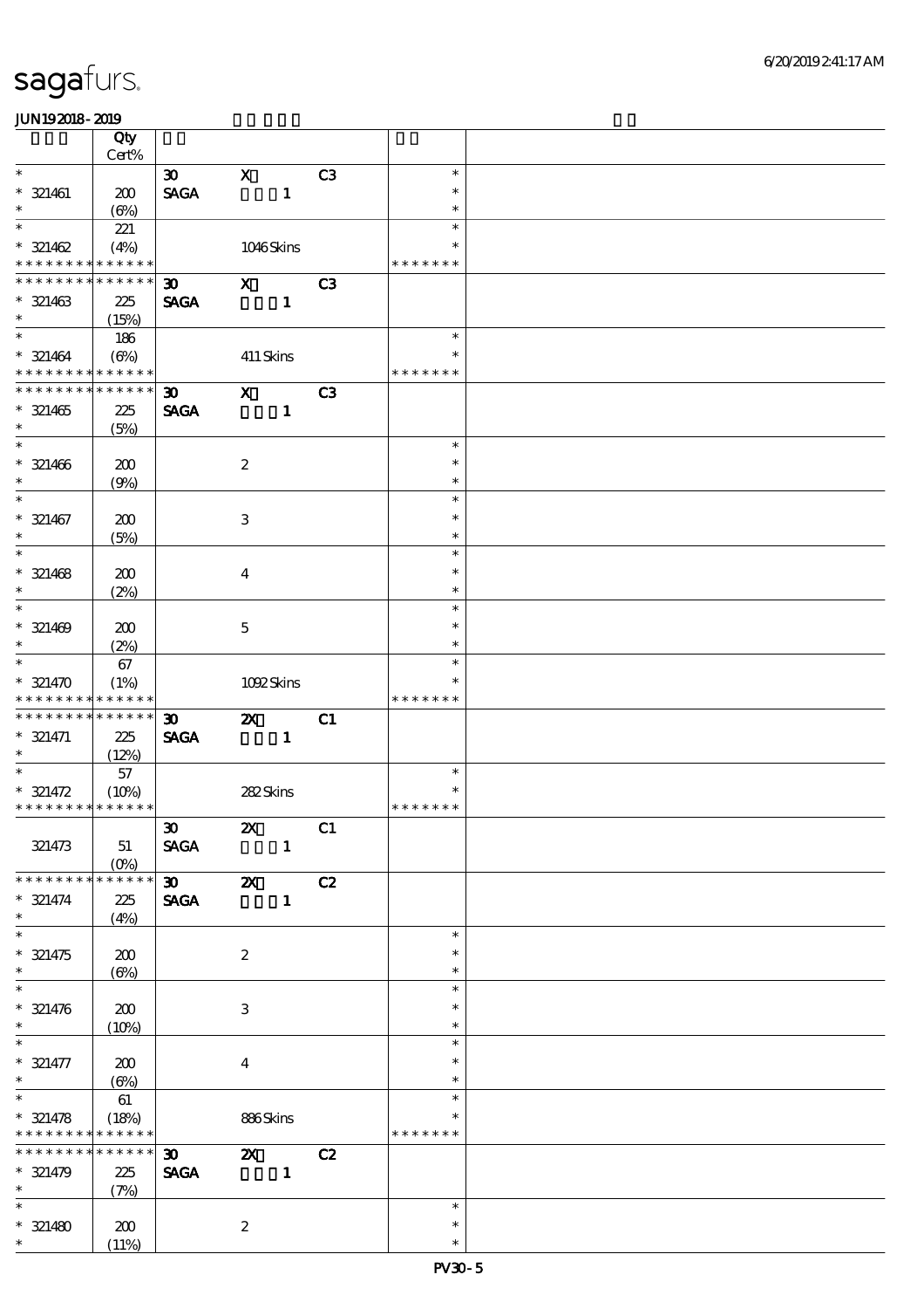sagafurs.

JUN19 2018 - 2019

| | Qty Cert% | | | | | |
|---|---|---|---|---|---|---|
| * | | 30 | X | C3 | * | |
| * 321461 | 200 | SAGA | 1 | | * | |
| * | (6%) | | | | * | |
| * | 221 | | | | * | |
| * 321462 | (4%) | | 1046 Skins | | * | |
| * * * * * * * * * * * * * * | | | | | * * * * * * * | |
| * * * * * * * * * * * * * * | | 30 | X | C3 | | |
| * 321463 | 225 | SAGA | 1 | | | |
| * | (15%) | | | | | |
| * | 186 | | | | * | |
| * 321464 | (6%) | | 411 Skins | | * | |
| * * * * * * * * * * * * * * | | | | | * * * * * * * | |
| * * * * * * * * * * * * * * | | 30 | X | C3 | | |
| * 321465 | 225 | SAGA | 1 | | | |
| * | (5%) | | | | | |
| * | | | | | * | |
| * 321466 | 200 | | 2 | | * | |
| * | (9%) | | | | * | |
| * | | | | | * | |
| * 321467 | 200 | | 3 | | * | |
| * | (5%) | | | | * | |
| * | | | | | * | |
| * 321468 | 200 | | 4 | | * | |
| * | (2%) | | | | * | |
| * | | | | | * | |
| * 321469 | 200 | | 5 | | * | |
| * | (2%) | | | | * | |
| * | 67 | | | | * | |
| * 321470 | (1%) | | 1092 Skins | | * | |
| * * * * * * * * * * * * * * | | | | | * * * * * * * | |
| * * * * * * * * * * * * * * | | 30 | 2X | C1 | | |
| * 321471 | 225 | SAGA | 1 | | | |
| * | (12%) | | | | | |
| * | 57 | | | | * | |
| * 321472 | (10%) | | 282 Skins | | * | |
| * * * * * * * * * * * * * * | | | | | * * * * * * * | |
| | | 30 | 2X | C1 | | |
| 321473 | 51 | SAGA | 1 | | | |
| | (0%) | | | | | |
| * * * * * * * * * * * * * * | | 30 | 2X | C2 | | |
| * 321474 | 225 | SAGA | 1 | | | |
| * | (4%) | | | | | |
| * | | | | | * | |
| * 321475 | 200 | | 2 | | * | |
| * | (6%) | | | | * | |
| * | | | | | * | |
| * 321476 | 200 | | 3 | | * | |
| * | (10%) | | | | * | |
| * | | | | | * | |
| * 321477 | 200 | | 4 | | * | |
| * | (6%) | | | | * | |
| * | 61 | | | | * | |
| * 321478 | (18%) | | 886 Skins | | * | |
| * * * * * * * * * * * * * * | | | | | * * * * * * * | |
| * * * * * * * * * * * * * * | | 30 | 2X | C2 | | |
| * 321479 | 225 | SAGA | 1 | | | |
| * | (7%) | | | | | |
| * | | | | | * | |
| * 321480 | 200 | | 2 | | * | |
| * | (11%) | | | | * | |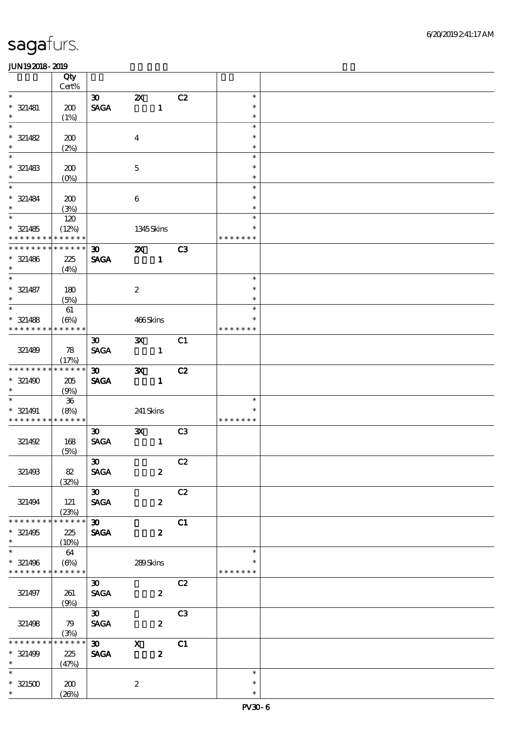# sagafurs.

JUN192018-2019

| | Qty Cert% | | | | | |
|---|---|---|---|---|---|---|
| * | | 30 | 2X | C2 | * | |
| * 321481 | 200 | SAGA | 1 | | * | |
| * | (1%) | | | | * | |
| * | | | | | * | |
| * 321482 | 200 | | 4 | | * | |
| * | (2%) | | | | * | |
| * | | | | | * | |
| * 321483 | 200 | | 5 | | * | |
| * | (0%) | | | | * | |
| * | | | | | * | |
| * 321484 | 200 | | 6 | | * | |
| * | (3%) | | | | * | |
| * | 120 | | | | * | |
| * 321485 | (12%) | | 1345 Skins | | * | |
| * * * * * * * * * * * * * * | | | | | * * * * * * * | |
| * * * * * * * * * * * * * * | | 30 | 2X | C3 | | |
| * 321486 | 225 | SAGA | 1 | | | |
| * | (4%) | | | | | |
| * | | | | | * | |
| * 321487 | 180 | | 2 | | * | |
| * | (5%) | | | | * | |
| * | 61 | | | | * | |
| * 321488 | (6%) | | 466 Skins | | * | |
| * * * * * * * * * * * * * * | | | | | * * * * * * * | |
| | | 30 | 3X | C1 | | |
| 321489 | 78 | SAGA | 1 | | | |
| | (17%) | | | | | |
| * * * * * * * * * * * * * * | | 30 | 3X | C2 | | |
| * 321490 | 205 | SAGA | 1 | | | |
| * | (9%) | | | | | |
| * | 36 | | | | * | |
| * 321491 | (8%) | | 241 Skins | | * | |
| * * * * * * * * * * * * * * | | | | | * * * * * * * | |
| | | 30 | 3X | C3 | | |
| 321492 | 168 | SAGA | 1 | | | |
| | (5%) | | | | | |
| | | 30 | | C2 | | |
| 321493 | 82 | SAGA | 2 | | | |
| | (32%) | | | | | |
| | | 30 | | C2 | | |
| 321494 | 121 | SAGA | 2 | | | |
| | (23%) | | | | | |
| * * * * * * * * * * * * * * | | 30 | | C1 | | |
| * 321495 | 225 | SAGA | 2 | | | |
| * | (10%) | | | | | |
| * | 64 | | | | * | |
| * 321496 | (6%) | | 289 Skins | | * | |
| * * * * * * * * * * * * * * | | | | | * * * * * * * | |
| | | 30 | | C2 | | |
| 321497 | 261 | SAGA | 2 | | | |
| | (9%) | | | | | |
| | | 30 | | C3 | | |
| 321498 | 79 | SAGA | 2 | | | |
| | (3%) | | | | | |
| * * * * * * * * * * * * * * | | 30 | X | C1 | | |
| * 321499 | 225 | SAGA | 2 | | | |
| * | (47%) | | | | | |
| * | | | | | * | |
| * 321500 | 200 | | 2 | | * | |
| * | (26%) | | | | * | |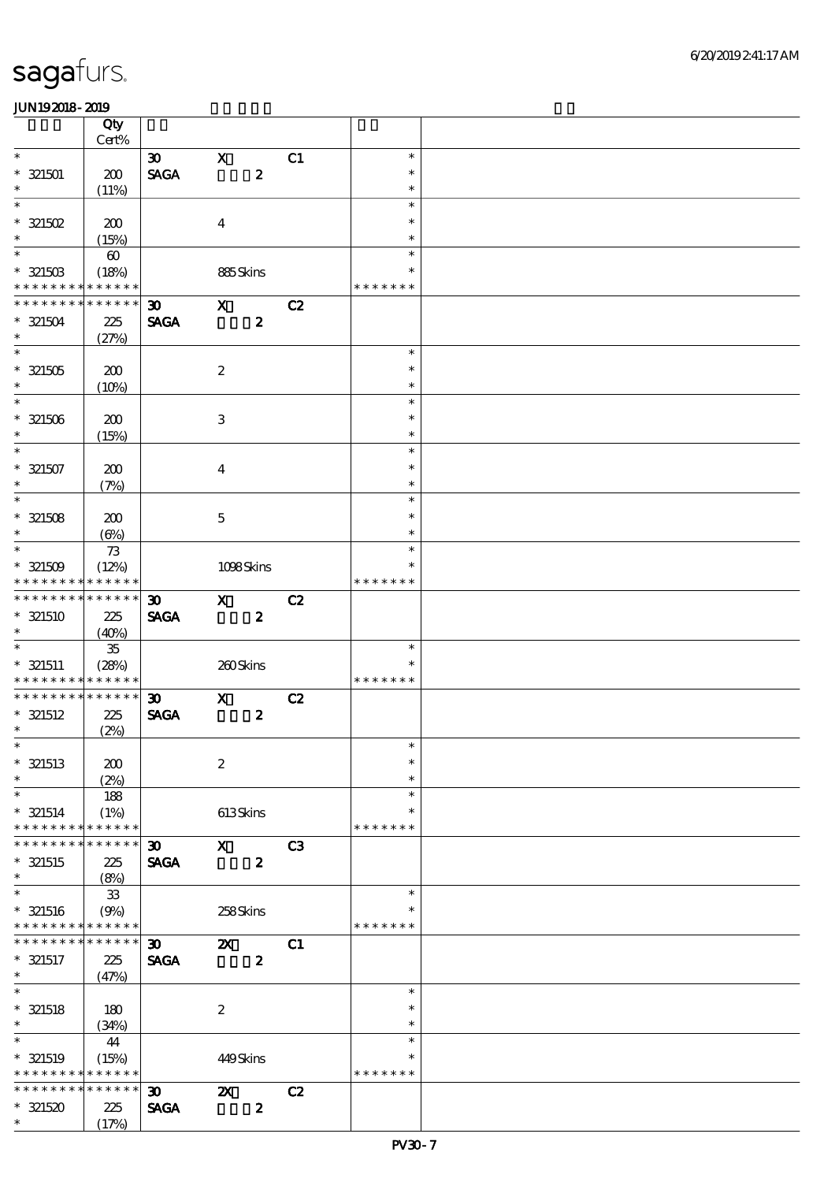# sagafurs.

JUN19 2018 - 2019

| | Qty Cert% | | | | | |
|---|---|---|---|---|---|---|
| * | | 30 | X | C1 | * | |
| * 321501 | 200 | SAGA | 2 | | * | |
| * | (11%) | | | | * | |
| * | | | | | * | |
| * 321502 | 200 | | 4 | | * | |
| * | (15%) | | | | * | |
| * | 60 | | | | * | |
| * 321503 | (18%) | | 885 Skins | | * | |
| * * * * * * * * * * * * * * | | | | | * * * * * * * | |
| * * * * * * * * * * * * * * | | 30 | X | C2 | | |
| * 321504 | 225 | SAGA | 2 | | | |
| * | (27%) | | | | | |
| * | | | | | * | |
| * 321505 | 200 | | 2 | | * | |
| * | (10%) | | | | * | |
| * | | | | | * | |
| * 321506 | 200 | | 3 | | * | |
| * | (15%) | | | | * | |
| * | | | | | * | |
| * 321507 | 200 | | 4 | | * | |
| * | (7%) | | | | * | |
| * | | | | | * | |
| * 321508 | 200 | | 5 | | * | |
| * | (6%) | | | | * | |
| * | 73 | | | | * | |
| * 321509 | (12%) | | 1098 Skins | | * | |
| * * * * * * * * * * * * * * | | | | | * * * * * * * | |
| * * * * * * * * * * * * * * | | 30 | X | C2 | | |
| * 321510 | 225 | SAGA | 2 | | | |
| * | (40%) | | | | | |
| * | 35 | | | | * | |
| * 321511 | (28%) | | 260 Skins | | * | |
| * * * * * * * * * * * * * * | | | | | * * * * * * * | |
| * * * * * * * * * * * * * * | | 30 | X | C2 | | |
| * 321512 | 225 | SAGA | 2 | | | |
| * | (2%) | | | | | |
| * | | | | | * | |
| * 321513 | 200 | | 2 | | * | |
| * | (2%) | | | | * | |
| * | 188 | | | | * | |
| * 321514 | (1%) | | 613 Skins | | * | |
| * * * * * * * * * * * * * * | | | | | * * * * * * * | |
| * * * * * * * * * * * * * * | | 30 | X | C3 | | |
| * 321515 | 225 | SAGA | 2 | | | |
| * | (8%) | | | | | |
| * | 33 | | | | * | |
| * 321516 | (9%) | | 258 Skins | | * | |
| * * * * * * * * * * * * * * | | | | | * * * * * * * | |
| * * * * * * * * * * * * * * | | 30 | 2X | C1 | | |
| * 321517 | 225 | SAGA | 2 | | | |
| * | (47%) | | | | | |
| * | | | | | * | |
| * 321518 | 180 | | 2 | | * | |
| * | (34%) | | | | * | |
| * | 44 | | | | * | |
| * 321519 | (15%) | | 449 Skins | | * | |
| * * * * * * * * * * * * * * | | | | | * * * * * * * | |
| * * * * * * * * * * * * * * | | 30 | 2X | C2 | | |
| * 321520 | 225 | SAGA | 2 | | | |
| * | (17%) | | | | | |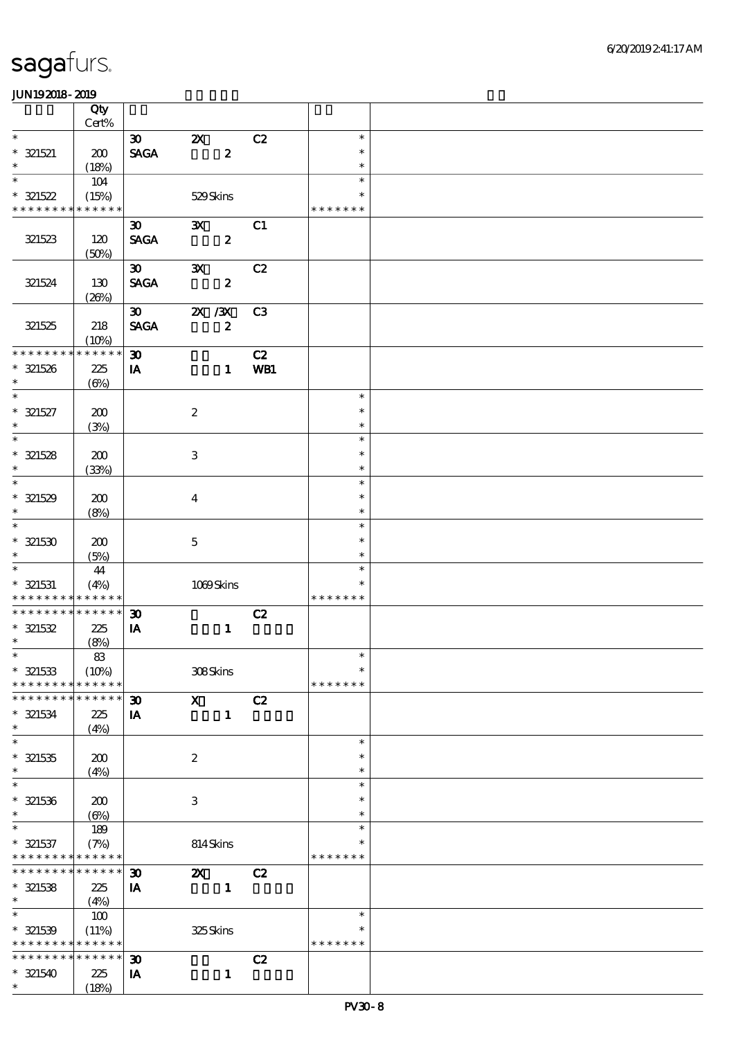sagafurs.

JUN19 2018 - 2019

| | Qty Cert% | | | | | |
|---|---|---|---|---|---|---|
| * | | 30 | 2X | C2 | * | |
| * 321521 | 200 | SAGA | 2 | | * | |
| * | (18%) | | | | * | |
| * | 104 | | | | * | |
| * 321522 | (15%) | | 529 Skins | | * | |
| * * * * * * * * * * * * * * | | | | | * * * * * * * | |
| | | 30 | 3X | C1 | | |
| 321523 | 120 (50%) | SAGA | 2 | | | |
| | | 30 | 3X | C2 | | |
| 321524 | 130 (26%) | SAGA | 2 | | | |
| | | 30 | 2X /3X | C3 | | |
| 321525 | 218 (10%) | SAGA | 2 | | | |
| * * * * * * * * * * * * * * | | 30 | | C2 | | |
| * 321526 | 225 | IA | 1 | WB1 | | |
| * | (6%) | | | | | |
| * | | | | | * | |
| * 321527 | 200 | | 2 | | * | |
| * | (3%) | | | | * | |
| * | | | | | * | |
| * 321528 | 200 | | 3 | | * | |
| * | (33%) | | | | * | |
| * | | | | | * | |
| * 321529 | 200 | | 4 | | * | |
| * | (8%) | | | | * | |
| * | | | | | * | |
| * 321530 | 200 | | 5 | | * | |
| * | (5%) | | | | * | |
| * | 44 | | | | * | |
| * 321531 | (4%) | | 1069 Skins | | * | |
| * * * * * * * * * * * * * * | | | | | * * * * * * * | |
| * * * * * * * * * * * * * * | | 30 | | C2 | | |
| * 321532 | 225 | IA | 1 | | | |
| * | (8%) | | | | | |
| * | 83 | | | | * | |
| * 321533 | (10%) | | 308 Skins | | * | |
| * * * * * * * * * * * * * * | | | | | * * * * * * * | |
| * * * * * * * * * * * * * * | | 30 | X | C2 | | |
| * 321534 | 225 | IA | 1 | | | |
| * | (4%) | | | | | |
| * | | | | | * | |
| * 321535 | 200 | | 2 | | * | |
| * | (4%) | | | | * | |
| * | | | | | * | |
| * 321536 | 200 | | 3 | | * | |
| * | (6%) | | | | * | |
| * | 189 | | | | * | |
| * 321537 | (7%) | | 814 Skins | | * | |
| * * * * * * * * * * * * * * | | | | | * * * * * * * | |
| * * * * * * * * * * * * * * | | 30 | 2X | C2 | | |
| * 321538 | 225 | IA | 1 | | | |
| * | (4%) | | | | | |
| * | 100 | | | | * | |
| * 321539 | (11%) | | 325 Skins | | * | |
| * * * * * * * * * * * * * * | | | | | * * * * * * * | |
| * * * * * * * * * * * * * * | | 30 | | C2 | | |
| * 321540 | 225 | IA | 1 | | | |
| * | (18%) | | | | | |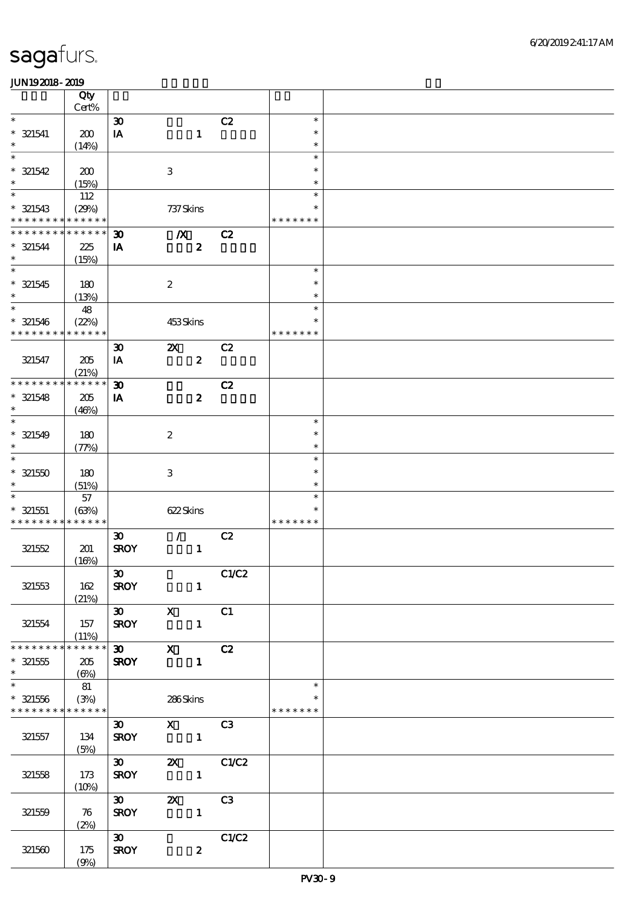sagafurs.

JUN192018-2019

| | Qty Cert% | | | | | |
|---|---|---|---|---|---|---|
| * | | 30 | | C2 | * | |
| * 321541 | 200 | IA | 1 | | * | |
| * | (14%) | | | | * | |
| * | | | | | * | |
| * 321542 | 200 | | 3 | | * | |
| * | (15%) | | | | * | |
| * | 112 | | | | * | |
| * 321543 | (29%) | | 737 Skins | | * | |
| * * * * * * * * * * * * * * | | | | | * * * * * * * | |
| * * * * * * * * * * * * * * | | 30 | /X | C2 | | |
| * 321544 | 225 | IA | 2 | | | |
| * | (15%) | | | | | |
| * | | | | | * | |
| * 321545 | 180 | | 2 | | * | |
| * | (13%) | | | | * | |
| * | 48 | | | | * | |
| * 321546 | (22%) | | 453 Skins | | * | |
| * * * * * * * * * * * * * * | | | | | * * * * * * * | |
| | | 30 | 2X | C2 | | |
| 321547 | 205 | IA | 2 | | | |
| | (21%) | | | | | |
| * * * * * * * * * * * * * * | | 30 | | C2 | | |
| * 321548 | 205 | IA | 2 | | | |
| * | (46%) | | | | | |
| * | | | | | * | |
| * 321549 | 180 | | 2 | | * | |
| * | (77%) | | | | * | |
| * | | | | | * | |
| * 321550 | 180 | | 3 | | * | |
| * | (51%) | | | | * | |
| * | 57 | | | | * | |
| * 321551 | (63%) | | 622 Skins | | * | |
| * * * * * * * * * * * * * * | | | | | * * * * * * * | |
| | | 30 | / | C2 | | |
| 321552 | 201 | SROY | 1 | | | |
| | (16%) | | | | | |
| | | 30 | | C1/C2 | | |
| 321553 | 162 | SROY | 1 | | | |
| | (21%) | | | | | |
| | | 30 | X | C1 | | |
| 321554 | 157 | SROY | 1 | | | |
| | (11%) | | | | | |
| * * * * * * * * * * * * * * | | 30 | X | C2 | | |
| * 321555 | 205 | SROY | 1 | | | |
| * | (6%) | | | | | |
| * | 81 | | | | * | |
| * 321556 | (3%) | | 286 Skins | | * | |
| * * * * * * * * * * * * * * | | | | | * * * * * * * | |
| | | 30 | X | C3 | | |
| 321557 | 134 | SROY | 1 | | | |
| | (5%) | | | | | |
| | | 30 | 2X | C1/C2 | | |
| 321558 | 173 | SROY | 1 | | | |
| | (10%) | | | | | |
| | | 30 | 2X | C3 | | |
| 321559 | 76 | SROY | 1 | | | |
| | (2%) | | | | | |
| | | 30 | | C1/C2 | | |
| 321560 | 175 | SROY | 2 | | | |
| | (9%) | | | | | |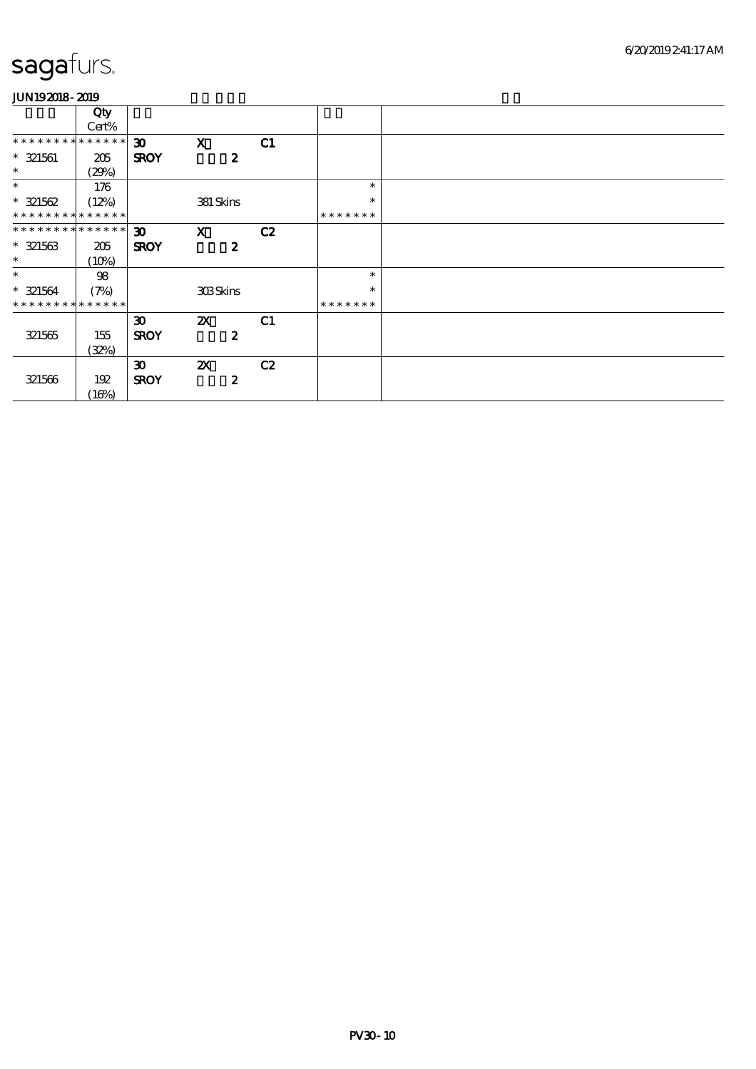sagafurs.

JUN19 2018 - 2019

| | Qty Cert% | | | | | |
|---|---|---|---|---|---|---|
| * * * * * * * * * * * * * * | | 30 | X | C1 | | |
| * 321561 | 205 | SROY | 2 | | | |
| * | (29%) | | | | | |
| * | 176 | | | | * | |
| * 321562 | (12%) | | 381 Skins | | * | |
| * * * * * * * * * * * * * * | | | | | * * * * * * * | |
| * * * * * * * * * * * * * * | | 30 | X | C2 | | |
| * 321563 | 205 | SROY | 2 | | | |
| * | (10%) | | | | | |
| * | 98 | | | | * | |
| * 321564 | (7%) | | 303 Skins | | * | |
| * * * * * * * * * * * * * * | | | | | * * * * * * * | |
| | | 30 | 2X | C1 | | |
| 321565 | 155 | SROY | 2 | | | |
| | (32%) | | | | | |
| | | 30 | 2X | C2 | | |
| 321566 | 192 | SROY | 2 | | | |
| | (16%) | | | | | |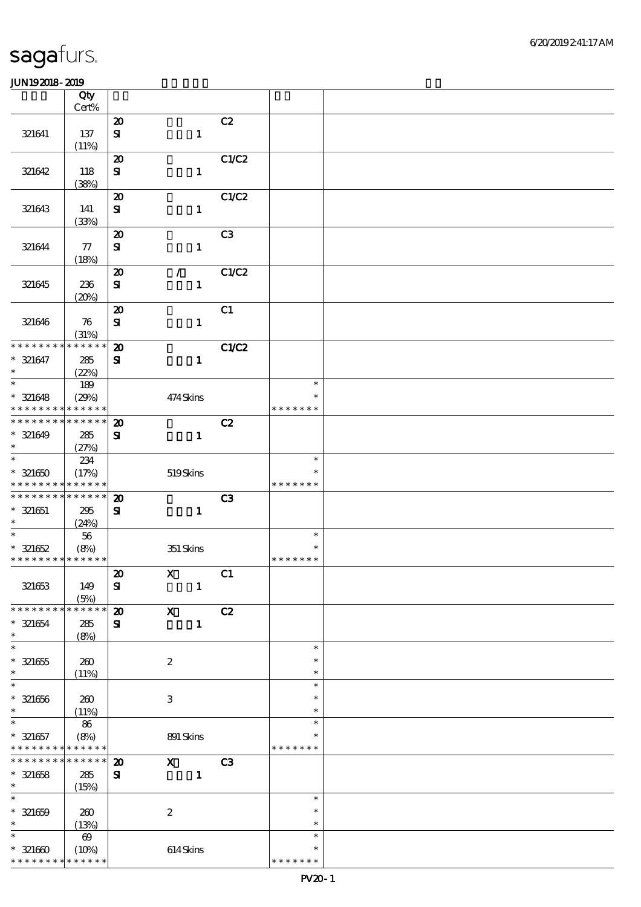sagafurs.

JUN19 2018 - 2019

| | Qty Cert% | | | | | |
|---|---|---|---|---|---|---|
| 321641 | 137 (11%) | 20 SI | 1 | C2 | | |
| 321642 | 118 (38%) | 20 SI | 1 | C1/C2 | | |
| 321643 | 141 (33%) | 20 SI | 1 | C1/C2 | | |
| 321644 | 77 (18%) | 20 SI | 1 | C3 | | |
| 321645 | 236 (20%) | 20 SI | / 1 | C1/C2 | | |
| 321646 | 76 (31%) | 20 SI | 1 | C1 | | |
| * * * * * * * * * * * * * * 321647 * | 285 (22%) | 20 SI | 1 | C1/C2 | | |
| * * 321648 * * * * * * * * * * * * * * | 189 (29%) | | 474 Skins | | * * * * * * * * * | |
| * * * * * * * * * * * * * * 321649 * | 285 (27%) | 20 SI | 1 | C2 | | |
| * * 321650 * * * * * * * * * * * * * * | 234 (17%) | | 519 Skins | | * * * * * * * * * | |
| * * * * * * * * * * * * * * 321651 * | 295 (24%) | 20 SI | 1 | C3 | | |
| * * 321652 * * * * * * * * * * * * * * | 56 (8%) | | 351 Skins | | * * * * * * * * * | |
| 321653 | 149 (5%) | 20 SI | X 1 | C1 | | |
| * * * * * * * * * * * * * * 321654 * | 285 (8%) | 20 SI | X 1 | C2 | | |
| * * 321655 * | 260 (11%) | | 2 | | * * * | |
| * * 321656 * | 260 (11%) | | 3 | | * * * | |
| * * 321657 * * * * * * * * * * * * * * | 86 (8%) | | 891 Skins | | * * * * * * * * * | |
| * * * * * * * * * * * * * * 321658 * | 285 (15%) | 20 SI | X 1 | C3 | | |
| * * 321659 * | 260 (13%) | | 2 | | * * * | |
| * * 321660 * * * * * * * * * * * * * * | 69 (10%) | | 614 Skins | | * * * * * * * * * | |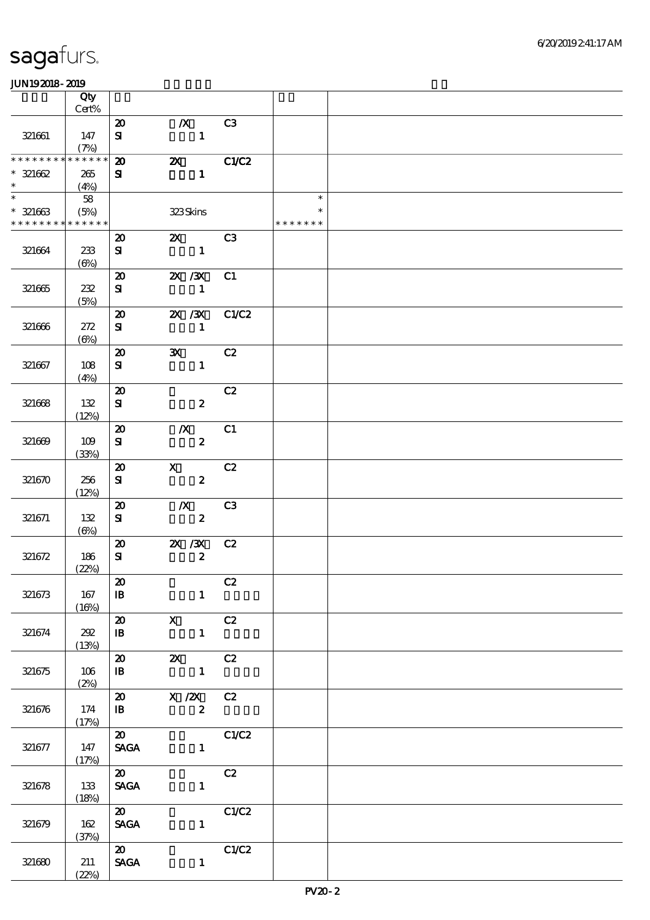sagafurs.

JUN192018-2019

| | Qty Cert% | | | | | |
|---|---|---|---|---|---|---|
| 321661 | 147 (7%) | 20 SI | /X 1 | C3 | | |
| * * * * * * * * * * * * * * 321662 * | 265 (4%) | 20 SI | 2X 1 | C1/C2 | | |
| * * 321663 * * * * * * * * * * * * * * | 58 (5%) | | 323 Skins | | * * * * * * * * * | |
| 321664 | 233 (6%) | 20 SI | 2X 1 | C3 | | |
| 321665 | 232 (5%) | 20 SI | 2X /3X 1 | C1 | | |
| 321666 | 272 (6%) | 20 SI | 2X /3X 1 | C1/C2 | | |
| 321667 | 108 (4%) | 20 SI | 3X 1 | C2 | | |
| 321668 | 132 (12%) | 20 SI | 2 | C2 | | |
| 321669 | 109 (33%) | 20 SI | /X 2 | C1 | | |
| 321670 | 256 (12%) | 20 SI | X 2 | C2 | | |
| 321671 | 132 (6%) | 20 SI | /X 2 | C3 | | |
| 321672 | 186 (22%) | 20 SI | 2X /3X 2 | C2 | | |
| 321673 | 167 (16%) | 20 IB | 1 | C2 | | |
| 321674 | 292 (13%) | 20 IB | X 1 | C2 | | |
| 321675 | 106 (2%) | 20 IB | 2X 1 | C2 | | |
| 321676 | 174 (17%) | 20 IB | X /2X 2 | C2 | | |
| 321677 | 147 (17%) | 20 SAGA | 1 | C1/C2 | | |
| 321678 | 133 (18%) | 20 SAGA | 1 | C2 | | |
| 321679 | 162 (37%) | 20 SAGA | 1 | C1/C2 | | |
| 321680 | 211 (22%) | 20 SAGA | 1 | C1/C2 | | |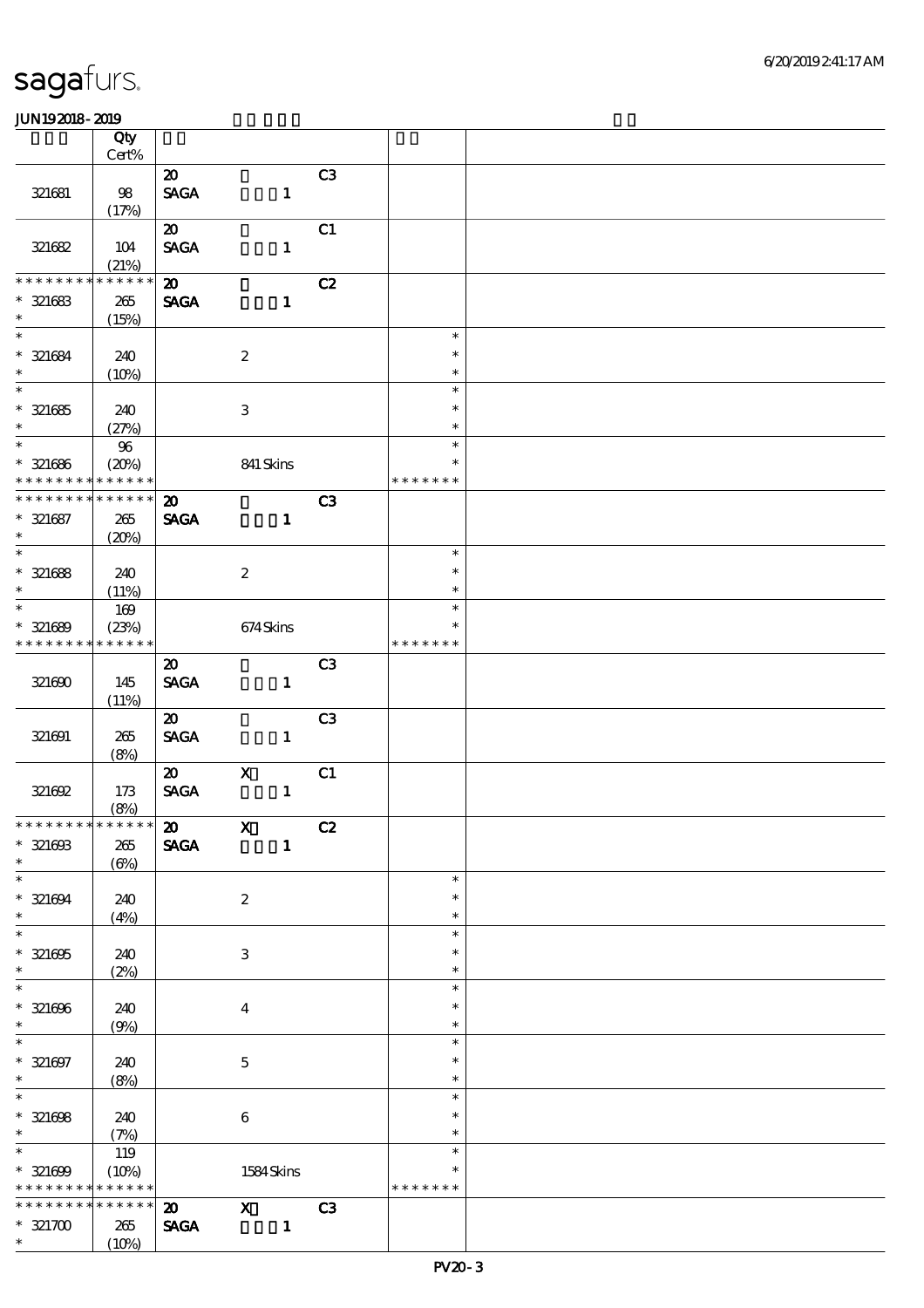| | Qty Cert% | | | |
|---|---|---|---|---|
| 321681 | 98 (17%) | 20 SAGA 1 | C3 | |
| 321682 | 104 (21%) | 20 SAGA 1 | C1 | |
| * * * * * * * * * * * * * * 321683 * | 265 (15%) | 20 SAGA 1 | C2 | |
| * 321684 * | 240 (10%) | 2 | | * * * |
| * 321685 * | 240 (27%) | 3 | | * * * |
| * 321686 * * * * * * * * * * * * * | 96 (20%) | 841 Skins | | * * * * * * * * * |
| * * * * * * * * * * * * * * 321687 * | 265 (20%) | 20 SAGA 1 | C3 | |
| * 321688 * | 240 (11%) | 2 | | * * * |
| * 321689 * * * * * * * * * * * * * | 169 (23%) | 674 Skins | | * * * * * * * * * |
| 321690 | 145 (11%) | 20 SAGA 1 | C3 | |
| 321691 | 265 (8%) | 20 SAGA 1 | C3 | |
| 321692 | 173 (8%) | 20 X SAGA 1 | C1 | |
| * * * * * * * * * * * * * * 321693 * | 265 (6%) | 20 X SAGA 1 | C2 | |
| * 321694 * | 240 (4%) | 2 | | * * * |
| * 321695 * | 240 (2%) | 3 | | * * * |
| * 321696 * | 240 (9%) | 4 | | * * * |
| * 321697 * | 240 (8%) | 5 | | * * * |
| * 321698 * | 240 (7%) | 6 | | * * * |
| * 321699 * * * * * * * * * * * * * | 119 (10%) | 1584 Skins | | * * * * * * * * * |
| * * * * * * * * * * * * * * 321700 * | 265 (10%) | 20 X SAGA 1 | C3 | |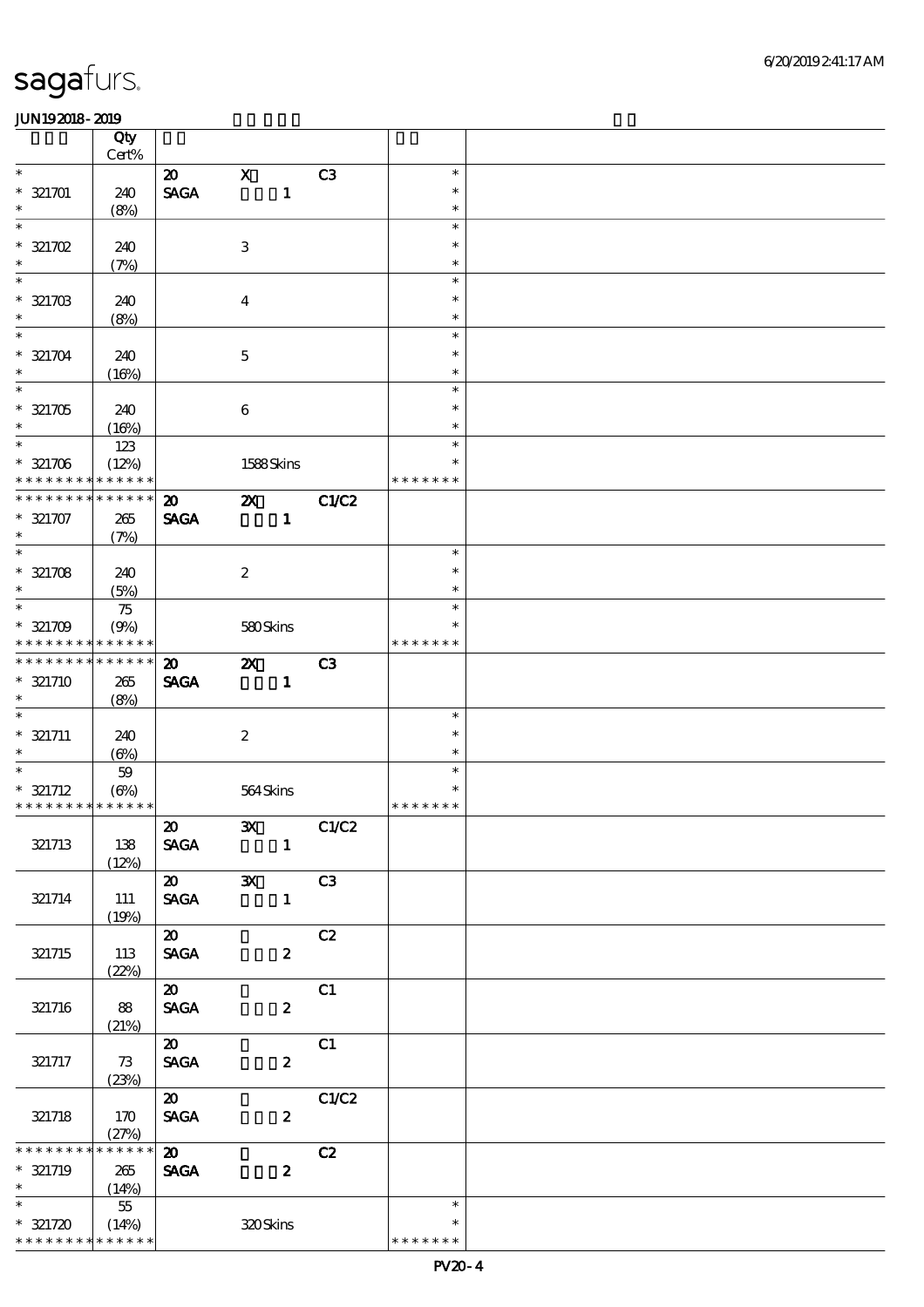| | Qty Cert% | | | | | |
|---|---|---|---|---|---|---|
| * | | 20 | X | C3 | * | |
| * 321701 | 240 | SAGA | 1 | | * | |
| * | (8%) | | | | * | |
| * | | | | | * | |
| * 321702 | 240 | | 3 | | * | |
| * | (7%) | | | | * | |
| * | | | | | * | |
| * 321703 | 240 | | 4 | | * | |
| * | (8%) | | | | * | |
| * | | | | | * | |
| * 321704 | 240 | | 5 | | * | |
| * | (16%) | | | | * | |
| * | | | | | * | |
| * 321705 | 240 | | 6 | | * | |
| * | (16%) | | | | * | |
| * | 123 | | | | * | |
| * 321706 | (12%) | | 1588 Skins | | * | |
| * * * * * * * * * * * * * * | | | | | * * * * * * * | |
| * * * * * * * * * * * * * * | | 20 | 2X | C1/C2 | | |
| * 321707 | 265 | SAGA | 1 | | | |
| * | (7%) | | | | | |
| * | | | | | * | |
| * 321708 | 240 | | 2 | | * | |
| * | (5%) | | | | * | |
| * | 75 | | | | * | |
| * 321709 | (9%) | | 580 Skins | | * | |
| * * * * * * * * * * * * * * | | | | | * * * * * * * | |
| * * * * * * * * * * * * * * | | 20 | 2X | C3 | | |
| * 321710 | 265 | SAGA | 1 | | | |
| * | (8%) | | | | | |
| * | | | | | * | |
| * 321711 | 240 | | 2 | | * | |
| * | (6%) | | | | * | |
| * | 59 | | | | * | |
| * 321712 | (6%) | | 564 Skins | | * | |
| * * * * * * * * * * * * * * | | | | | * * * * * * * | |
| 321713 | 138 (12%) | 20 SAGA | 3X 1 | C1/C2 | | |
| 321714 | 111 (19%) | 20 SAGA | 3X 1 | C3 | | |
| 321715 | 113 (22%) | 20 SAGA | 2 | C2 | | |
| 321716 | 88 (21%) | 20 SAGA | 2 | C1 | | |
| 321717 | 73 (23%) | 20 SAGA | 2 | C1 | | |
| 321718 | 170 (27%) | 20 SAGA | 2 | C1/C2 | | |
| * * * * * * * * * * * * * * | | 20 | | C2 | | |
| * 321719 | 265 | SAGA | 2 | | | |
| * | (14%) | | | | | |
| * | 55 | | | | * | |
| * 321720 | (14%) | | 320 Skins | | * | |
| * * * * * * * * * * * * * * | | | | | * * * * * * * | |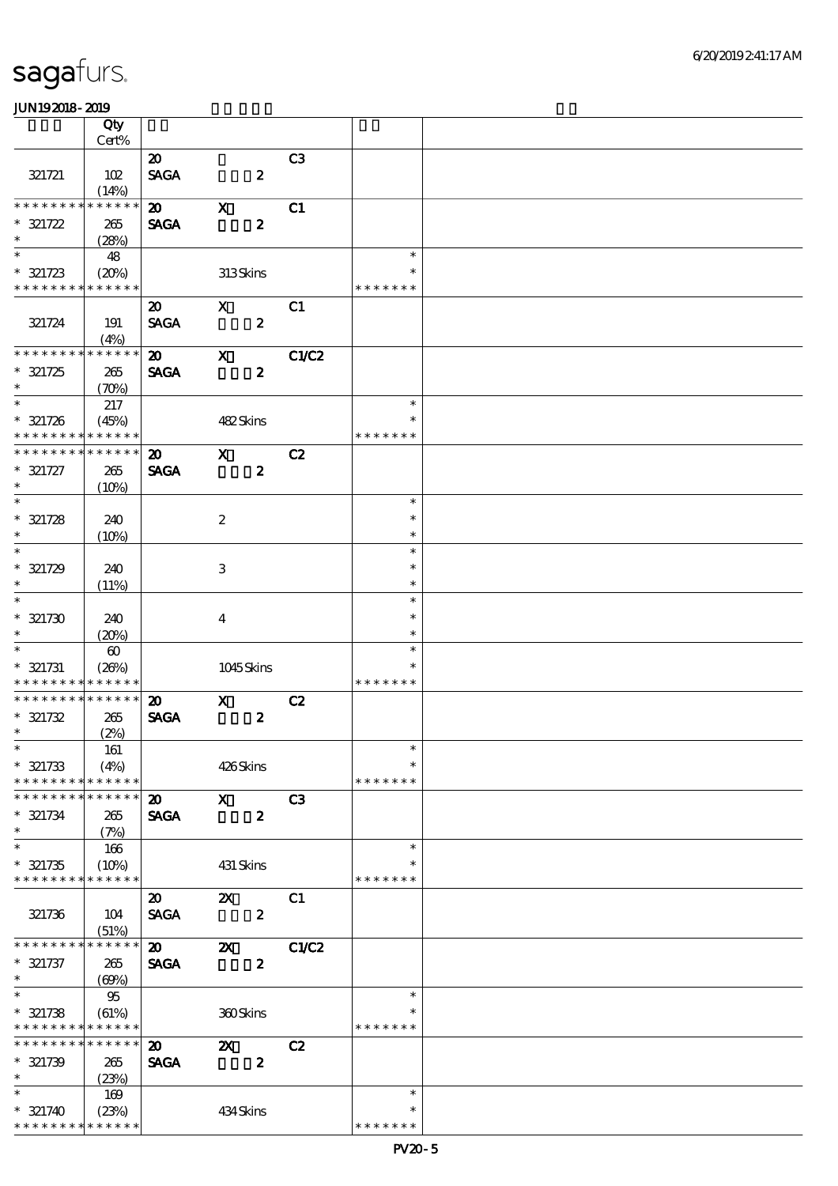# sagafurs.

JUN192018-2019

| | Qty Cert% | | | | | |
|---|---|---|---|---|---|---|
| 321721 | 102 (14%) | 20 SAGA | 2 | C3 | | |
| * * * * * * * * * * * * * * 321722 * | 265 (28%) | 20 SAGA | X 2 | C1 | | |
| * * 321723 * * * * * * * * * * * * * | 48 (20%) | | 313 Skins | | * * * * * * * * * | |
| 321724 | 191 (4%) | 20 SAGA | X 2 | C1 | | |
| * * * * * * * * * * * * * * 321725 * | 265 (70%) | 20 SAGA | X 2 | C1/C2 | | |
| * * 321726 * * * * * * * * * * * * * | 217 (45%) | | 482 Skins | | * * * * * * * * * | |
| * * * * * * * * * * * * * * 321727 * | 265 (10%) | 20 SAGA | X 2 | C2 | | |
| * * 321728 * | 240 (10%) | | 2 | | * * * | |
| * * 321729 * | 240 (11%) | | 3 | | * * * | |
| * * 321730 * | 240 (20%) | | 4 | | * * * | |
| * * 321731 * * * * * * * * * * * * * | 60 (26%) | | 1045 Skins | | * * * * * * * * * | |
| * * * * * * * * * * * * * * 321732 * | 265 (2%) | 20 SAGA | X 2 | C2 | | |
| * * 321733 * * * * * * * * * * * * * | 161 (4%) | | 426 Skins | | * * * * * * * * * | |
| * * * * * * * * * * * * * * 321734 * | 265 (7%) | 20 SAGA | X 2 | C3 | | |
| * * 321735 * * * * * * * * * * * * * | 166 (10%) | | 431 Skins | | * * * * * * * * * | |
| 321736 | 104 (51%) | 20 SAGA | 2X 2 | C1 | | |
| * * * * * * * * * * * * * * 321737 * | 265 (69%) | 20 SAGA | 2X 2 | C1/C2 | | |
| * * 321738 * * * * * * * * * * * * * | 95 (61%) | | 360 Skins | | * * * * * * * * * | |
| * * * * * * * * * * * * * * 321739 * | 265 (23%) | 20 SAGA | 2X 2 | C2 | | |
| * * 321740 * * * * * * * * * * * * * | 169 (23%) | | 434 Skins | | * * * * * * * * * | |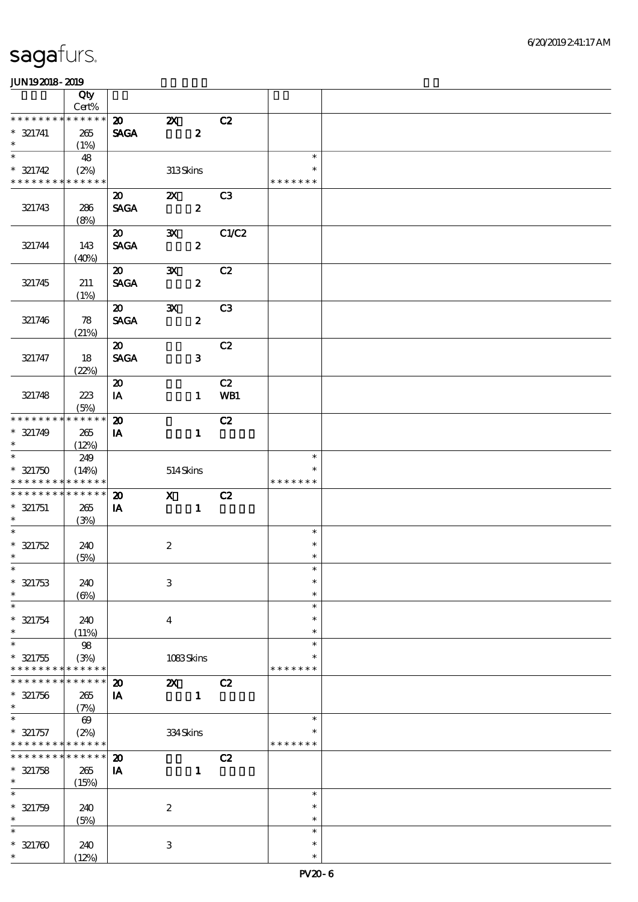# sagafurs.

JUN192018-2019

| | Qty Cert% | | | | | |
|---|---|---|---|---|---|---|
| * * * * * * * * * * * * * * | | 20 | 2X | C2 | | |
| * 321741 | 265 | SAGA | 2 | | | |
| * | (1%) | | | | | |
| * | 48 | | | | * | |
| * 321742 | (2%) | | 313 Skins | | * | |
| * * * * * * * * * * * * * * | | | | | * * * * * * * | |
| | | 20 | 2X | C3 | | |
| 321743 | 286 | SAGA | 2 | | | |
| | (8%) | | | | | |
| | | 20 | 3X | C1/C2 | | |
| 321744 | 143 | SAGA | 2 | | | |
| | (40%) | | | | | |
| | | 20 | 3X | C2 | | |
| 321745 | 211 | SAGA | 2 | | | |
| | (1%) | | | | | |
| | | 20 | 3X | C3 | | |
| 321746 | 78 | SAGA | 2 | | | |
| | (21%) | | | | | |
| | | 20 | | C2 | | |
| 321747 | 18 | SAGA | 3 | | | |
| | (22%) | | | | | |
| | | 20 | | C2 | | |
| 321748 | 223 | IA | 1 | WB1 | | |
| | (5%) | | | | | |
| * * * * * * * * * * * * * * | | 20 | | C2 | | |
| * 321749 | 265 | IA | 1 | | | |
| * | (12%) | | | | | |
| * | 249 | | | | * | |
| * 321750 | (14%) | | 514 Skins | | * | |
| * * * * * * * * * * * * * * | | | | | * * * * * * * | |
| * * * * * * * * * * * * * * | | 20 | X | C2 | | |
| * 321751 | 265 | IA | 1 | | | |
| * | (3%) | | | | | |
| * | | | | | * | |
| * 321752 | 240 | | 2 | | * | |
| * | (5%) | | | | * | |
| * | | | | | * | |
| * 321753 | 240 | | 3 | | * | |
| * | (6%) | | | | * | |
| * | | | | | * | |
| * 321754 | 240 | | 4 | | * | |
| * | (11%) | | | | * | |
| * | 98 | | | | * | |
| * 321755 | (3%) | | 1083 Skins | | * | |
| * * * * * * * * * * * * * * | | | | | * * * * * * * | |
| * * * * * * * * * * * * * * | | 20 | 2X | C2 | | |
| * 321756 | 265 | IA | 1 | | | |
| * | (7%) | | | | | |
| * | 69 | | | | * | |
| * 321757 | (2%) | | 334 Skins | | * | |
| * * * * * * * * * * * * * * | | | | | * * * * * * * | |
| * * * * * * * * * * * * * * | | 20 | | C2 | | |
| * 321758 | 265 | IA | 1 | | | |
| * | (15%) | | | | | |
| * | | | | | * | |
| * 321759 | 240 | | 2 | | * | |
| * | (5%) | | | | * | |
| * | | | | | * | |
| * 321760 | 240 | | 3 | | * | |
| * | (12%) | | | | * | |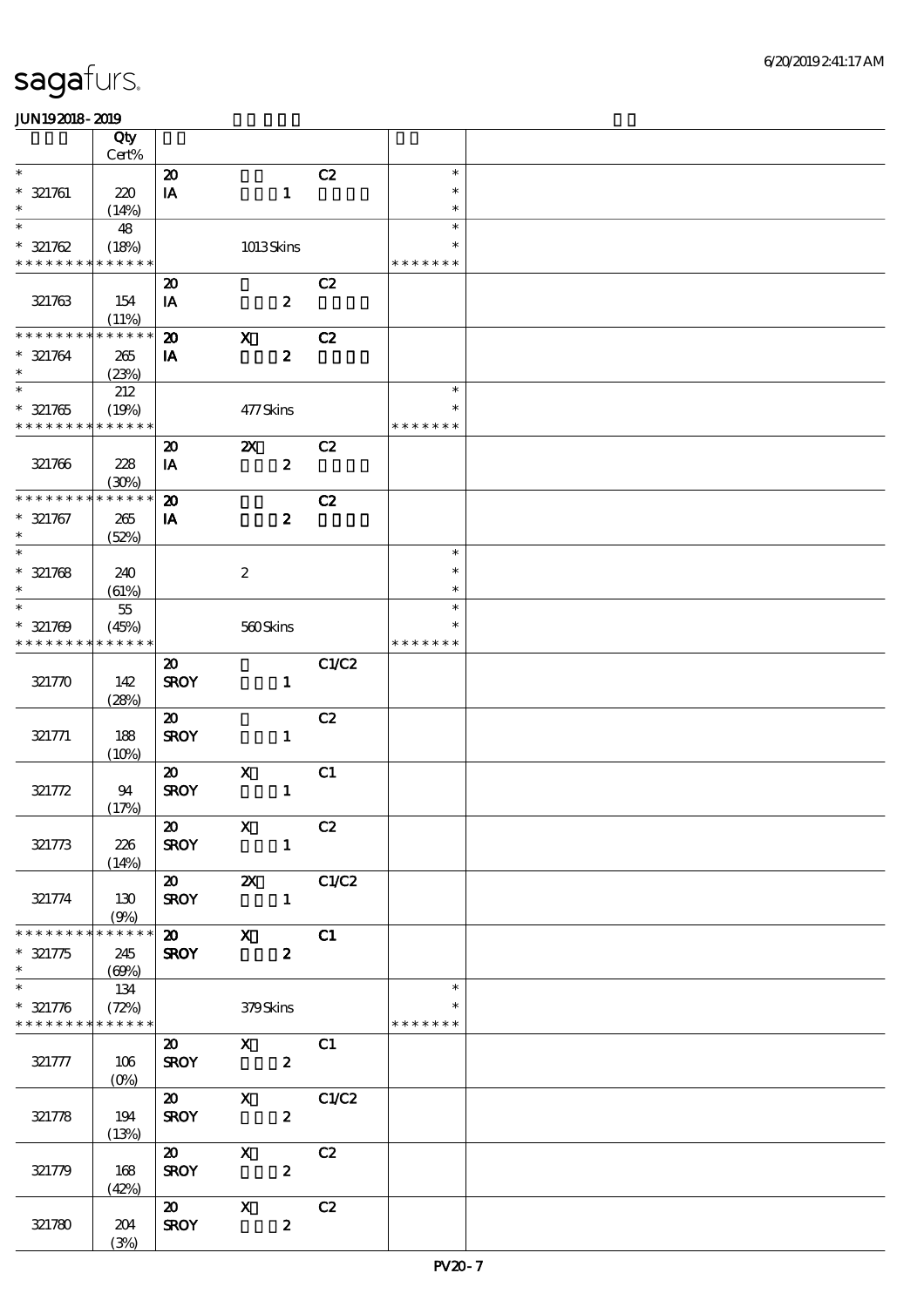# sagafurs.

JUN19 2018 - 2019

| | Qty Cert% | | | | | |
|---|---|---|---|---|---|---|
| * | | 20 | | C2 | * | |
| * 321761 | 220 | IA | 1 | | * | |
| * | (14%) | | | | * | |
| * | 48 | | | | * | |
| * 321762 | (18%) | | 1013 Skins | | * | |
| * * * * * * * * * * * * * * | | | | | * * * * * * * | |
| | | 20 | | C2 | | |
| 321763 | 154 | IA | 2 | | | |
| | (11%) | | | | | |
| * * * * * * * * * * * * * * | | 20 | X | C2 | | |
| * 321764 | 265 | IA | 2 | | | |
| * | (23%) | | | | | |
| * | 212 | | | | * | |
| * 321765 | (19%) | | 477 Skins | | * | |
| * * * * * * * * * * * * * * | | | | | * * * * * * * | |
| | | 20 | 2X | C2 | | |
| 321766 | 228 | IA | 2 | | | |
| | (30%) | | | | | |
| * * * * * * * * * * * * * * | | 20 | | C2 | | |
| * 321767 | 265 | IA | 2 | | | |
| * | (52%) | | | | | |
| * | | | | | * | |
| * 321768 | 240 | | 2 | | * | |
| * | (61%) | | | | * | |
| * | 55 | | | | * | |
| * 321769 | (45%) | | 560 Skins | | * | |
| * * * * * * * * * * * * * * | | | | | * * * * * * * | |
| | | 20 | | C1/C2 | | |
| 321770 | 142 | SROY | 1 | | | |
| | (28%) | | | | | |
| | | 20 | | C2 | | |
| 321771 | 188 | SROY | 1 | | | |
| | (10%) | | | | | |
| | | 20 | X | C1 | | |
| 321772 | 94 | SROY | 1 | | | |
| | (17%) | | | | | |
| | | 20 | X | C2 | | |
| 321773 | 226 | SROY | 1 | | | |
| | (14%) | | | | | |
| | | 20 | 2X | C1/C2 | | |
| 321774 | 130 | SROY | 1 | | | |
| | (9%) | | | | | |
| * * * * * * * * * * * * * * | | 20 | X | C1 | | |
| * 321775 | 245 | SROY | 2 | | | |
| * | (69%) | | | | | |
| * | 134 | | | | * | |
| * 321776 | (72%) | | 379 Skins | | * | |
| * * * * * * * * * * * * * * | | | | | * * * * * * * | |
| | | 20 | X | C1 | | |
| 321777 | 106 | SROY | 2 | | | |
| | (0%) | | | | | |
| | | 20 | X | C1/C2 | | |
| 321778 | 194 | SROY | 2 | | | |
| | (13%) | | | | | |
| | | 20 | X | C2 | | |
| 321779 | 168 | SROY | 2 | | | |
| | (42%) | | | | | |
| | | 20 | X | C2 | | |
| 321780 | 204 | SROY | 2 | | | |
| | (3%) | | | | | |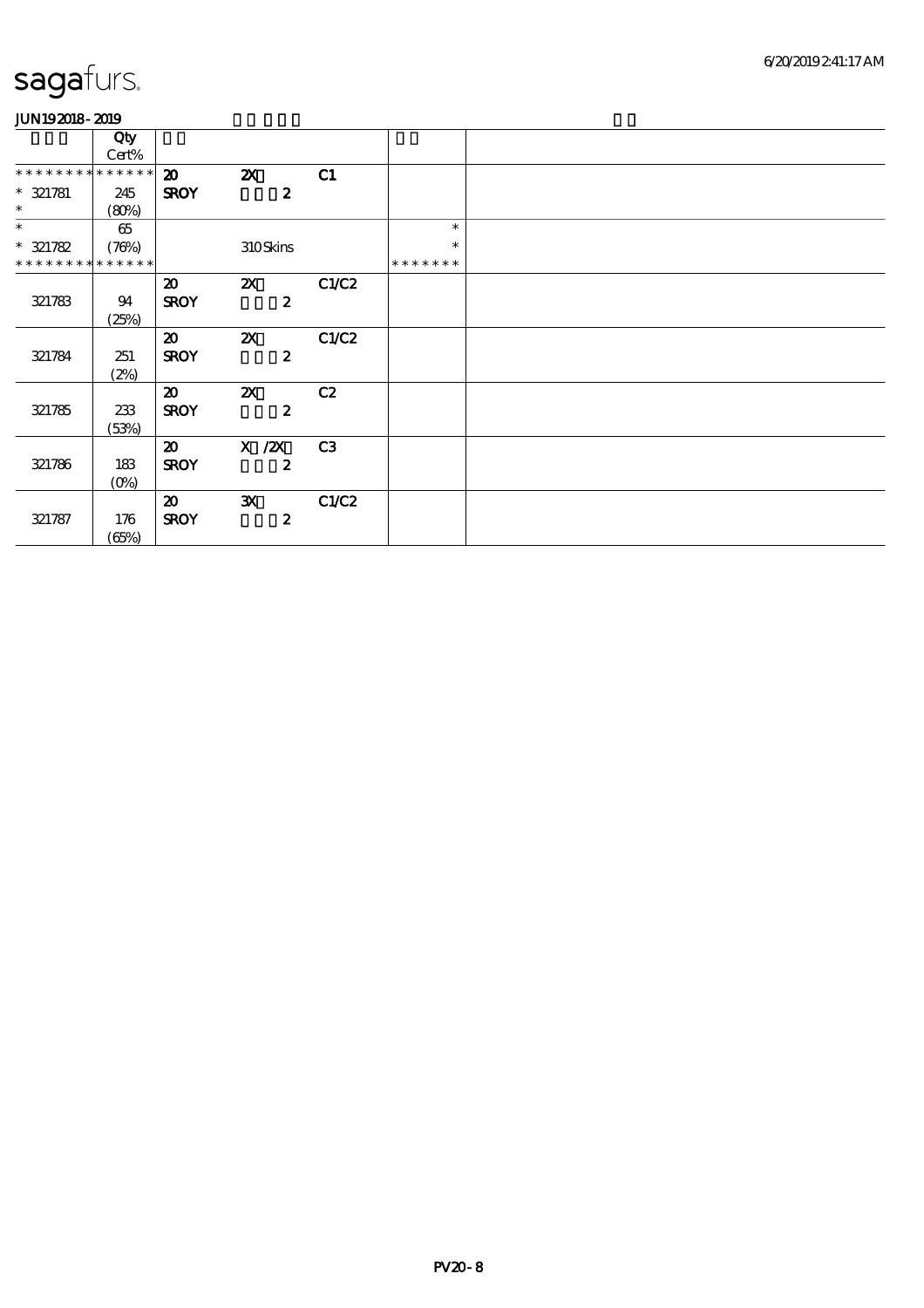sagafurs.

JUN19 2018 - 2019

| | Qty Cert% | | | | | |
|---|---|---|---|---|---|---|
| * * * * * * * * * * * * * * | | 20 | 2X | C1 | | |
| * 321781 | 245 | SROY | 2 | | | |
| * | (80%) | | | | | |
| * | 65 | | | | * | |
| * 321782 | (76%) | | 310 Skins | | * | |
| * * * * * * * * * * * * * * | | | | | * * * * * * * | |
| | | 20 | 2X | C1/C2 | | |
| 321783 | 94 | SROY | 2 | | | |
| | (25%) | | | | | |
| | | 20 | 2X | C1/C2 | | |
| 321784 | 251 | SROY | 2 | | | |
| | (2%) | | | | | |
| | | 20 | 2X | C2 | | |
| 321785 | 233 | SROY | 2 | | | |
| | (53%) | | | | | |
| | | 20 | X /2X | C3 | | |
| 321786 | 183 | SROY | 2 | | | |
| | (0%) | | | | | |
| | | 20 | 3X | C1/C2 | | |
| 321787 | 176 | SROY | 2 | | | |
| | (65%) | | | | | |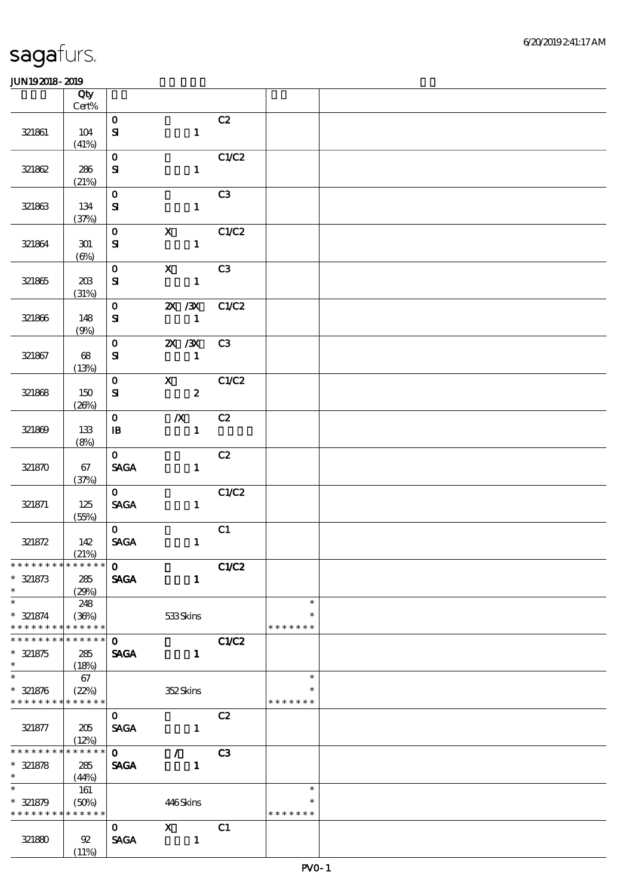sagafurs.

JUN192018-2019

| | Qty Cert% | | | | | |
|---|---|---|---|---|---|---|
| 321861 | 104 (41%) | 0 SI | 1 | C2 | | |
| 321862 | 286 (21%) | 0 SI | 1 | C1/C2 | | |
| 321863 | 134 (37%) | 0 SI | 1 | C3 | | |
| 321864 | 301 (6%) | 0 SI | X 1 | C1/C2 | | |
| 321865 | 203 (31%) | 0 SI | X 1 | C3 | | |
| 321866 | 148 (9%) | 0 SI | 2X /3X 1 | C1/C2 | | |
| 321867 | 68 (13%) | 0 SI | 2X /3X 1 | C3 | | |
| 321868 | 150 (26%) | 0 SI | X 2 | C1/C2 | | |
| 321869 | 133 (8%) | 0 IB | /X 1 | C2 | | |
| 321870 | 67 (37%) | 0 SAGA | 1 | C2 | | |
| 321871 | 125 (55%) | 0 SAGA | 1 | C1/C2 | | |
| 321872 | 142 (21%) | 0 SAGA | 1 | C1 | | |
| * * * * * * * * * * * * * * 321873 * | 285 (29%) | 0 SAGA | 1 | C1/C2 | | |
| * * 321874 * * * * * * * * * * * * * | 248 (36%) | | 533 Skins | | * * * * * * * * * | |
| * * * * * * * * * * * * * * 321875 * | 285 (18%) | 0 SAGA | 1 | C1/C2 | | |
| * * 321876 * * * * * * * * * * * * * | 67 (22%) | | 352 Skins | | * * * * * * * * * | |
| 321877 | 205 (12%) | 0 SAGA | 1 | C2 | | |
| * * * * * * * * * * * * * * 321878 * | 285 (44%) | 0 SAGA | / 1 | C3 | | |
| * * 321879 * * * * * * * * * * * * * | 161 (50%) | | 446 Skins | | * * * * * * * * * | |
| 321880 | 92 (11%) | 0 SAGA | X 1 | C1 | | |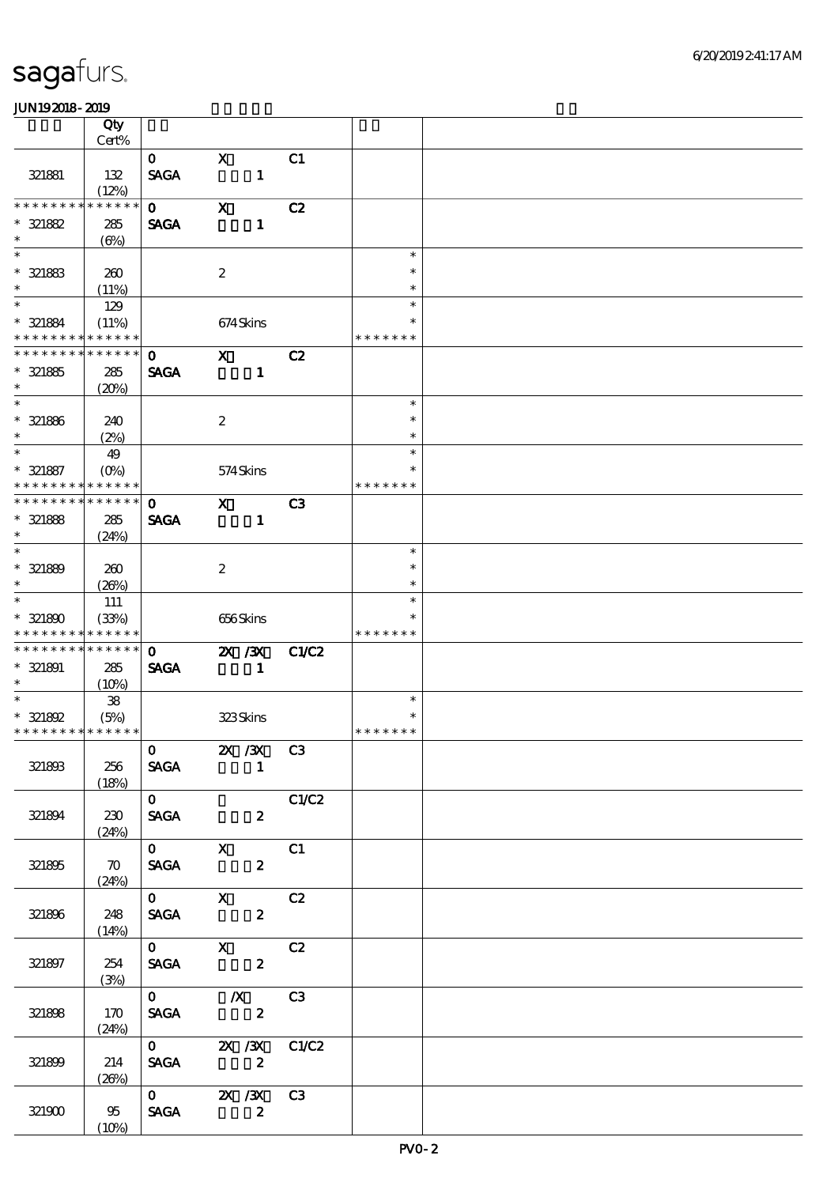sagafurs.

JUN19 2018 - 2019

| | Qty Cert% | | | | | |
|---|---|---|---|---|---|---|
| 321881 | 132 (12%) | 0 SAGA | X 1 | C1 | | |
| * * * * * * * * * * * * * * 321882 * | 285 (6%) | 0 SAGA | X 1 | C2 | | |
| * * 321883 * | 260 (11%) | | 2 | | * * * | |
| * * 321884 * * * * * * * * * * * * * | 129 (11%) | | 674 Skins | | * * * * * * * * * | |
| * * * * * * * * * * * * * * 321885 * | 285 (20%) | 0 SAGA | X 1 | C2 | | |
| * * 321886 * | 240 (2%) | | 2 | | * * * | |
| * * 321887 * * * * * * * * * * * * * | 49 (0%) | | 574 Skins | | * * * * * * * * * | |
| * * * * * * * * * * * * * * 321888 * | 285 (24%) | 0 SAGA | X 1 | C3 | | |
| * * 321889 * | 260 (26%) | | 2 | | * * * | |
| * * 321890 * * * * * * * * * * * * * | 111 (33%) | | 656 Skins | | * * * * * * * * * | |
| * * * * * * * * * * * * * * 321891 * | 285 (10%) | 0 SAGA | 2X /3X 1 | C1/C2 | | |
| * * 321892 * * * * * * * * * * * * * | 38 (5%) | | 323 Skins | | * * * * * * * * | |
| 321893 | 256 (18%) | 0 SAGA | 2X /3X 1 | C3 | | |
| 321894 | 230 (24%) | 0 SAGA | 2 | C1/C2 | | |
| 321895 | 70 (24%) | 0 SAGA | X 2 | C1 | | |
| 321896 | 248 (14%) | 0 SAGA | X 2 | C2 | | |
| 321897 | 254 (3%) | 0 SAGA | X 2 | C2 | | |
| 321898 | 170 (24%) | 0 SAGA | /X 2 | C3 | | |
| 321899 | 214 (26%) | 0 SAGA | 2X /3X 2 | C1/C2 | | |
| 321900 | 95 (10%) | 0 SAGA | 2X /3X 2 | C3 | | |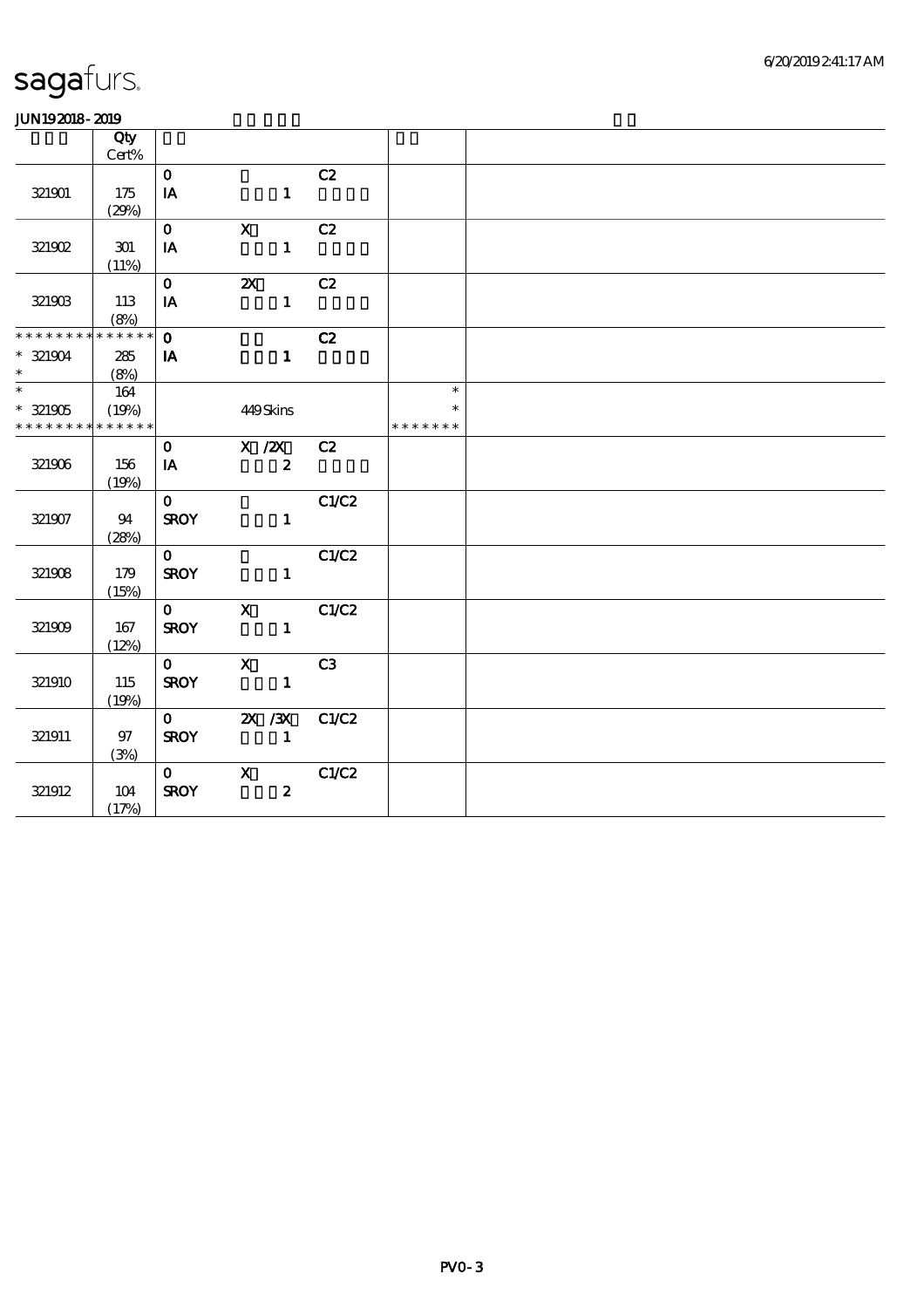# sagafurs.

JUN19 2018 - 2019

| | Qty Cert% | | | | | |
|---|---|---|---|---|---|---|
| 321901 | 175 (29%) | 0 IA | 1 | C2 | | |
| 321902 | 301 (11%) | 0 IA | X 1 | C2 | | |
| 321903 | 113 (8%) | 0 IA | 2X 1 | C2 | | |
| * * * * * * * * * * * * * * * 321904 * | 285 (8%) | 0 IA | 1 | C2 | | |
| * * 321905 * * * * * * * * * * * * * | 164 (19%) | | 449 Skins | | * * * * * * * * * | |
| 321906 | 156 (19%) | 0 IA | X /2X 2 | C2 | | |
| 321907 | 94 (28%) | 0 SROY | 1 | C1/C2 | | |
| 321908 | 179 (15%) | 0 SROY | 1 | C1/C2 | | |
| 321909 | 167 (12%) | 0 SROY | X 1 | C1/C2 | | |
| 321910 | 115 (19%) | 0 SROY | X 1 | C3 | | |
| 321911 | 97 (3%) | 0 SROY | 2X /3X 1 | C1/C2 | | |
| 321912 | 104 (17%) | 0 SROY | X 2 | C1/C2 | | |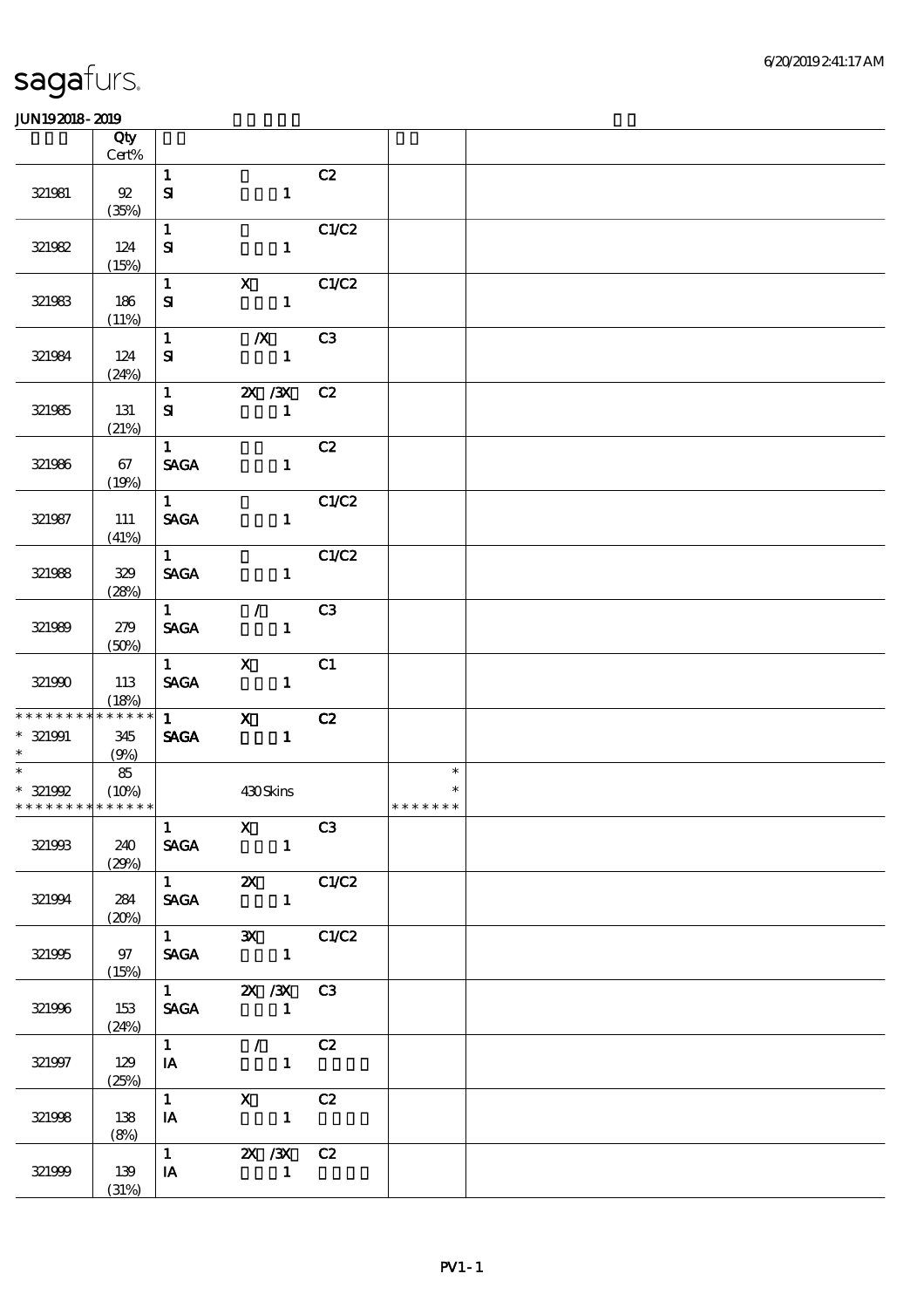**JUN19 2018 - 2019**

| | Qty Cert% | | | | | |
|---|---|---|---|---|---|---|
| 321981 | 92 (35%) | 1 SI | 1 | C2 | | |
| 321982 | 124 (15%) | 1 SI | 1 | C1/C2 | | |
| 321983 | 186 (11%) | 1 SI | X 1 | C1/C2 | | |
| 321984 | 124 (24%) | 1 SI | /X 1 | C3 | | |
| 321985 | 131 (21%) | 1 SI | 2X /3X 1 | C2 | | |
| 321986 | 67 (19%) | 1 SAGA | 1 | C2 | | |
| 321987 | 111 (41%) | 1 SAGA | 1 | C1/C2 | | |
| 321988 | 329 (28%) | 1 SAGA | 1 | C1/C2 | | |
| 321989 | 279 (50%) | 1 SAGA | / 1 | C3 | | |
| 321990 | 113 (18%) | 1 SAGA | X 1 | C1 | | |
| * * * * * * * * * * * * * * 321991 * | 345 (9%) | 1 SAGA | X 1 | C2 | | |
| * * 321992 * * * * * * * * * * * * * | 85 (10%) | | 430 Skins | | * * * * * * * * * | |
| 321993 | 240 (29%) | 1 SAGA | X 1 | C3 | | |
| 321994 | 284 (20%) | 1 SAGA | 2X 1 | C1/C2 | | |
| 321995 | 97 (15%) | 1 SAGA | 3X 1 | C1/C2 | | |
| 321996 | 153 (24%) | 1 SAGA | 2X /3X 1 | C3 | | |
| 321997 | 129 (25%) | 1 IA | / 1 | C2 | | |
| 321998 | 138 (8%) | 1 IA | X 1 | C2 | | |
| 321999 | 139 (31%) | 1 IA | 2X /3X 1 | C2 | | |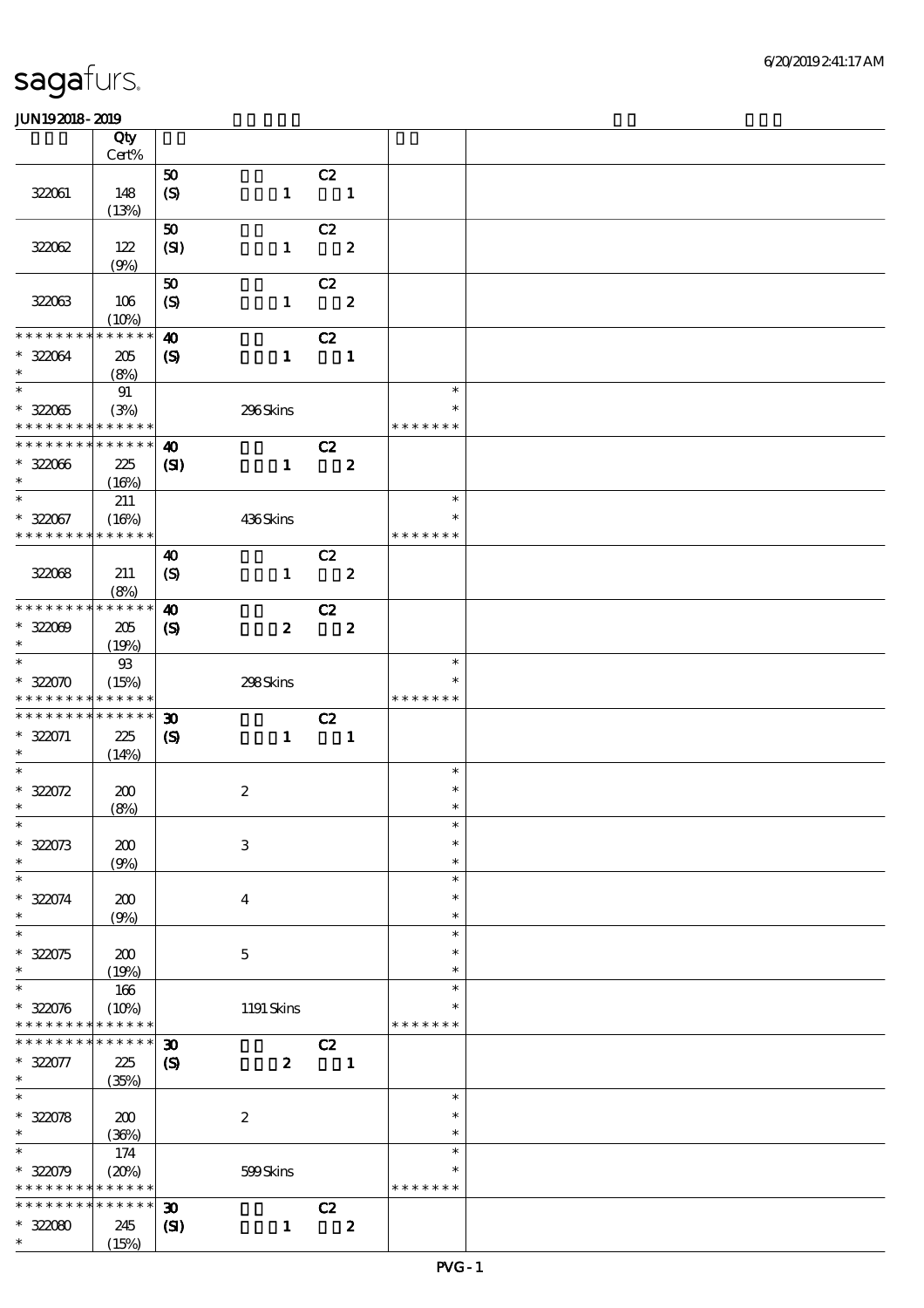# sagafurs.

JUN19 2018 - 2019

| | Qty Cert% | | | |
|---|---|---|---|---|
| 322061 | 148 (13%) | 50 (S) 1 C2 1 | | |
| 322062 | 122 (9%) | 50 (SI) 1 C2 2 | | |
| 322063 | 106 (10%) | 50 (S) 1 C2 2 | | |
| * * * * * * * * * * * * * * 322064 * | 205 (8%) | 40 (S) 1 C2 1 | | |
| * * 322065 * * * * * * * * * * * * * * | 91 (3%) | 296 Skins | * * * * * * * * * | |
| * * * * * * * * * * * * * * 322066 * | 225 (16%) | 40 (SI) 1 C2 2 | | |
| * * 322067 * * * * * * * * * * * * * * | 211 (16%) | 436 Skins | * * * * * * * * * | |
| 322068 | 211 (8%) | 40 (S) 1 C2 2 | | |
| * * * * * * * * * * * * * * 322069 * | 205 (19%) | 40 (S) 2 C2 2 | | |
| * * 322070 * * * * * * * * * * * * * * | 93 (15%) | 298 Skins | * * * * * * * * * | |
| * * * * * * * * * * * * * * 322071 * | 225 (14%) | 30 (S) 1 C2 1 | | |
| * * 322072 * | 200 (8%) | 2 | * * * | |
| * * 322073 * | 200 (9%) | 3 | * * * | |
| * * 322074 * | 200 (9%) | 4 | * * * | |
| * * 322075 * | 200 (19%) | 5 | * * * | |
| * * 322076 * * * * * * * * * * * * * * | 166 (10%) | 1191 Skins | * * * * * * * * * | |
| * * * * * * * * * * * * * * 322077 * | 225 (35%) | 30 (S) 2 C2 1 | | |
| * * 322078 * | 200 (36%) | 2 | * * * | |
| * * 322079 * * * * * * * * * * * * * * | 174 (20%) | 599 Skins | * * * * * * * * * | |
| * * * * * * * * * * * * * * 322080 * | 245 (15%) | 30 (SI) 1 C2 2 | | |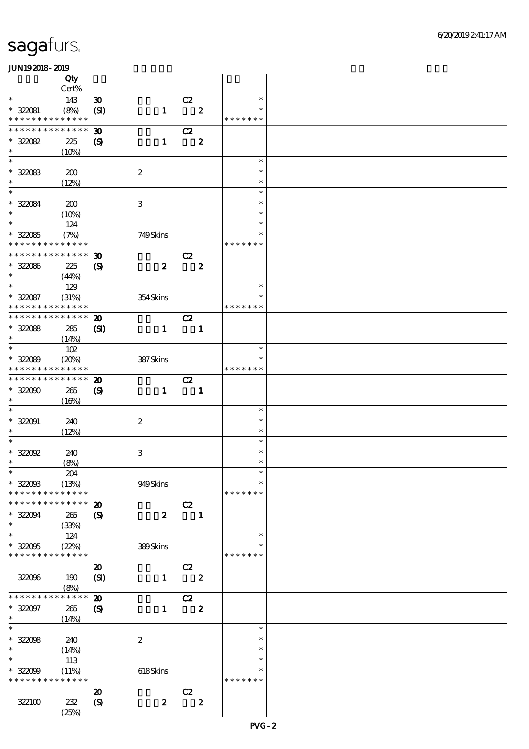# sagafurs.

JUN19 2018 - 2019

| | Qty Cert% | | |
|---|---|---|---|
| * | 143 | 30 C2 | * |
| * 322081 | (8%) | (SI) 1 2 | * |
| * * * * * * * * * * * * * * | | | * * * * * * * |
| * * * * * * * * * * * * * * | | 30 C2 | |
| * 322082 | 225 | (S) 1 2 | |
| * | (10%) | | |
| * | | | * |
| * 322083 | 200 | 2 | * |
| * | (12%) | | * |
| * | | | * |
| * 322084 | 200 | 3 | * |
| * | (10%) | | * |
| * | 124 | | * |
| * 322085 | (7%) | 749 Skins | * |
| * * * * * * * * * * * * * * | | | * * * * * * * |
| * * * * * * * * * * * * * * | | 30 C2 | |
| * 322086 | 225 | (S) 2 2 | |
| * | (44%) | | |
| * | 129 | | * |
| * 322087 | (31%) | 354 Skins | * |
| * * * * * * * * * * * * * * | | | * * * * * * * |
| * * * * * * * * * * * * * * | | 20 C2 | |
| * 322088 | 285 | (SI) 1 1 | |
| * | (14%) | | |
| * | 102 | | * |
| * 322089 | (20%) | 387 Skins | * |
| * * * * * * * * * * * * * * | | | * * * * * * * |
| * * * * * * * * * * * * * * | | 20 C2 | |
| * 322090 | 265 | (S) 1 1 | |
| * | (16%) | | |
| * | | | * |
| * 322091 | 240 | 2 | * |
| * | (12%) | | * |
| * | | | * |
| * 322092 | 240 | 3 | * |
| * | (8%) | | * |
| * | 204 | | * |
| * 322093 | (13%) | 949 Skins | * |
| * * * * * * * * * * * * * * | | | * * * * * * * |
| * * * * * * * * * * * * * * | | 20 C2 | |
| * 322094 | 265 | (S) 2 1 | |
| * | (33%) | | |
| * | 124 | | * |
| * 322095 | (22%) | 389 Skins | * |
| * * * * * * * * * * * * * * | | | * * * * * * * |
| | | 20 C2 | |
| 322096 | 190 | (SI) 1 2 | |
| | (8%) | | |
| * * * * * * * * * * * * * * | | 20 C2 | |
| * 322097 | 265 | (S) 1 2 | |
| * | (14%) | | |
| * | | | * |
| * 322098 | 240 | 2 | * |
| * | (14%) | | * |
| * | 113 | | * |
| * 322099 | (11%) | 618 Skins | * |
| * * * * * * * * * * * * * * | | | * * * * * * * |
| | | 20 C2 | |
| 322100 | 232 | (S) 2 2 | |
| | (25%) | | |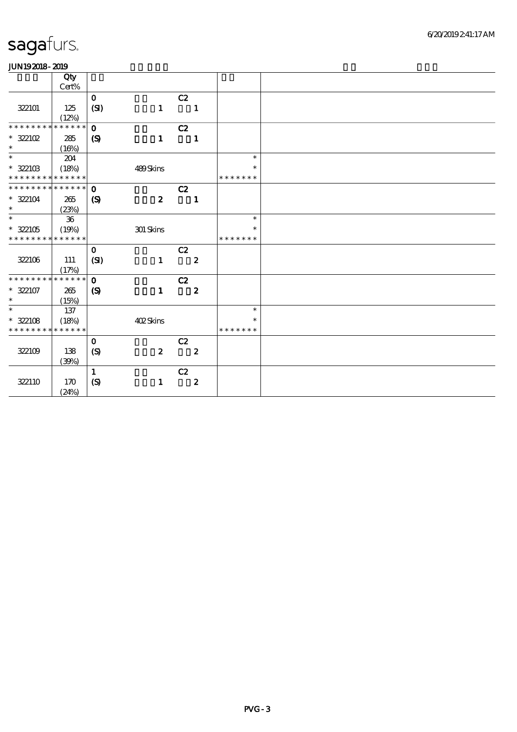# sagafurs.

JUN19 2018 - 2019

| | Qty Cert% | | | | | |
|---|---|---|---|---|---|---|
| 322101 | 125 (12%) | 0 (SI) | 1 | C2 1 | | |
| * * * * * * * * * * * * * * | | | | | | |
| * 322102 * | 285 (16%) | 0 (S) | 1 | C2 1 | | |
| * * 322103 * * * * * * * * * * * * * * | 204 (18%) | | 489 Skins | | * * * * * * * * * | |
| * * * * * * * * * * * * * * | | | | | | |
| * 322104 * | 265 (23%) | 0 (S) | 2 | C2 1 | | |
| * * 322105 * * * * * * * * * * * * * * | 36 (19%) | | 301 Skins | | * * * * * * * * * | |
| 322106 | 111 (17%) | 0 (SI) | 1 | C2 2 | | |
| * * * * * * * * * * * * * * | | | | | | |
| * 322107 * | 265 (15%) | 0 (S) | 1 | C2 2 | | |
| * * 322108 * * * * * * * * * * * * * * | 137 (18%) | | 402 Skins | | * * * * * * * * * | |
| 322109 | 138 (39%) | 0 (S) | 2 | C2 2 | | |
| 322110 | 170 (24%) | 1 (S) | 1 | C2 2 | | |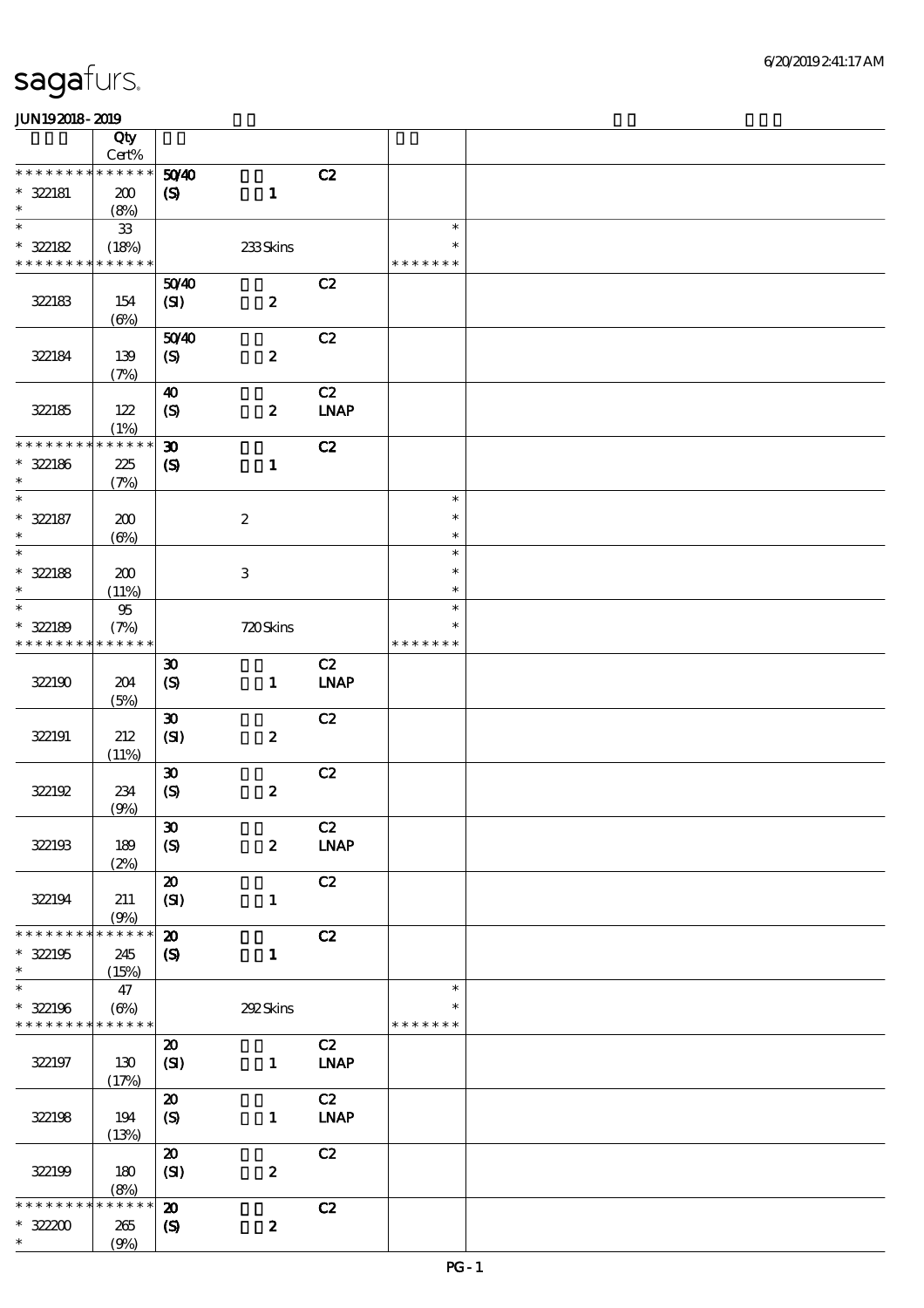# sagafurs.

JUN192018-2019

| | Qty Cert% | | | | |
|---|---|---|---|---|---|
| * * * * * * * * * * * * * * | | 50/40 | C2 | | |
| * 322181 | 200 | (S) 1 | | | |
| * | (8%) | | | | |
| * | 33 | | | * | |
| * 322182 | (18%) | 233 Skins | | * | |
| * * * * * * * * * * * * * * | | | | * * * * * * * | |
| | | 50/40 | C2 | | |
| 322183 | 154 (6%) | (SI) 2 | | | |
| | | 50/40 | C2 | | |
| 322184 | 139 (7%) | (S) 2 | | | |
| | | 40 | C2 | | |
| 322185 | 122 (1%) | (S) 2 | LNAP | | |
| * * * * * * * * * * * * * * | | 30 | C2 | | |
| * 322186 | 225 | (S) 1 | | | |
| * | (7%) | | | | |
| * | | | | * | |
| * 322187 | 200 | 2 | | * | |
| * | (6%) | | | * | |
| * | | | | * | |
| * 322188 | 200 | 3 | | * | |
| * | (11%) | | | * | |
| * | 95 | | | * | |
| * 322189 | (7%) | 720 Skins | | * | |
| * * * * * * * * * * * * * * | | | | * * * * * * * | |
| | | 30 | C2 | | |
| 322190 | 204 (5%) | (S) 1 | LNAP | | |
| | | 30 | C2 | | |
| 322191 | 212 (11%) | (SI) 2 | | | |
| | | 30 | C2 | | |
| 322192 | 234 (9%) | (S) 2 | | | |
| | | 30 | C2 | | |
| 322193 | 189 (2%) | (S) 2 | LNAP | | |
| | | 20 | C2 | | |
| 322194 | 211 (9%) | (SI) 1 | | | |
| * * * * * * * * * * * * * * | | 20 | C2 | | |
| * 322195 | 245 | (S) 1 | | | |
| * | (15%) | | | | |
| * | 47 | | | * | |
| * 322196 | (6%) | 292 Skins | | * | |
| * * * * * * * * * * * * * * | | | | * * * * * * * | |
| | | 20 | C2 | | |
| 322197 | 130 (17%) | (SI) 1 | LNAP | | |
| | | 20 | C2 | | |
| 322198 | 194 (13%) | (S) 1 | LNAP | | |
| | | 20 | C2 | | |
| 322199 | 180 (8%) | (SI) 2 | | | |
| * * * * * * * * * * * * * * | | 20 | C2 | | |
| * 322200 | 265 | (S) 2 | | | |
| * | (9%) | | | | |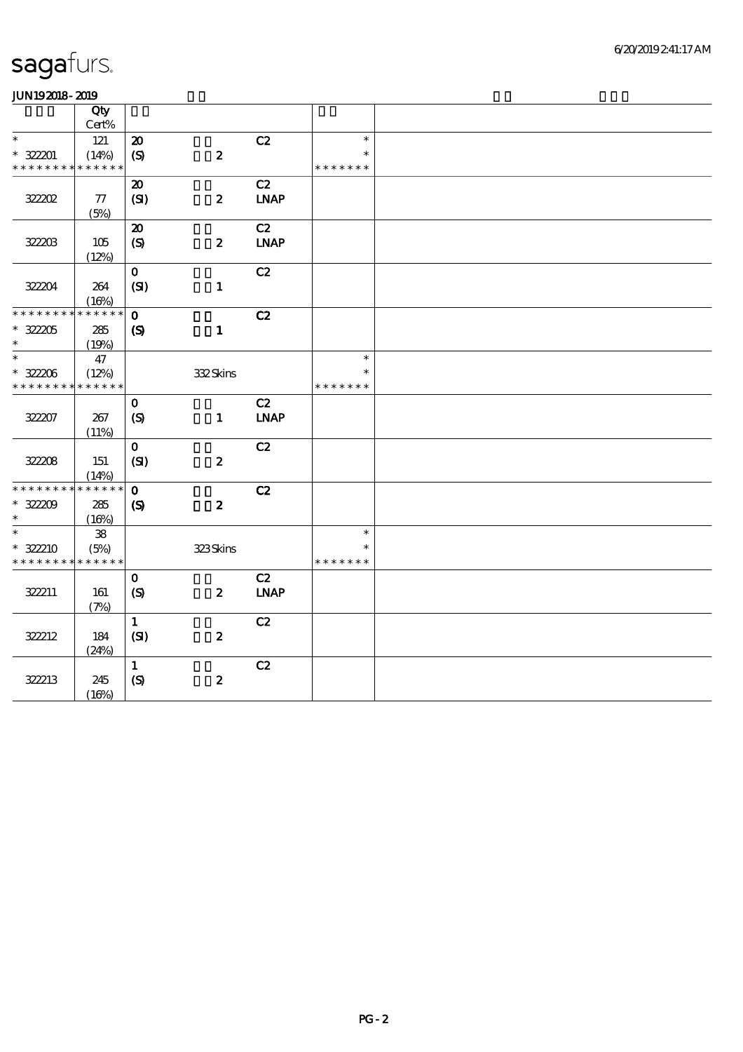sagafurs.

JUN19 2018 - 2019

| | Qty Cert% | | | | | |
|---|---|---|---|---|---|---|
| * | 121 | 20 | | C2 | * | |
| * 322201 | (14%) | (S) | 2 | | * | |
| * * * * * * * * * * * * * * | | | | | * * * * * * * | |
| | | 20 | | C2 | | |
| 322202 | 77 | (SI) | 2 | LNAP | | |
| | (5%) | | | | | |
| | | 20 | | C2 | | |
| 322203 | 105 | (S) | 2 | LNAP | | |
| | (12%) | | | | | |
| | | 0 | | C2 | | |
| 322204 | 264 | (SI) | 1 | | | |
| | (16%) | | | | | |
| * * * * * * * * * * * * * * | | 0 | | C2 | | |
| * 322205 | 285 | (S) | 1 | | | |
| * | (19%) | | | | | |
| * | 47 | | | | * | |
| * 322206 | (12%) | | 332 Skins | | * | |
| * * * * * * * * * * * * * * | | | | | * * * * * * * | |
| | | 0 | | C2 | | |
| 322207 | 267 | (S) | 1 | LNAP | | |
| | (11%) | | | | | |
| | | 0 | | C2 | | |
| 322208 | 151 | (SI) | 2 | | | |
| | (14%) | | | | | |
| * * * * * * * * * * * * * * | | 0 | | C2 | | |
| * 322209 | 285 | (S) | 2 | | | |
| * | (16%) | | | | | |
| * | 38 | | | | * | |
| * 322210 | (5%) | | 323 Skins | | * | |
| * * * * * * * * * * * * * * | | | | | * * * * * * * | |
| | | 0 | | C2 | | |
| 322211 | 161 | (S) | 2 | LNAP | | |
| | (7%) | | | | | |
| | | 1 | | C2 | | |
| 322212 | 184 | (SI) | 2 | | | |
| | (24%) | | | | | |
| | | 1 | | C2 | | |
| 322213 | 245 | (S) | 2 | | | |
| | (16%) | | | | | |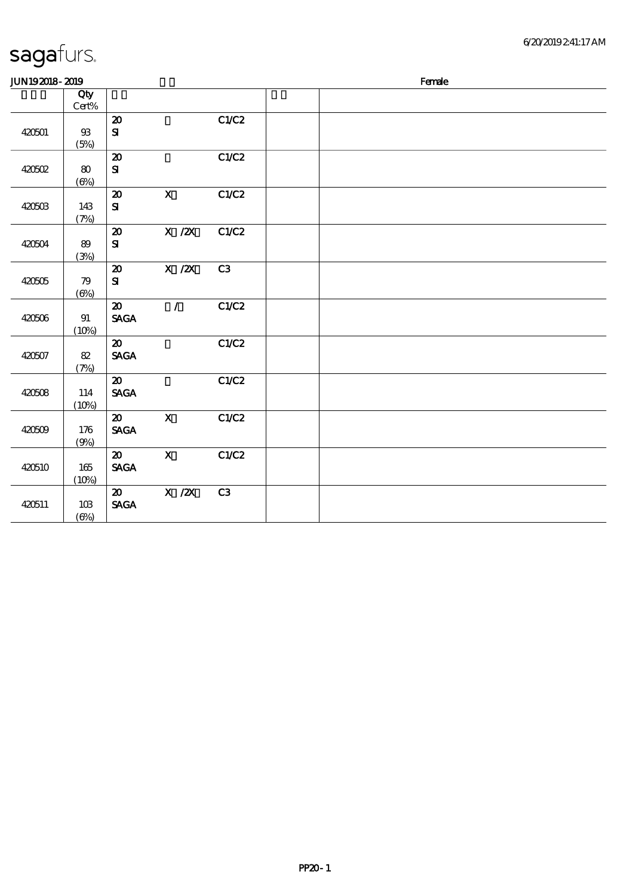sagafurs.

JUN19 2018 - 2019 Female

| | Qty Cert% | | | | | |
|---|---|---|---|---|---|---|
| 420501 | 93 (5%) | 20 SI | | C1/C2 | | |
| 420502 | 80 (6%) | 20 SI | | C1/C2 | | |
| 420503 | 143 (7%) | 20 SI | X | C1/C2 | | |
| 420504 | 89 (3%) | 20 SI | X /2X | C1/C2 | | |
| 420505 | 79 (6%) | 20 SI | X /2X | C3 | | |
| 420506 | 91 (10%) | 20 SAGA | / | C1/C2 | | |
| 420507 | 82 (7%) | 20 SAGA | | C1/C2 | | |
| 420508 | 114 (10%) | 20 SAGA | | C1/C2 | | |
| 420509 | 176 (9%) | 20 SAGA | X | C1/C2 | | |
| 420510 | 165 (10%) | 20 SAGA | X | C1/C2 | | |
| 420511 | 103 (6%) | 20 SAGA | X /2X | C3 | | |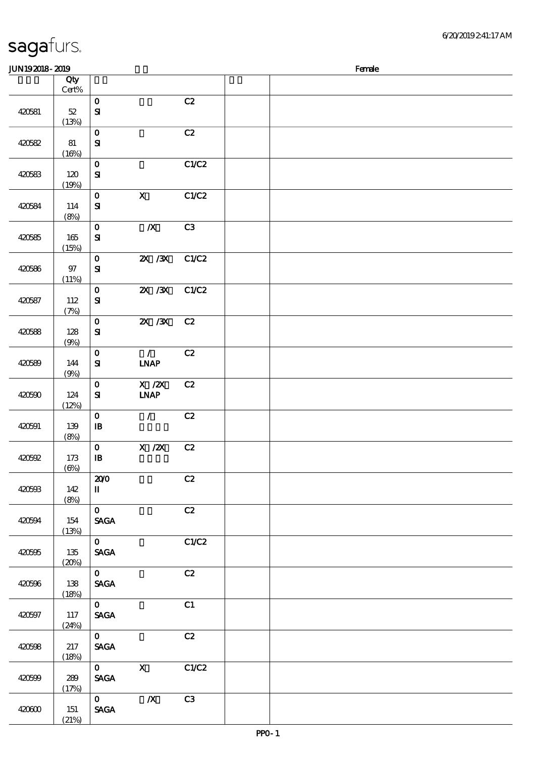sagafurs.

JUN19 2018 - 2019 Female

| | Qty Cert% | | | | | |
|---|---|---|---|---|---|---|
| 420581 | 52 (13%) | 0 SI | | C2 | | |
| 420582 | 81 (16%) | 0 SI | | C2 | | |
| 420583 | 120 (19%) | 0 SI | | C1/C2 | | |
| 420584 | 114 (8%) | 0 SI | X | C1/C2 | | |
| 420585 | 165 (15%) | 0 SI | /X | C3 | | |
| 420586 | 97 (11%) | 0 SI | 2X /3X | C1/C2 | | |
| 420587 | 112 (7%) | 0 SI | 2X /3X | C1/C2 | | |
| 420588 | 128 (9%) | 0 SI | 2X /3X | C2 | | |
| 420589 | 144 (9%) | 0 SI | / LNAP | C2 | | |
| 420590 | 124 (12%) | 0 SI | X /2X LNAP | C2 | | |
| 420591 | 139 (8%) | 0 IB | / | C2 | | |
| 420592 | 173 (6%) | 0 IB | X /2X | C2 | | |
| 420593 | 142 (8%) | 20/0 II | | C2 | | |
| 420594 | 154 (13%) | 0 SAGA | | C2 | | |
| 420595 | 135 (20%) | 0 SAGA | | C1/C2 | | |
| 420596 | 138 (18%) | 0 SAGA | | C2 | | |
| 420597 | 117 (24%) | 0 SAGA | | C1 | | |
| 420598 | 217 (18%) | 0 SAGA | | C2 | | |
| 420599 | 289 (17%) | 0 SAGA | X | C1/C2 | | |
| 420600 | 151 (21%) | 0 SAGA | /X | C3 | | |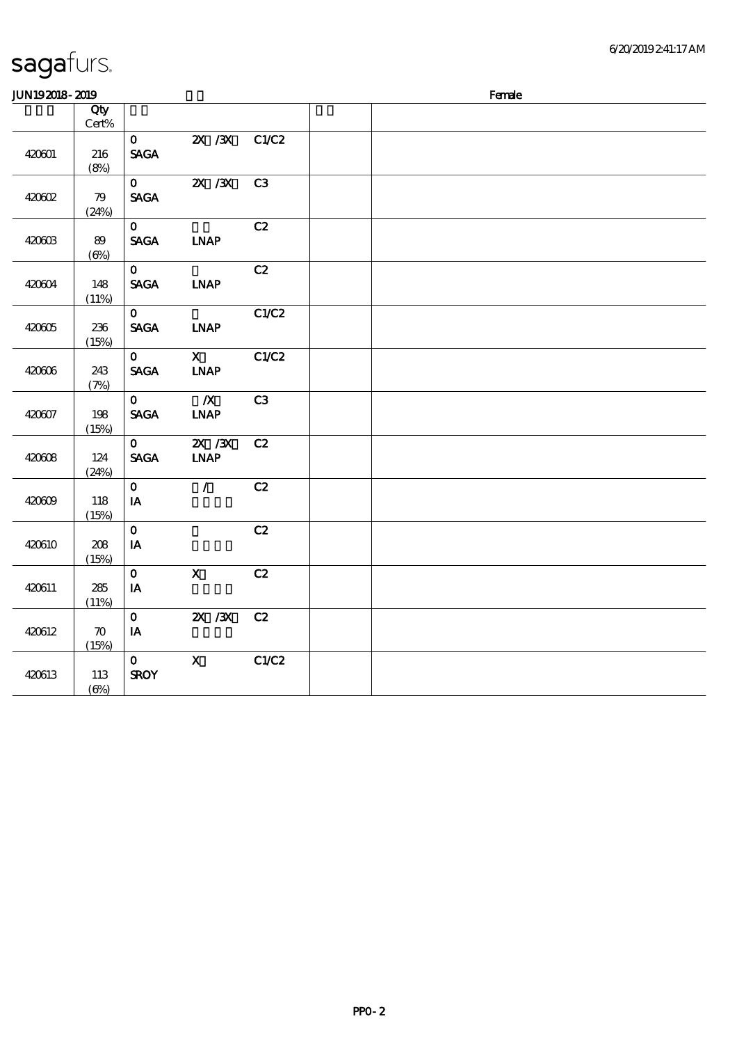sagafurs.

JUN19 2018 - 2019 | Female

| | Qty Cert% | | | | | |
|---|---|---|---|---|---|---|
| 420601 | 216 (8%) | 0 SAGA | 2X /3X | C1/C2 | | |
| 420602 | 79 (24%) | 0 SAGA | 2X /3X | C3 | | |
| 420603 | 89 (6%) | 0 SAGA | LNAP | C2 | | |
| 420604 | 148 (11%) | 0 SAGA | LNAP | C2 | | |
| 420605 | 236 (15%) | 0 SAGA | LNAP | C1/C2 | | |
| 420606 | 243 (7%) | 0 SAGA | X LNAP | C1/C2 | | |
| 420607 | 198 (15%) | 0 SAGA | /X LNAP | C3 | | |
| 420608 | 124 (24%) | 0 SAGA | 2X /3X LNAP | C2 | | |
| 420609 | 118 (15%) | 0 IA | / | C2 | | |
| 420610 | 208 (15%) | 0 IA | | C2 | | |
| 420611 | 285 (11%) | 0 IA | X | C2 | | |
| 420612 | 70 (15%) | 0 IA | 2X /3X | C2 | | |
| 420613 | 113 (6%) | 0 SROY | X | C1/C2 | | |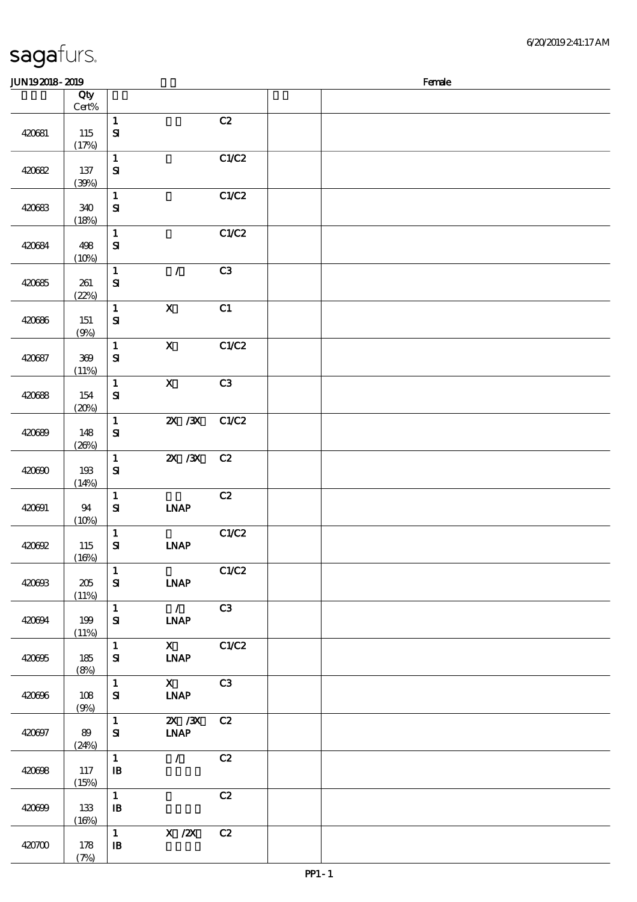**JUN19 2018 - 2019** | **Female**

| | Qty Cert% | | | | | |
|---|---|---|---|---|---|---|
| 420681 | 115 (17%) | 1 SI | | C2 | | |
| 420682 | 137 (39%) | 1 SI | | C1/C2 | | |
| 420683 | 340 (18%) | 1 SI | | C1/C2 | | |
| 420684 | 498 (10%) | 1 SI | | C1/C2 | | |
| 420685 | 261 (22%) | 1 SI | / | C3 | | |
| 420686 | 151 (9%) | 1 SI | X | C1 | | |
| 420687 | 369 (11%) | 1 SI | X | C1/C2 | | |
| 420688 | 154 (20%) | 1 SI | X | C3 | | |
| 420689 | 148 (26%) | 1 SI | 2X /3X | C1/C2 | | |
| 420690 | 193 (14%) | 1 SI | 2X /3X | C2 | | |
| 420691 | 94 (10%) | 1 SI | LNAP | C2 | | |
| 420692 | 115 (16%) | 1 SI | LNAP | C1/C2 | | |
| 420693 | 205 (11%) | 1 SI | LNAP | C1/C2 | | |
| 420694 | 199 (11%) | 1 SI | / LNAP | C3 | | |
| 420695 | 185 (8%) | 1 SI | X LNAP | C1/C2 | | |
| 420696 | 108 (9%) | 1 SI | X LNAP | C3 | | |
| 420697 | 89 (24%) | 1 SI | 2X /3X LNAP | C2 | | |
| 420698 | 117 (15%) | 1 IB | / | C2 | | |
| 420699 | 133 (16%) | 1 IB | | C2 | | |
| 420700 | 178 (7%) | 1 IB | X /2X | C2 | | |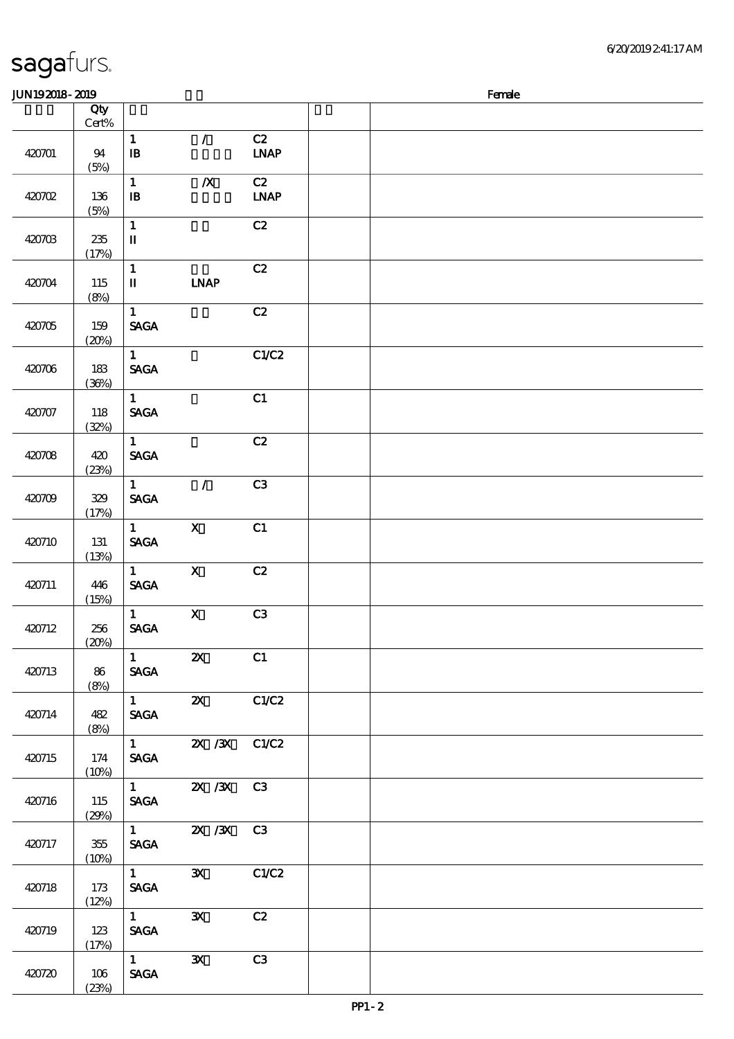# sagafurs.

JUN192018 - 2019 Female

| | Qty Cert% | | | | | |
|---|---|---|---|---|---|---|
| 420701 | 94 (5%) | 1 IB | / | C2 LNAP | | |
| 420702 | 136 (5%) | 1 IB | /X | C2 LNAP | | |
| 420703 | 235 (17%) | 1 II | | C2 | | |
| 420704 | 115 (8%) | 1 II | LNAP | C2 | | |
| 420705 | 159 (20%) | 1 SAGA | | C2 | | |
| 420706 | 183 (36%) | 1 SAGA | | C1/C2 | | |
| 420707 | 118 (32%) | 1 SAGA | | C1 | | |
| 420708 | 420 (23%) | 1 SAGA | | C2 | | |
| 420709 | 329 (17%) | 1 SAGA | / | C3 | | |
| 420710 | 131 (13%) | 1 SAGA | X | C1 | | |
| 420711 | 446 (15%) | 1 SAGA | X | C2 | | |
| 420712 | 256 (20%) | 1 SAGA | X | C3 | | |
| 420713 | 86 (8%) | 1 SAGA | 2X | C1 | | |
| 420714 | 482 (8%) | 1 SAGA | 2X | C1/C2 | | |
| 420715 | 174 (10%) | 1 SAGA | 2X /3X | C1/C2 | | |
| 420716 | 115 (29%) | 1 SAGA | 2X /3X | C3 | | |
| 420717 | 355 (10%) | 1 SAGA | 2X /3X | C3 | | |
| 420718 | 173 (12%) | 1 SAGA | 3X | C1/C2 | | |
| 420719 | 123 (17%) | 1 SAGA | 3X | C2 | | |
| 420720 | 106 (23%) | 1 SAGA | 3X | C3 | | |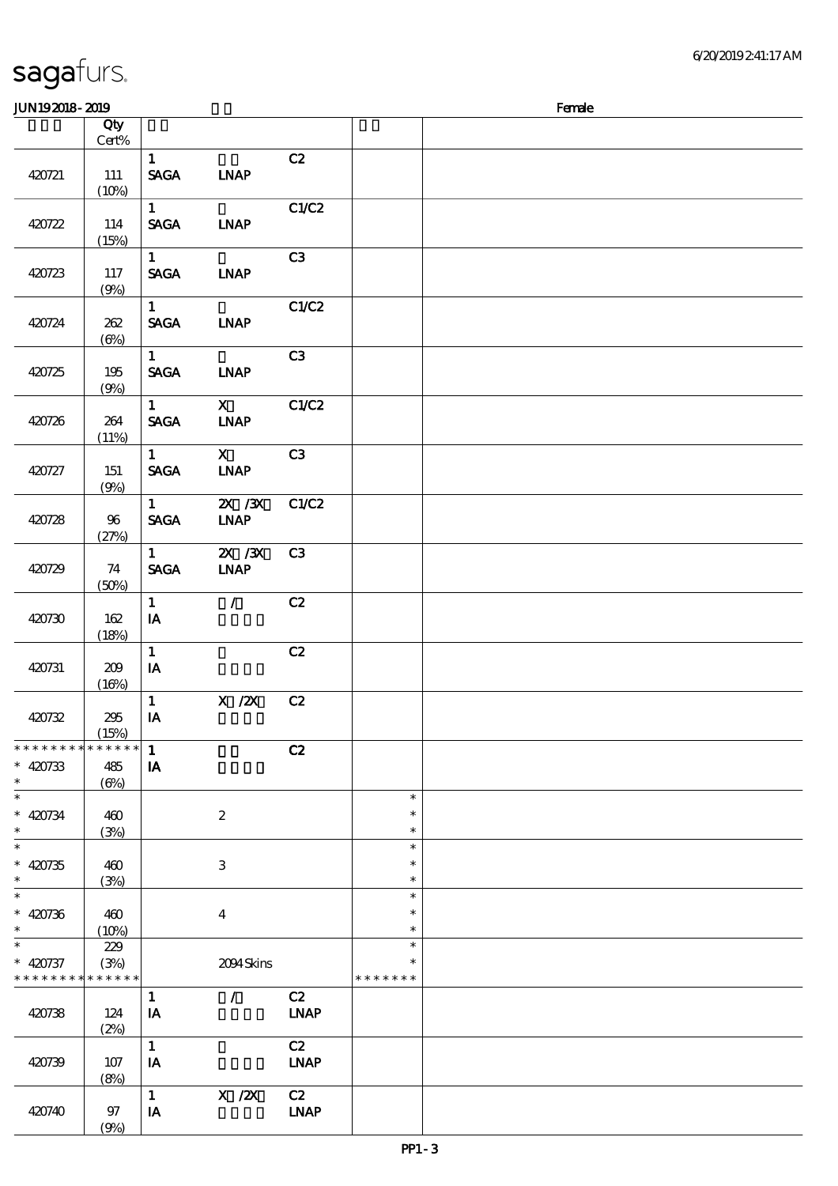# sagafurs.

JUN192018-2019 | Female

| | Qty Cert% | | | | | |
|---|---|---|---|---|---|---|
| 420721 | 111 (10%) | 1 SAGA | LNAP | C2 | | |
| 420722 | 114 (15%) | 1 SAGA | LNAP | C1/C2 | | |
| 420723 | 117 (9%) | 1 SAGA | LNAP | C3 | | |
| 420724 | 262 (6%) | 1 SAGA | LNAP | C1/C2 | | |
| 420725 | 195 (9%) | 1 SAGA | LNAP | C3 | | |
| 420726 | 264 (11%) | 1 SAGA | X LNAP | C1/C2 | | |
| 420727 | 151 (9%) | 1 SAGA | X LNAP | C3 | | |
| 420728 | 96 (27%) | 1 SAGA | 2X /3X LNAP | C1/C2 | | |
| 420729 | 74 (50%) | 1 SAGA | 2X /3X LNAP | C3 | | |
| 420730 | 162 (18%) | 1 IA | / | C2 | | |
| 420731 | 209 (16%) | 1 IA | | C2 | | |
| 420732 | 295 (15%) | 1 IA | X /2X | C2 | | |
| * * * * * * * * * * * * * * 420733 * | 485 (6%) | 1 IA | | C2 | | |
| * 420734 * | 460 (3%) | | 2 | | * * * | |
| * 420735 * | 460 (3%) | | 3 | | * * * | |
| * 420736 * | 460 (10%) | | 4 | | * * * | |
| * 420737 * * * * * * * * * * * * * | 229 (3%) | | 2094 Skins | | * * * * * * * * * | |
| 420738 | 124 (2%) | 1 IA | / | C2 LNAP | | |
| 420739 | 107 (8%) | 1 IA | | C2 LNAP | | |
| 420740 | 97 (9%) | 1 IA | X /2X | C2 LNAP | | |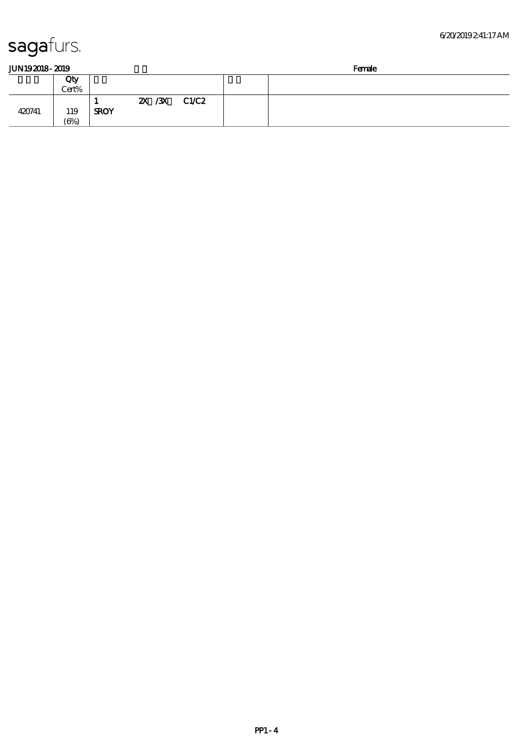# sagafurs.

**JUN19 2018 - 2019** Female

| | Qty Cert% | | | |
|---|---|---|---|---|
| 420741 | 119 (6%) | 1 2X /3X C1/C2 **SROY** | | |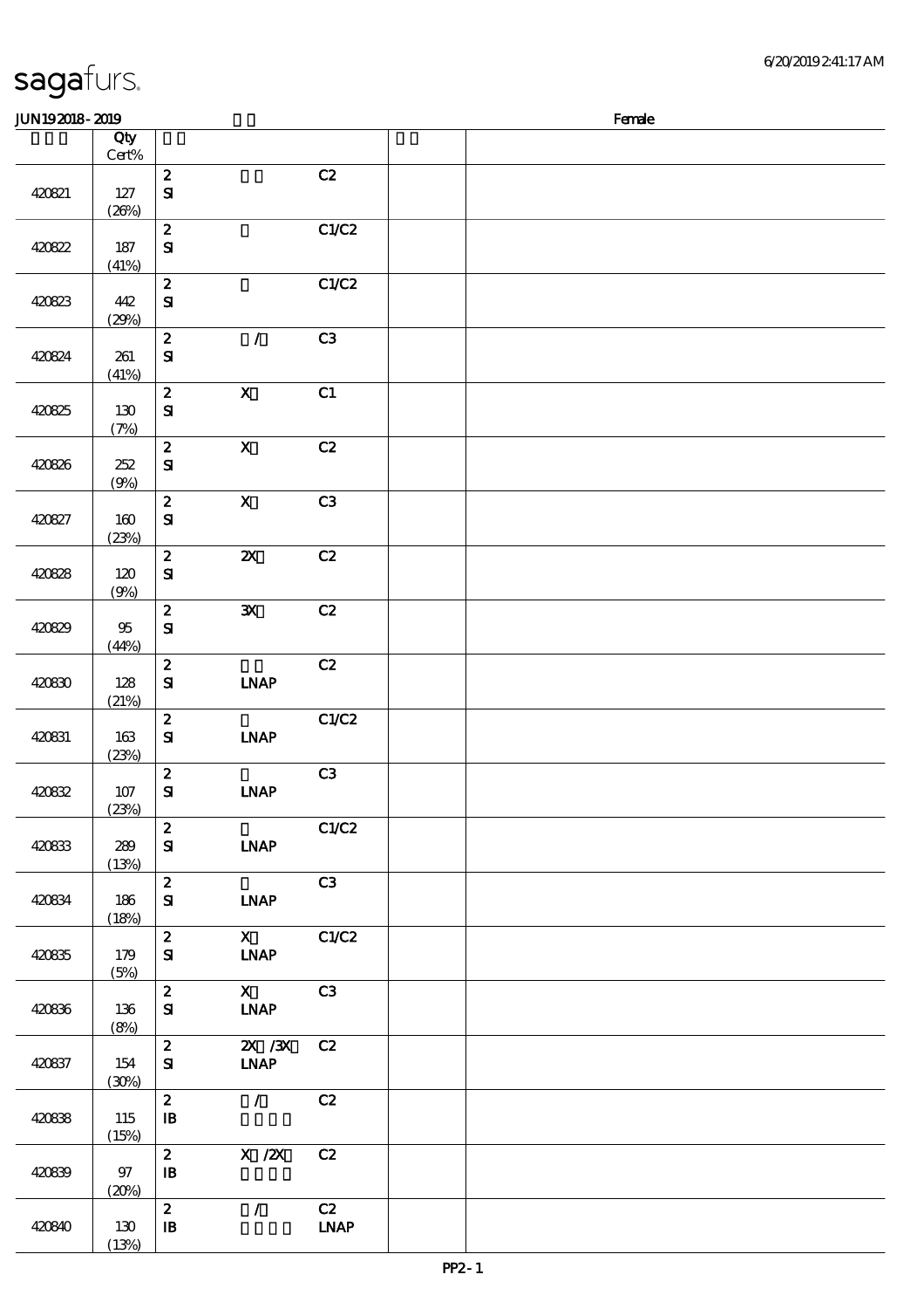# sagafurs.

JUN19 2018 - 2019 Female

| | Qty<br>Cert% | | | | | |
|---|---|---|---|---|---|---|
| 420821 | 127<br>(26%) | 2<br>SI | | C2 | | |
| 420822 | 187<br>(41%) | 2<br>SI | | C1/C2 | | |
| 420823 | 442<br>(29%) | 2<br>SI | | C1/C2 | | |
| 420824 | 261<br>(41%) | 2<br>SI | / | C3 | | |
| 420825 | 130<br>(7%) | 2<br>SI | X | C1 | | |
| 420826 | 252<br>(9%) | 2<br>SI | X | C2 | | |
| 420827 | 160<br>(23%) | 2<br>SI | X | C3 | | |
| 420828 | 120<br>(9%) | 2<br>SI | 2X | C2 | | |
| 420829 | 95<br>(44%) | 2<br>SI | 3X | C2 | | |
| 420830 | 128<br>(21%) | 2<br>SI | LNAP | C2 | | |
| 420831 | 163<br>(23%) | 2<br>SI | LNAP | C1/C2 | | |
| 420832 | 107<br>(23%) | 2<br>SI | LNAP | C3 | | |
| 420833 | 289<br>(13%) | 2<br>SI | LNAP | C1/C2 | | |
| 420834 | 186<br>(18%) | 2<br>SI | LNAP | C3 | | |
| 420835 | 179<br>(5%) | 2<br>SI | X<br>LNAP | C1/C2 | | |
| 420836 | 136<br>(8%) | 2<br>SI | X<br>LNAP | C3 | | |
| 420837 | 154<br>(30%) | 2<br>SI | 2X /3X<br>LNAP | C2 | | |
| 420838 | 115<br>(15%) | 2<br>IB | / | C2 | | |
| 420839 | 97<br>(20%) | 2<br>IB | X /2X | C2 | | |
| 420840 | 130<br>(13%) | 2<br>IB | / | C2<br>LNAP | | |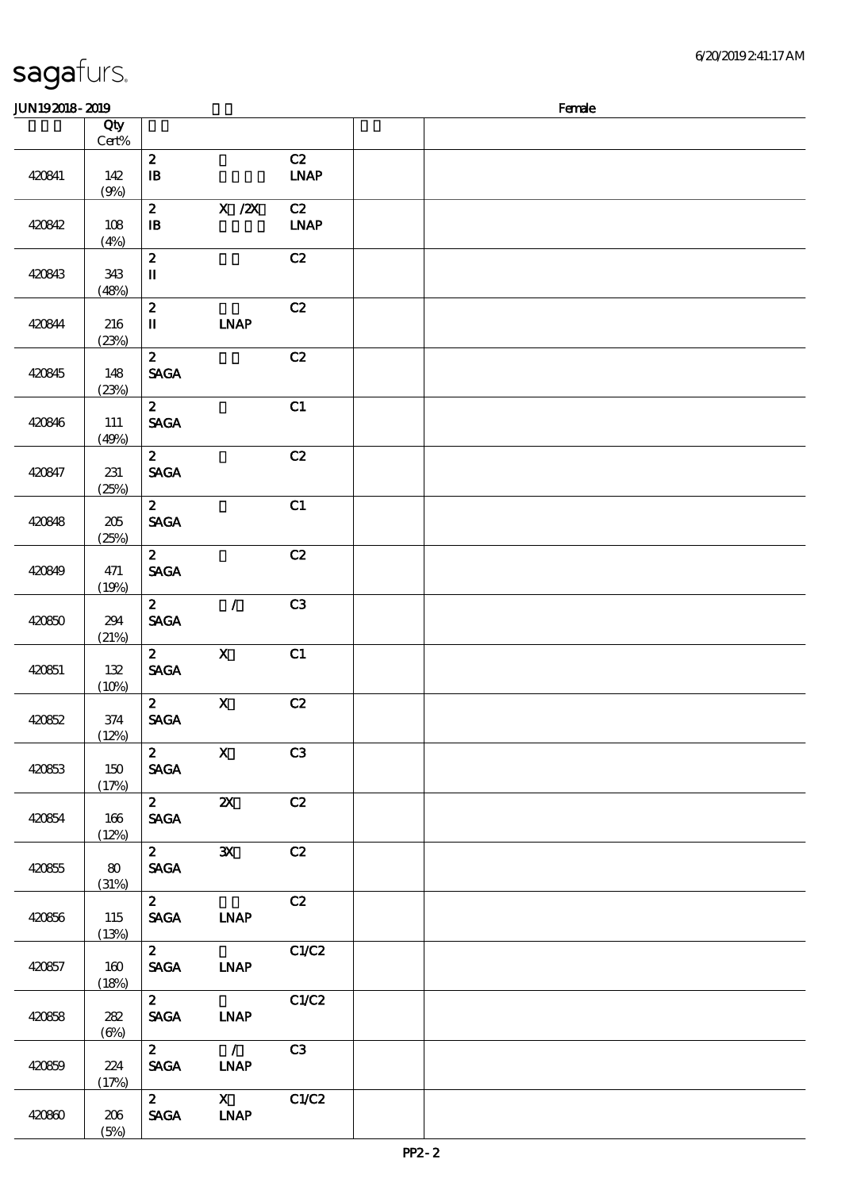# sagafurs.

JUN19 2018 - 2019 Female

| | Qty Cert% | | | | | |
|---|---|---|---|---|---|---|
| 420841 | 142 (9%) | 2 IB | | C2 LNAP | | |
| 420842 | 108 (4%) | 2 IB | X /2X | C2 LNAP | | |
| 420843 | 343 (48%) | 2 II | | C2 | | |
| 420844 | 216 (23%) | 2 II | LNAP | C2 | | |
| 420845 | 148 (23%) | 2 SAGA | | C2 | | |
| 420846 | 111 (49%) | 2 SAGA | | C1 | | |
| 420847 | 231 (25%) | 2 SAGA | | C2 | | |
| 420848 | 205 (25%) | 2 SAGA | | C1 | | |
| 420849 | 471 (19%) | 2 SAGA | | C2 | | |
| 420850 | 294 (21%) | 2 SAGA | / | C3 | | |
| 420851 | 132 (10%) | 2 SAGA | X | C1 | | |
| 420852 | 374 (12%) | 2 SAGA | X | C2 | | |
| 420853 | 150 (17%) | 2 SAGA | X | C3 | | |
| 420854 | 166 (12%) | 2 SAGA | 2X | C2 | | |
| 420855 | 80 (31%) | 2 SAGA | 3X | C2 | | |
| 420856 | 115 (13%) | 2 SAGA | LNAP | C2 | | |
| 420857 | 160 (18%) | 2 SAGA | LNAP | C1/C2 | | |
| 420858 | 282 (6%) | 2 SAGA | LNAP | C1/C2 | | |
| 420859 | 224 (17%) | 2 SAGA | / LNAP | C3 | | |
| 420860 | 206 (5%) | 2 SAGA | X LNAP | C1/C2 | | |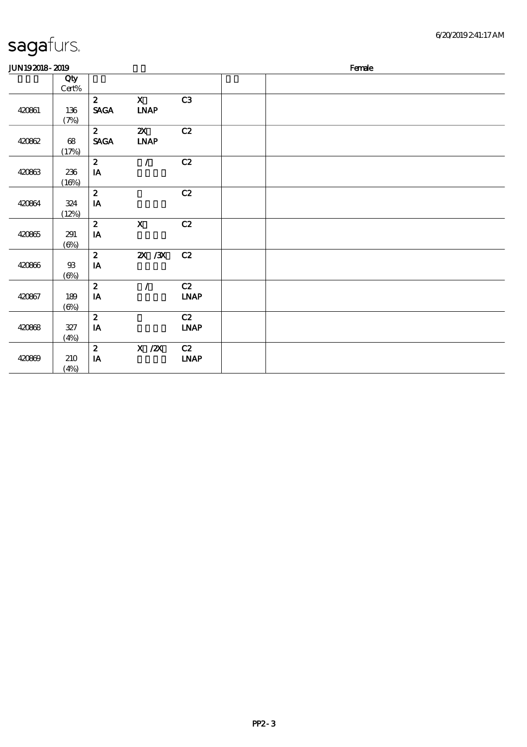sagafurs.

JUN19 2018 - 2019 Female

| | Qty Cert% | | | | | |
|---|---|---|---|---|---|---|
| 420861 | 136 (7%) | 2 SAGA | X LNAP | C3 | | |
| 420862 | 68 (17%) | 2 SAGA | 2X LNAP | C2 | | |
| 420863 | 236 (16%) | 2 IA | / | C2 | | |
| 420864 | 324 (12%) | 2 IA | | C2 | | |
| 420865 | 291 (6%) | 2 IA | X | C2 | | |
| 420866 | 93 (6%) | 2 IA | 2X /3X | C2 | | |
| 420867 | 189 (6%) | 2 IA | / | C2 LNAP | | |
| 420868 | 327 (4%) | 2 IA | | C2 LNAP | | |
| 420869 | 210 (4%) | 2 IA | X /2X | C2 LNAP | | |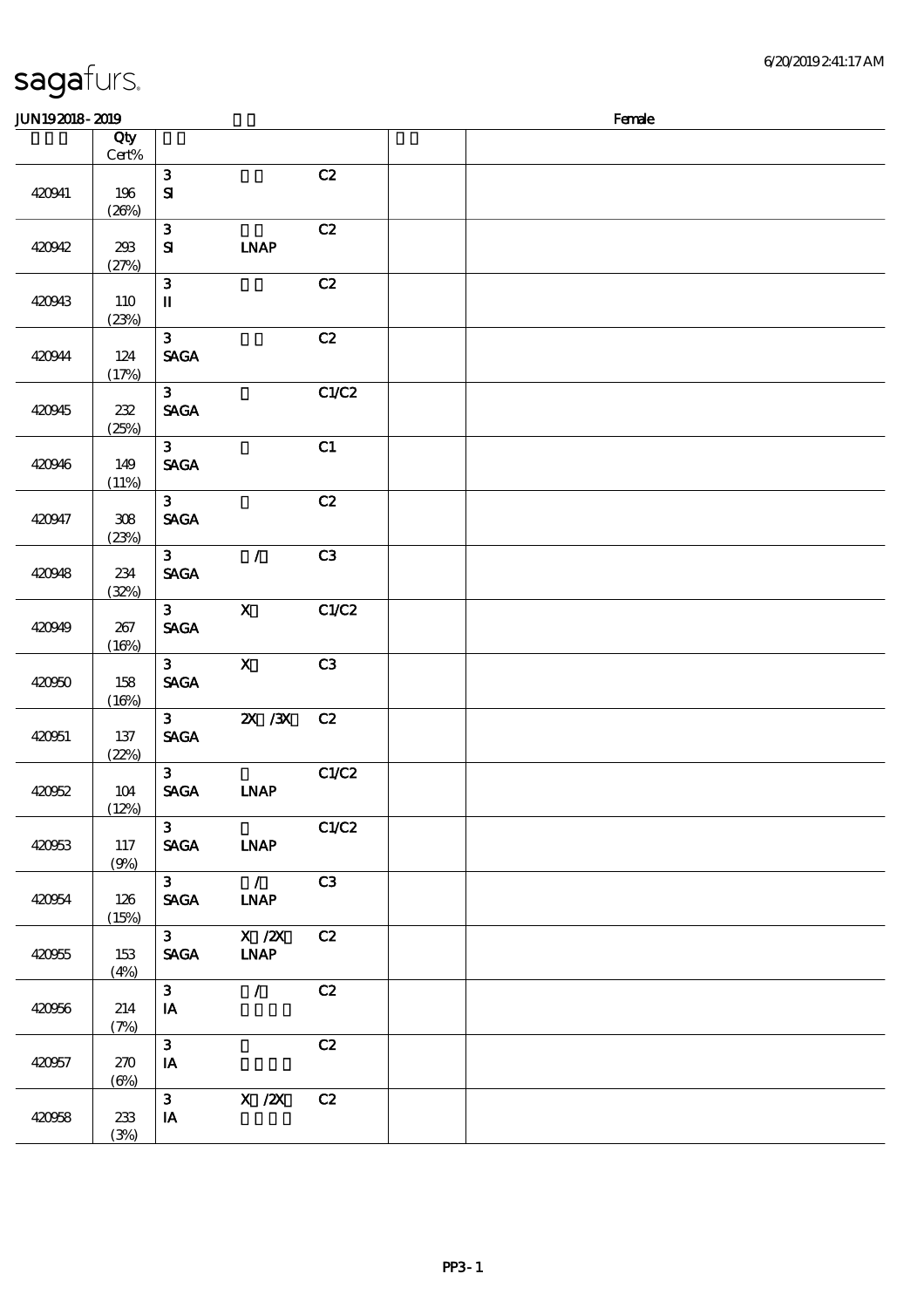sagafurs.

JUN19 2018 - 2019 Female

| | Qty Cert% | | | | | |
|---|---|---|---|---|---|---|
| 420941 | 196 (26%) | 3 SI | | C2 | | |
| 420942 | 293 (27%) | 3 SI | LNAP | C2 | | |
| 420943 | 110 (23%) | 3 II | | C2 | | |
| 420944 | 124 (17%) | 3 SAGA | | C2 | | |
| 420945 | 232 (25%) | 3 SAGA | | C1/C2 | | |
| 420946 | 149 (11%) | 3 SAGA | | C1 | | |
| 420947 | 308 (23%) | 3 SAGA | | C2 | | |
| 420948 | 234 (32%) | 3 SAGA | / | C3 | | |
| 420949 | 267 (16%) | 3 SAGA | X | C1/C2 | | |
| 420950 | 158 (16%) | 3 SAGA | X | C3 | | |
| 420951 | 137 (22%) | 3 SAGA | 2X /3X | C2 | | |
| 420952 | 104 (12%) | 3 SAGA | LNAP | C1/C2 | | |
| 420953 | 117 (9%) | 3 SAGA | LNAP | C1/C2 | | |
| 420954 | 126 (15%) | 3 SAGA | / LNAP | C3 | | |
| 420955 | 153 (4%) | 3 SAGA | X /2X LNAP | C2 | | |
| 420956 | 214 (7%) | 3 IA | / | C2 | | |
| 420957 | 270 (6%) | 3 IA | | C2 | | |
| 420958 | 233 (3%) | 3 IA | X /2X | C2 | | |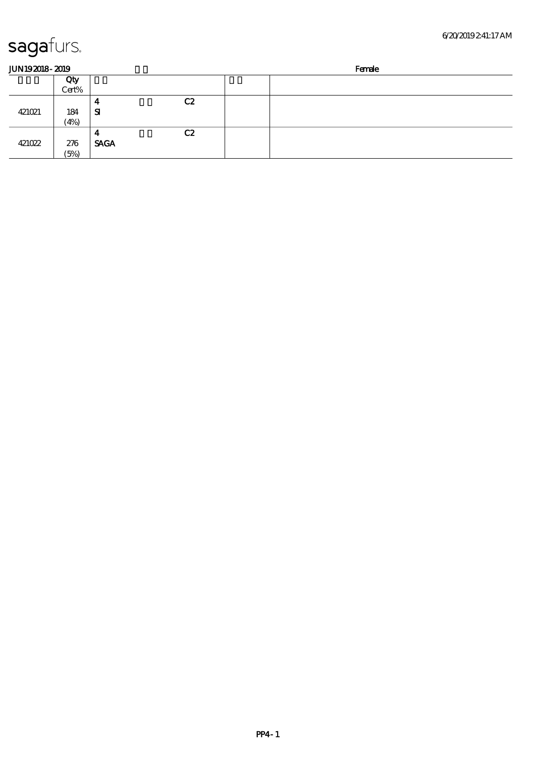**JUN19 2018 - 2019** | | **Female**

|  | Qty Cert% |  |  |  |  |  |
|---|---|---|---|---|---|---|
| 421021 | 184 (4%) | 4 SI |  | C2 |  |  |
| 421022 | 276 (5%) | 4 SAGA |  | C2 |  |  |

PP4 - 1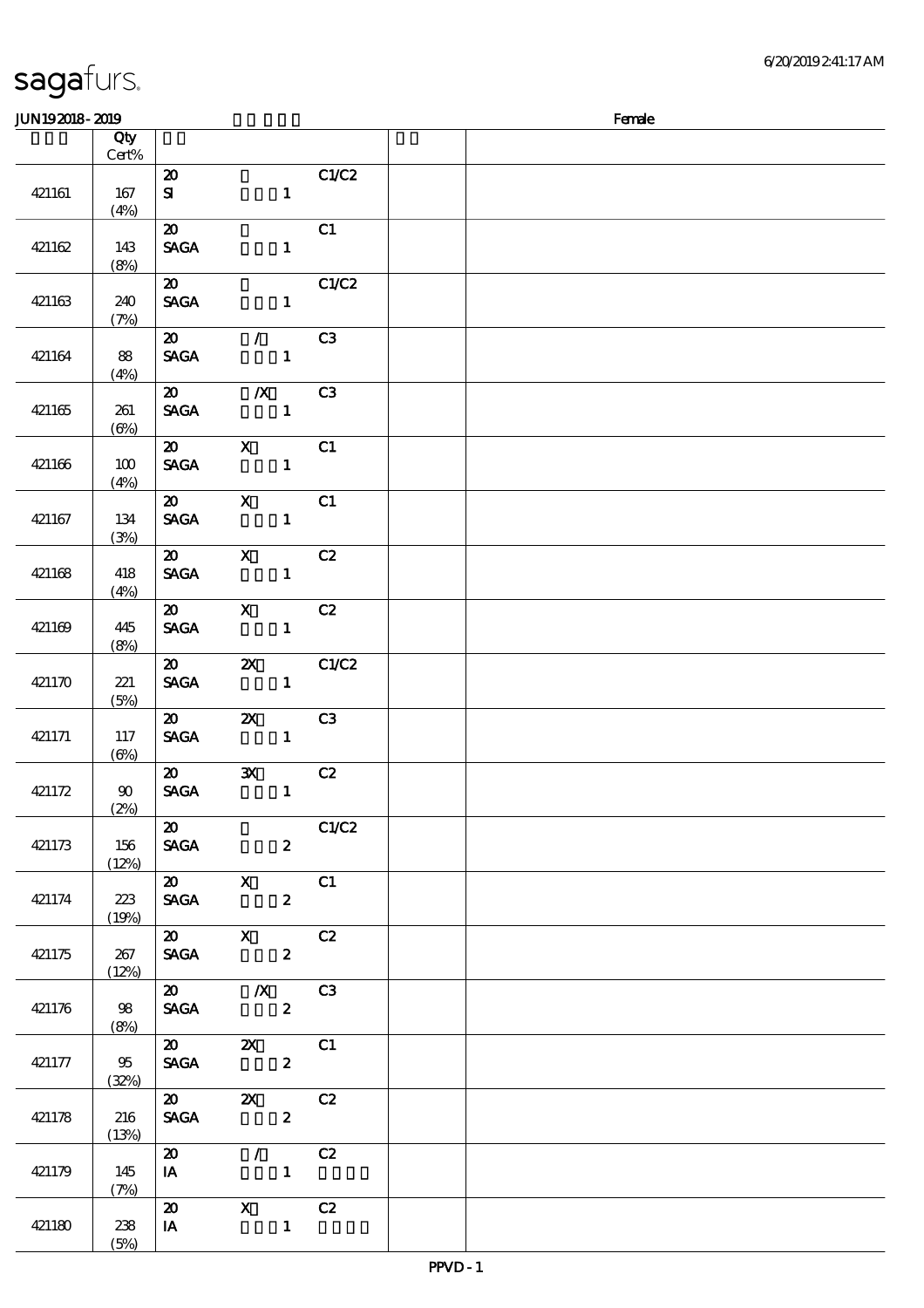| | Qty<br>Cert% | | | | | |
|---|---|---|---|---|---|---|
| 421161 | 167<br>(4%) | 20<br>SI | 1 | C1/C2 | | |
| 421162 | 143<br>(8%) | 20<br>SAGA | 1 | C1 | | |
| 421163 | 240<br>(7%) | 20<br>SAGA | 1 | C1/C2 | | |
| 421164 | 88<br>(4%) | 20<br>SAGA | /<br>1 | C3 | | |
| 421165 | 261<br>(6%) | 20<br>SAGA | /X<br>1 | C3 | | |
| 421166 | 100<br>(4%) | 20<br>SAGA | X<br>1 | C1 | | |
| 421167 | 134<br>(3%) | 20<br>SAGA | X<br>1 | C1 | | |
| 421168 | 418<br>(4%) | 20<br>SAGA | X<br>1 | C2 | | |
| 421169 | 445<br>(8%) | 20<br>SAGA | X<br>1 | C2 | | |
| 421170 | 221<br>(5%) | 20<br>SAGA | 2X<br>1 | C1/C2 | | |
| 421171 | 117<br>(6%) | 20<br>SAGA | 2X<br>1 | C3 | | |
| 421172 | 90<br>(2%) | 20<br>SAGA | 3X<br>1 | C2 | | |
| 421173 | 156<br>(12%) | 20<br>SAGA | 2 | C1/C2 | | |
| 421174 | 223<br>(19%) | 20<br>SAGA | X<br>2 | C1 | | |
| 421175 | 267<br>(12%) | 20<br>SAGA | X<br>2 | C2 | | |
| 421176 | 98<br>(8%) | 20<br>SAGA | /X<br>2 | C3 | | |
| 421177 | 95<br>(32%) | 20<br>SAGA | 2X<br>2 | C1 | | |
| 421178 | 216<br>(13%) | 20<br>SAGA | 2X<br>2 | C2 | | |
| 421179 | 145<br>(7%) | 20<br>IA | /<br>1 | C2 | | |
| 421180 | 238<br>(5%) | 20<br>IA | X<br>1 | C2 | | |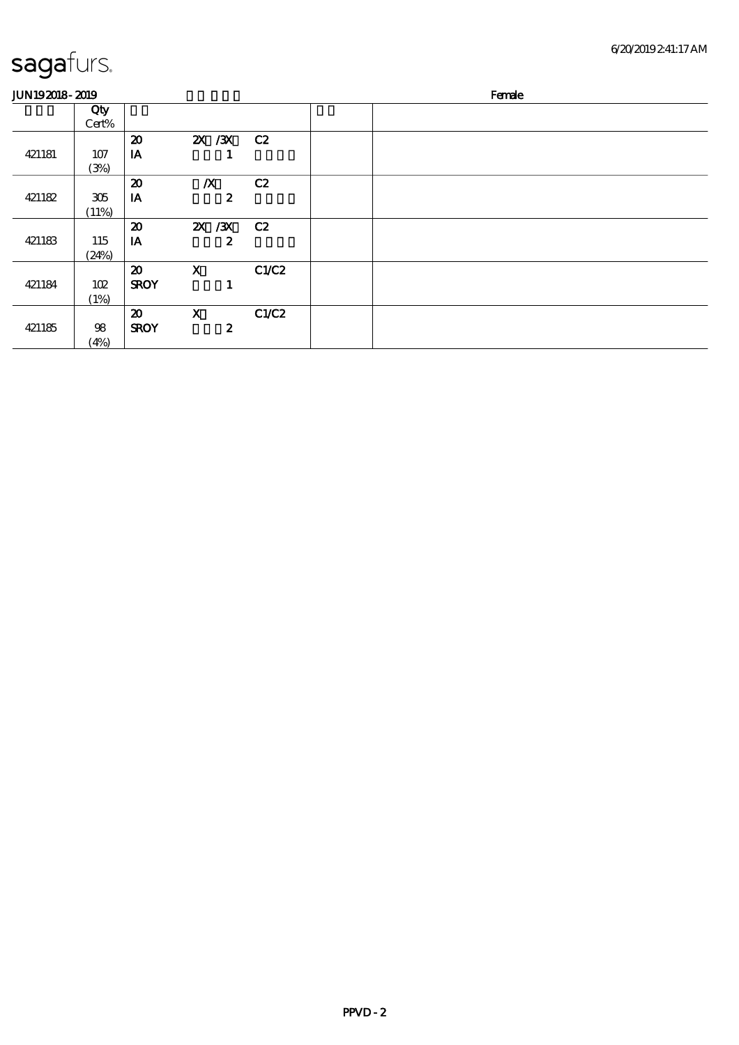sagafurs.

JUN19 2018 - 2019 Female

| | Qty Cert% | | | | | |
|---|---|---|---|---|---|---|
| 421181 | 107 (3%) | 20 IA | 2X /3X 1 | C2 | | |
| 421182 | 305 (11%) | 20 IA | /X 2 | C2 | | |
| 421183 | 115 (24%) | 20 IA | 2X /3X 2 | C2 | | |
| 421184 | 102 (1%) | 20 SROY | X 1 | C1/C2 | | |
| 421185 | 98 (4%) | 20 SROY | X 2 | C1/C2 | | |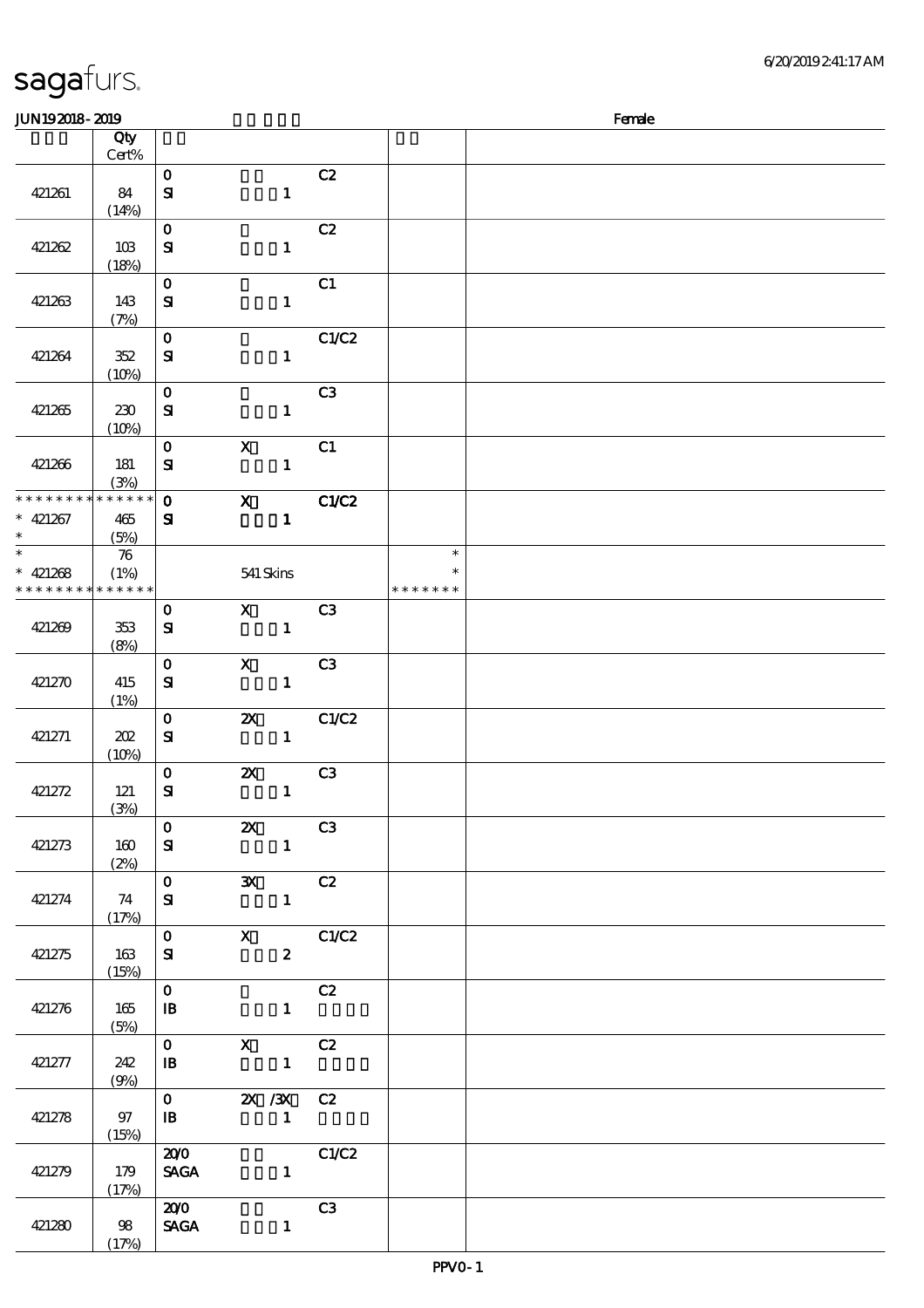sagafurs.

JUN19 2018 - 2019 Female

| | Qty Cert% | | | | | |
|---|---|---|---|---|---|---|
| 421261 | 84 (14%) | 0 SI | 1 | C2 | | |
| 421262 | 103 (18%) | 0 SI | 1 | C2 | | |
| 421263 | 143 (7%) | 0 SI | 1 | C1 | | |
| 421264 | 352 (10%) | 0 SI | 1 | C1/C2 | | |
| 421265 | 230 (10%) | 0 SI | 1 | C3 | | |
| 421266 | 181 (3%) | 0 SI | X 1 | C1 | | |
| * * * * * * * * * * * * * * 421267 * | 465 (5%) | 0 SI | X 1 | C1/C2 | | |
| * * 421268 * * * * * * * * * * * * * * | 76 (1%) | | 541 Skins | | * * * * * * * * * | |
| 421269 | 353 (8%) | 0 SI | X 1 | C3 | | |
| 421270 | 415 (1%) | 0 SI | X 1 | C3 | | |
| 421271 | 202 (10%) | 0 SI | 2X 1 | C1/C2 | | |
| 421272 | 121 (3%) | 0 SI | 2X 1 | C3 | | |
| 421273 | 160 (2%) | 0 SI | 2X 1 | C3 | | |
| 421274 | 74 (17%) | 0 SI | 3X 1 | C2 | | |
| 421275 | 163 (15%) | 0 SI | X 2 | C1/C2 | | |
| 421276 | 165 (5%) | 0 IB | 1 | C2 | | |
| 421277 | 242 (9%) | 0 IB | X 1 | C2 | | |
| 421278 | 97 (15%) | 0 IB | 2X /3X 1 | C2 | | |
| 421279 | 179 (17%) | 20/0 SAGA | 1 | C1/C2 | | |
| 421280 | 98 (17%) | 20/0 SAGA | 1 | C3 | | |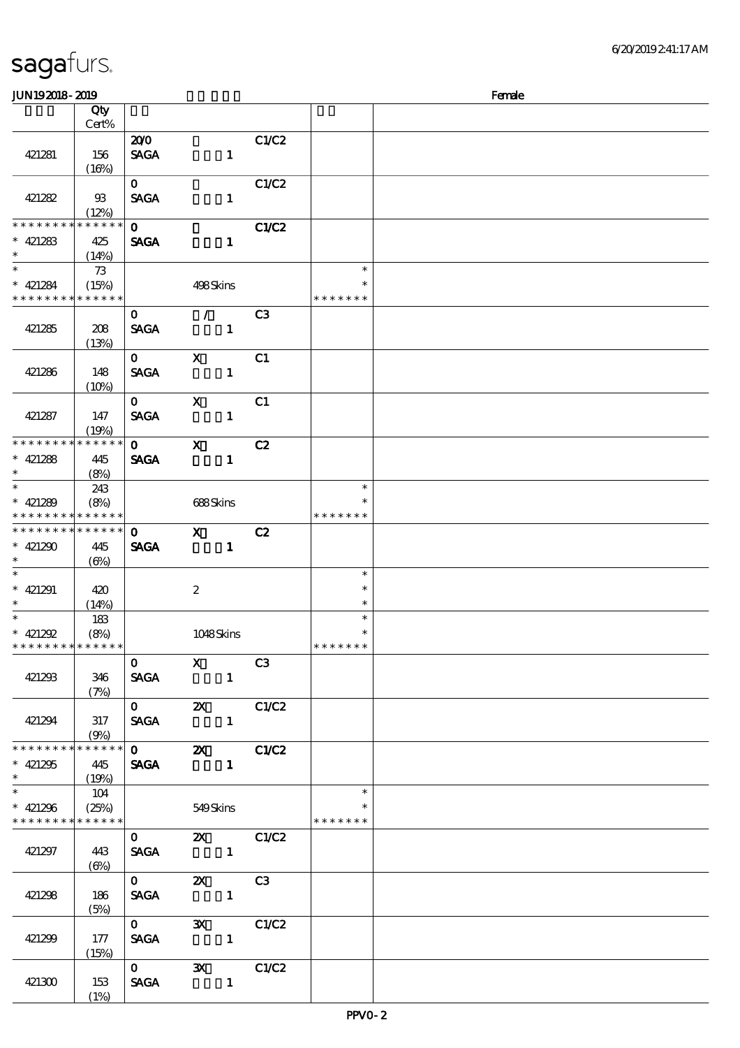sagafurs.

JUN19 2018 - 2019 Female

| | Qty Cert% | | | | | |
|---|---|---|---|---|---|---|
| 421281 | 156 (16%) | 20/0 SAGA | 1 | C1/C2 | | |
| 421282 | 93 (12%) | 0 SAGA | 1 | C1/C2 | | |
| * * * * * * * * * * * * * * 421283 * | 425 (14%) | 0 SAGA | 1 | C1/C2 | | |
| * * 421284 * * * * * * * * * * * * * | 73 (15%) | | 498 Skins | | * * * * * * * * * * | |
| 421285 | 208 (13%) | 0 SAGA | / 1 | C3 | | |
| 421286 | 148 (10%) | 0 SAGA | X 1 | C1 | | |
| 421287 | 147 (19%) | 0 SAGA | X 1 | C1 | | |
| * * * * * * * * * * * * * * 421288 * | 445 (8%) | 0 SAGA | X 1 | C2 | | |
| * * 421289 * * * * * * * * * * * * * | 243 (8%) | | 688 Skins | | * * * * * * * * * * | |
| * * * * * * * * * * * * * * 421290 * | 445 (6%) | 0 SAGA | X 1 | C2 | | |
| * * 421291 * | 420 (14%) | | 2 | | * * * | |
| * * 421292 * * * * * * * * * * * * * | 183 (8%) | | 1048 Skins | | * * * * * * * * * * | |
| 421293 | 346 (7%) | 0 SAGA | X 1 | C3 | | |
| 421294 | 317 (9%) | 0 SAGA | 2X 1 | C1/C2 | | |
| * * * * * * * * * * * * * * 421295 * | 445 (19%) | 0 SAGA | 2X 1 | C1/C2 | | |
| * * 421296 * * * * * * * * * * * * * | 104 (25%) | | 549 Skins | | * * * * * * * * * * | |
| 421297 | 443 (6%) | 0 SAGA | 2X 1 | C1/C2 | | |
| 421298 | 186 (5%) | 0 SAGA | 2X 1 | C3 | | |
| 421299 | 177 (15%) | 0 SAGA | 3X 1 | C1/C2 | | |
| 421300 | 153 (1%) | 0 SAGA | 3X 1 | C1/C2 | | |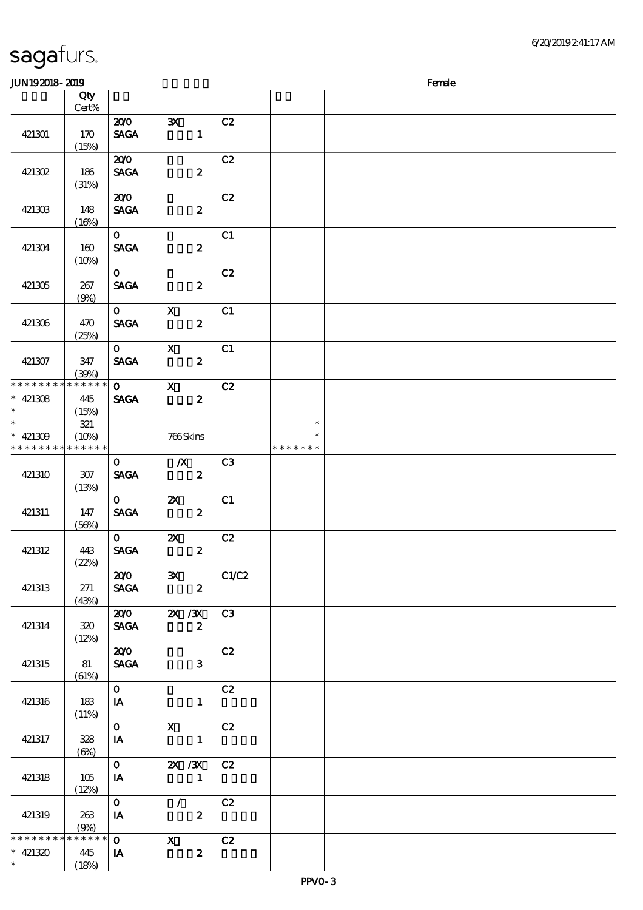sagafurs.

JUN19 2018 - 2019 Female

| | Qty Cert% | | | | | |
|---|---|---|---|---|---|---|
| 421301 | 170 (15%) | 20/0 SAGA | 3X 1 | C2 | | |
| 421302 | 186 (31%) | 20/0 SAGA | 2 | C2 | | |
| 421303 | 148 (16%) | 20/0 SAGA | 2 | C2 | | |
| 421304 | 160 (10%) | 0 SAGA | 2 | C1 | | |
| 421305 | 267 (9%) | 0 SAGA | 2 | C2 | | |
| 421306 | 470 (25%) | 0 SAGA | X 2 | C1 | | |
| 421307 | 347 (39%) | 0 SAGA | X 2 | C1 | | |
| * * * * * * * * * * * * * * * 421308 * | 445 (15%) | 0 SAGA | X 2 | C2 | | |
| * * 421309 * * * * * * * * * * * * * * | 321 (10%) | | 766 Skins | | * * * * * * * * * | |
| 421310 | 307 (13%) | 0 SAGA | /X 2 | C3 | | |
| 421311 | 147 (56%) | 0 SAGA | 2X 2 | C1 | | |
| 421312 | 443 (22%) | 0 SAGA | 2X 2 | C2 | | |
| 421313 | 271 (43%) | 20/0 SAGA | 3X 2 | C1/C2 | | |
| 421314 | 320 (12%) | 20/0 SAGA | 2X /3X 2 | C3 | | |
| 421315 | 81 (61%) | 20/0 SAGA | 3 | C2 | | |
| 421316 | 183 (11%) | 0 IA | 1 | C2 | | |
| 421317 | 328 (6%) | 0 IA | X 1 | C2 | | |
| 421318 | 105 (12%) | 0 IA | 2X /3X 1 | C2 | | |
| 421319 | 263 (9%) | 0 IA | / 2 | C2 | | |
| * * * * * * * * * * * * * * * 421320 * | 445 (18%) | 0 IA | X 2 | C2 | | |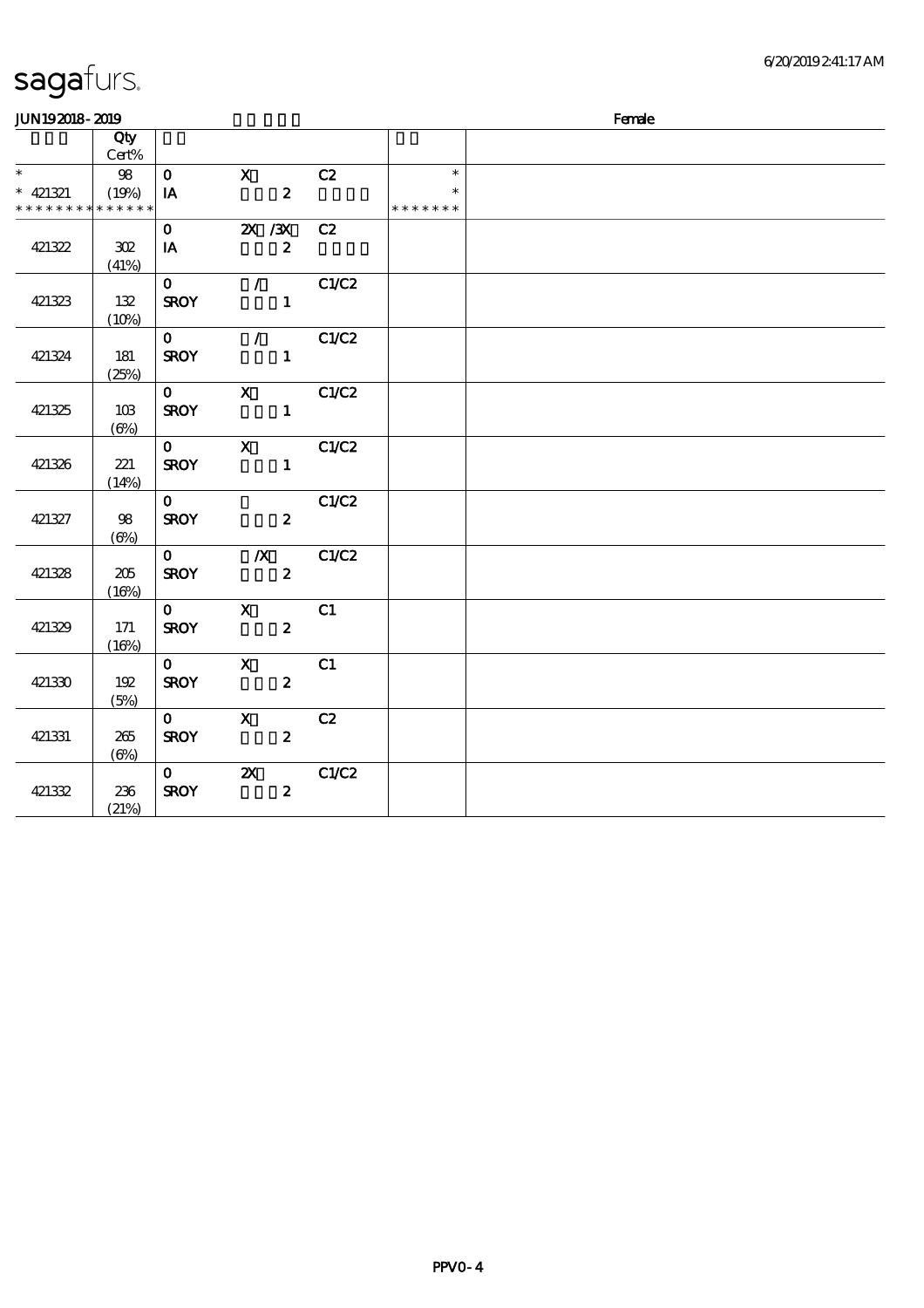# sagafurs.

JUN19 2018 - 2019 　　　　　　　　　　　　　　　　　　　　　　　　　　　　　　　　Female

| | Qty Cert% | | | | | |
|---|---|---|---|---|---|---|
| * | 98 | 0 | X | C2 | * | |
| * 421321 | (19%) | IA | 2 | | * | |
| * * * * * * * * * * * * * | | | | | * * * * * * * | |
| 421322 | 302 (41%) | 0 IA | 2X /3X 2 | C2 | | |
| 421323 | 132 (10%) | 0 SROY | / 1 | C1/C2 | | |
| 421324 | 181 (25%) | 0 SROY | / 1 | C1/C2 | | |
| 421325 | 103 (6%) | 0 SROY | X 1 | C1/C2 | | |
| 421326 | 221 (14%) | 0 SROY | X 1 | C1/C2 | | |
| 421327 | 98 (6%) | 0 SROY | 2 | C1/C2 | | |
| 421328 | 205 (16%) | 0 SROY | /X 2 | C1/C2 | | |
| 421329 | 171 (16%) | 0 SROY | X 2 | C1 | | |
| 421330 | 192 (5%) | 0 SROY | X 2 | C1 | | |
| 421331 | 265 (6%) | 0 SROY | X 2 | C2 | | |
| 421332 | 236 (21%) | 0 SROY | 2X 2 | C1/C2 | | |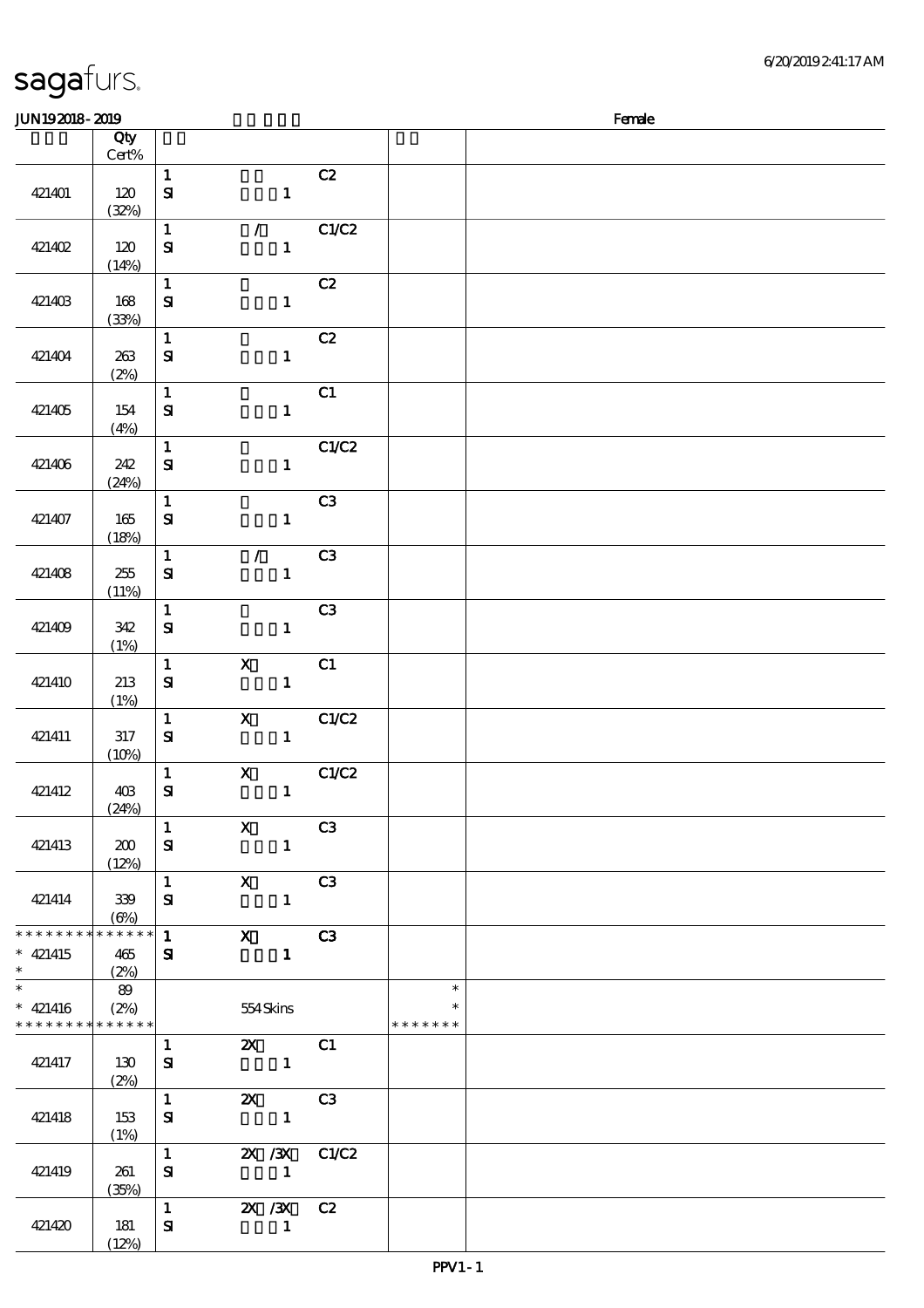sagafurs.

JUN19 2018 - 2019 Female

| | Qty Cert% | | | | | |
|---|---|---|---|---|---|---|
| 421401 | 120 (32%) | 1 SI | 1 | C2 | | |
| 421402 | 120 (14%) | 1 SI | / 1 | C1/C2 | | |
| 421403 | 168 (33%) | 1 SI | 1 | C2 | | |
| 421404 | 263 (2%) | 1 SI | 1 | C2 | | |
| 421405 | 154 (4%) | 1 SI | 1 | C1 | | |
| 421406 | 242 (24%) | 1 SI | 1 | C1/C2 | | |
| 421407 | 165 (18%) | 1 SI | 1 | C3 | | |
| 421408 | 255 (11%) | 1 SI | / 1 | C3 | | |
| 421409 | 342 (1%) | 1 SI | 1 | C3 | | |
| 421410 | 213 (1%) | 1 SI | X 1 | C1 | | |
| 421411 | 317 (10%) | 1 SI | X 1 | C1/C2 | | |
| 421412 | 403 (24%) | 1 SI | X 1 | C1/C2 | | |
| 421413 | 200 (12%) | 1 SI | X 1 | C3 | | |
| 421414 | 339 (6%) | 1 SI | X 1 | C3 | | |
| * * * * * * * * * * * * * * * 421415 * | 465 (2%) | 1 SI | X 1 | C3 | | |
| * * 421416 * * * * * * * * * * * * * | 89 (2%) | | 554 Skins | | * * * * * * * * * | |
| 421417 | 130 (2%) | 1 SI | 2X 1 | C1 | | |
| 421418 | 153 (1%) | 1 SI | 2X 1 | C3 | | |
| 421419 | 261 (35%) | 1 SI | 2X /3X 1 | C1/C2 | | |
| 421420 | 181 (12%) | 1 SI | 2X /3X 1 | C2 | | |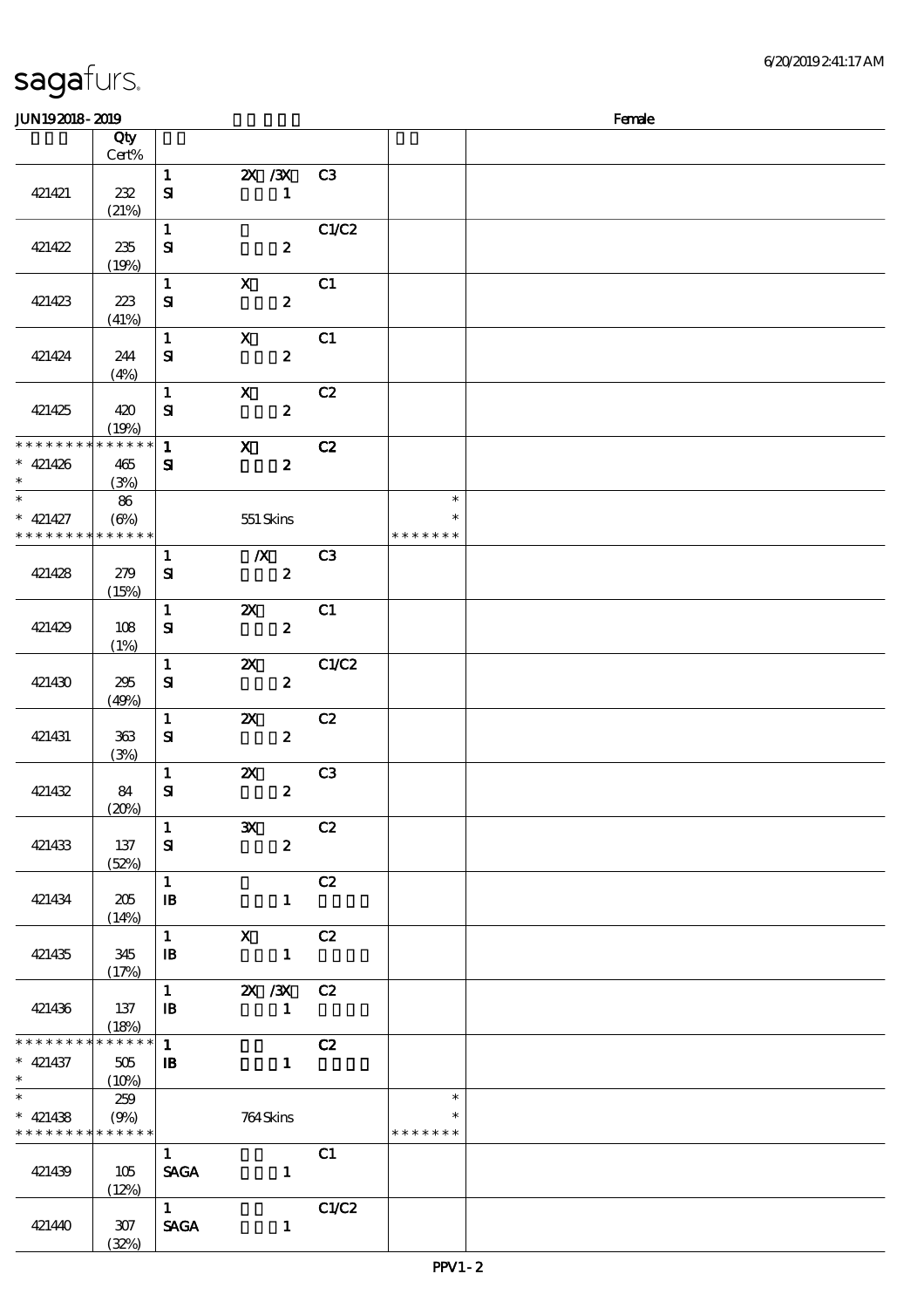sagafurs.

JUN192018-2019 Female

| | Qty Cert% | | | | | |
|---|---|---|---|---|---|---|
| 421421 | 232 (21%) | 1 SI | 2X /3X 1 | C3 | | |
| 421422 | 235 (19%) | 1 SI | 2 | C1/C2 | | |
| 421423 | 223 (41%) | 1 SI | X 2 | C1 | | |
| 421424 | 244 (4%) | 1 SI | X 2 | C1 | | |
| 421425 | 420 (19%) | 1 SI | X 2 | C2 | | |
| * * * * * * * * * * * * * * * 421426 * | 465 (3%) | 1 SI | X 2 | C2 | | |
| * * 421427 * * * * * * * * * * * * * * | 86 (6%) | | 551 Skins | | * * * * * * * * * | |
| 421428 | 279 (15%) | 1 SI | /X 2 | C3 | | |
| 421429 | 108 (1%) | 1 SI | 2X 2 | C1 | | |
| 421430 | 295 (49%) | 1 SI | 2X 2 | C1/C2 | | |
| 421431 | 363 (3%) | 1 SI | 2X 2 | C2 | | |
| 421432 | 84 (20%) | 1 SI | 2X 2 | C3 | | |
| 421433 | 137 (52%) | 1 SI | 3X 2 | C2 | | |
| 421434 | 205 (14%) | 1 IB | 1 | C2 | | |
| 421435 | 345 (17%) | 1 IB | X 1 | C2 | | |
| 421436 | 137 (18%) | 1 IB | 2X /3X 1 | C2 | | |
| * * * * * * * * * * * * * * * 421437 * | 505 (10%) | 1 IB | 1 | C2 | | |
| * * 421438 * * * * * * * * * * * * * * | 259 (9%) | | 764 Skins | | * * * * * * * * * | |
| 421439 | 105 (12%) | 1 SAGA | 1 | C1 | | |
| 421440 | 307 (32%) | 1 SAGA | 1 | C1/C2 | | |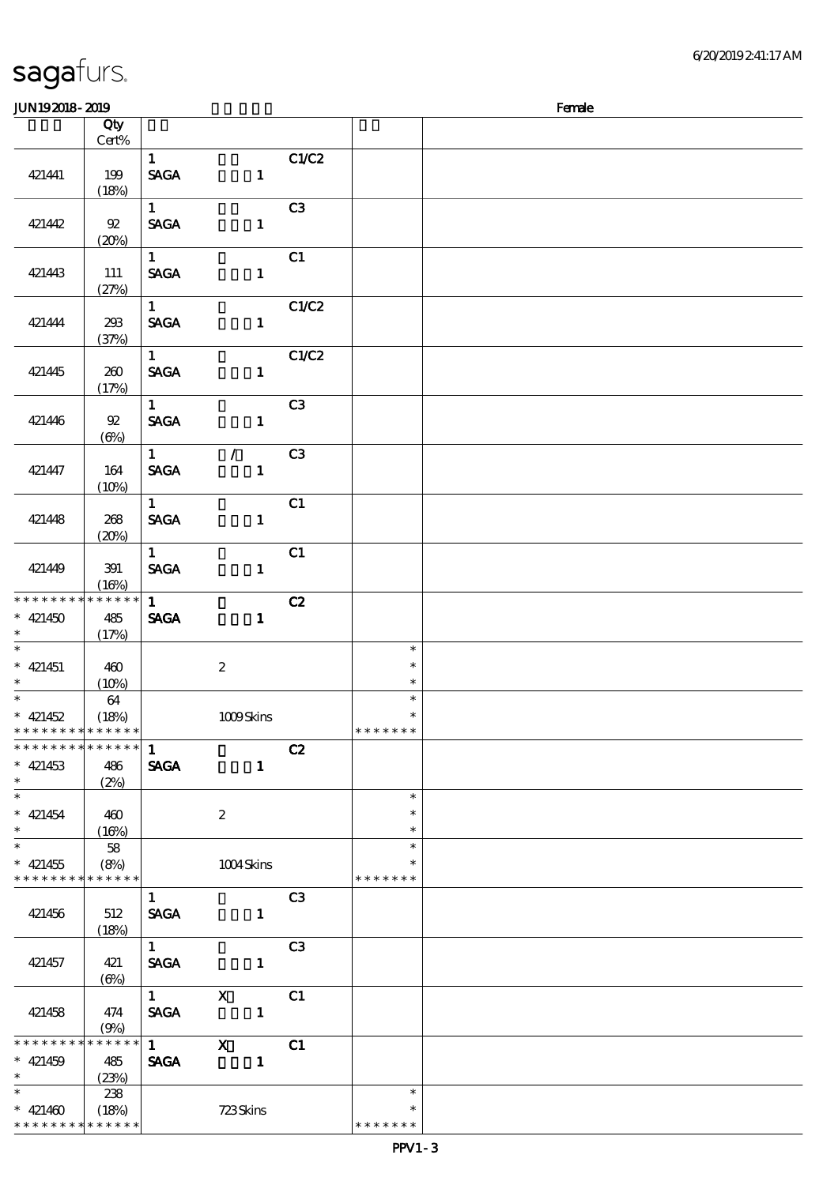# sagafurs.

JUN19 2018 - 2019 Female

| | Qty Cert% | | | | | |
|---|---|---|---|---|---|---|
| 421441 | 199 (18%) | 1 SAGA | 1 | C1/C2 | | |
| 421442 | 92 (20%) | 1 SAGA | 1 | C3 | | |
| 421443 | 111 (27%) | 1 SAGA | 1 | C1 | | |
| 421444 | 293 (37%) | 1 SAGA | 1 | C1/C2 | | |
| 421445 | 260 (17%) | 1 SAGA | 1 | C1/C2 | | |
| 421446 | 92 (6%) | 1 SAGA | 1 | C3 | | |
| 421447 | 164 (10%) | 1 SAGA | / 1 | C3 | | |
| 421448 | 268 (20%) | 1 SAGA | 1 | C1 | | |
| 421449 | 391 (16%) | 1 SAGA | 1 | C1 | | |
| * * * * * * * * * * * * * * * 421450 * | 485 (17%) | 1 SAGA | 1 | C2 | | |
| * * 421451 * | 460 (10%) | | 2 | | * * * | |
| * * 421452 * * * * * * * * * * * * * * | 64 (18%) | | 1009 Skins | | * * * * * * * * | |
| * * * * * * * * * * * * * * * 421453 * | 486 (2%) | 1 SAGA | 1 | C2 | | |
| * * 421454 * | 460 (16%) | | 2 | | * * * | |
| * * 421455 * * * * * * * * * * * * * * | 58 (8%) | | 1004 Skins | | * * * * * * * * | |
| 421456 | 512 (18%) | 1 SAGA | 1 | C3 | | |
| 421457 | 421 (6%) | 1 SAGA | 1 | C3 | | |
| 421458 | 474 (9%) | 1 SAGA | X 1 | C1 | | |
| * * * * * * * * * * * * * * * 421459 * | 485 (23%) | 1 SAGA | X 1 | C1 | | |
| * * 421460 * * * * * * * * * * * * * * | 238 (18%) | | 723 Skins | | * * * * * * * * | |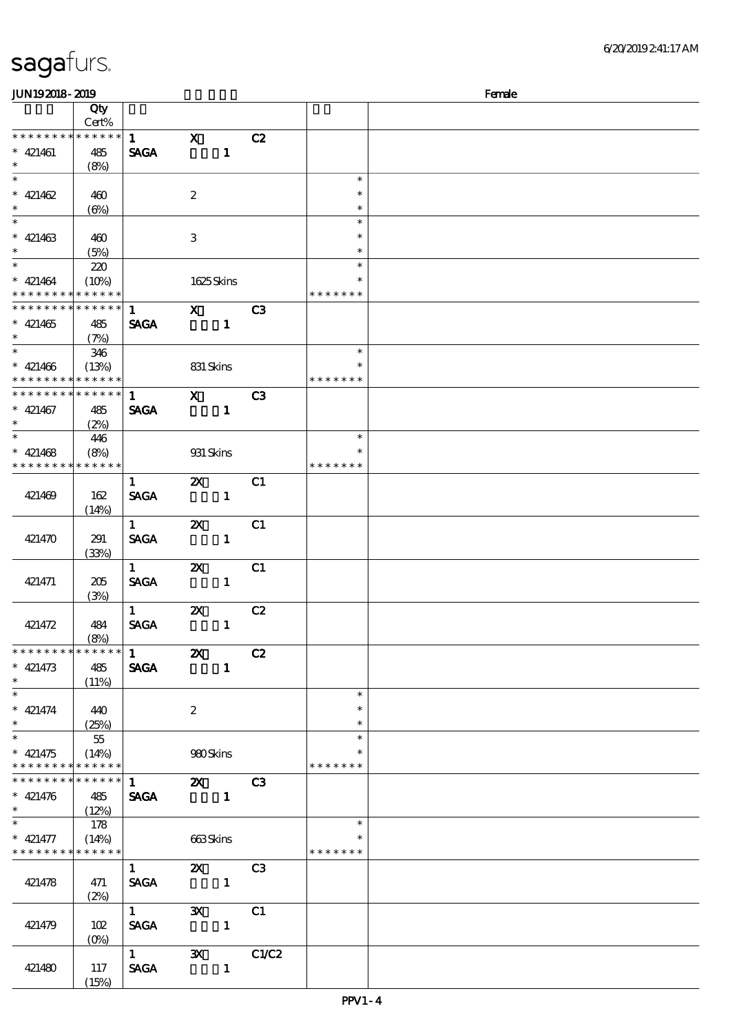# sagafurs.

JUN19 2018 - 2019 Female

| | Qty Cert% | | | | | |
|---|---|---|---|---|---|---|
| * * * * * * * * * * * * * * | | 1 | X | C2 | | |
| * 421461 | 485 | SAGA | 1 | | | |
| * | (8%) | | | | | |
| * | | | | | * | |
| * 421462 | 460 | | 2 | | * | |
| * | (6%) | | | | * | |
| * | | | | | * | |
| * 421463 | 460 | | 3 | | * | |
| * | (5%) | | | | * | |
| * | 220 | | | | * | |
| * 421464 | (10%) | | 1625 Skins | | * | |
| * * * * * * * * * * * * * * | | | | | * * * * * * * | |
| * * * * * * * * * * * * * * | | 1 | X | C3 | | |
| * 421465 | 485 | SAGA | 1 | | | |
| * | (7%) | | | | | |
| * | 346 | | | | * | |
| * 421466 | (13%) | | 831 Skins | | * | |
| * * * * * * * * * * * * * * | | | | | * * * * * * * | |
| * * * * * * * * * * * * * * | | 1 | X | C3 | | |
| * 421467 | 485 | SAGA | 1 | | | |
| * | (2%) | | | | | |
| * | 446 | | | | * | |
| * 421468 | (8%) | | 931 Skins | | * | |
| * * * * * * * * * * * * * * | | | | | * * * * * * * | |
| 421469 | 162 (14%) | 1 SAGA | 2X 1 | C1 | | |
| 421470 | 291 (33%) | 1 SAGA | 2X 1 | C1 | | |
| 421471 | 205 (3%) | 1 SAGA | 2X 1 | C1 | | |
| 421472 | 484 (8%) | 1 SAGA | 2X 1 | C2 | | |
| * * * * * * * * * * * * * * | | 1 | 2X | C2 | | |
| * 421473 | 485 | SAGA | 1 | | | |
| * | (11%) | | | | | |
| * | | | | | * | |
| * 421474 | 440 | | 2 | | * | |
| * | (25%) | | | | * | |
| * | 55 | | | | * | |
| * 421475 | (14%) | | 980 Skins | | * | |
| * * * * * * * * * * * * * * | | | | | * * * * * * * | |
| * * * * * * * * * * * * * * | | 1 | 2X | C3 | | |
| * 421476 | 485 | SAGA | 1 | | | |
| * | (12%) | | | | | |
| * | 178 | | | | * | |
| * 421477 | (14%) | | 663 Skins | | * | |
| * * * * * * * * * * * * * * | | | | | * * * * * * * | |
| 421478 | 471 (2%) | 1 SAGA | 2X 1 | C3 | | |
| 421479 | 102 (0%) | 1 SAGA | 3X 1 | C1 | | |
| 421480 | 117 (15%) | 1 SAGA | 3X 1 | C1/C2 | | |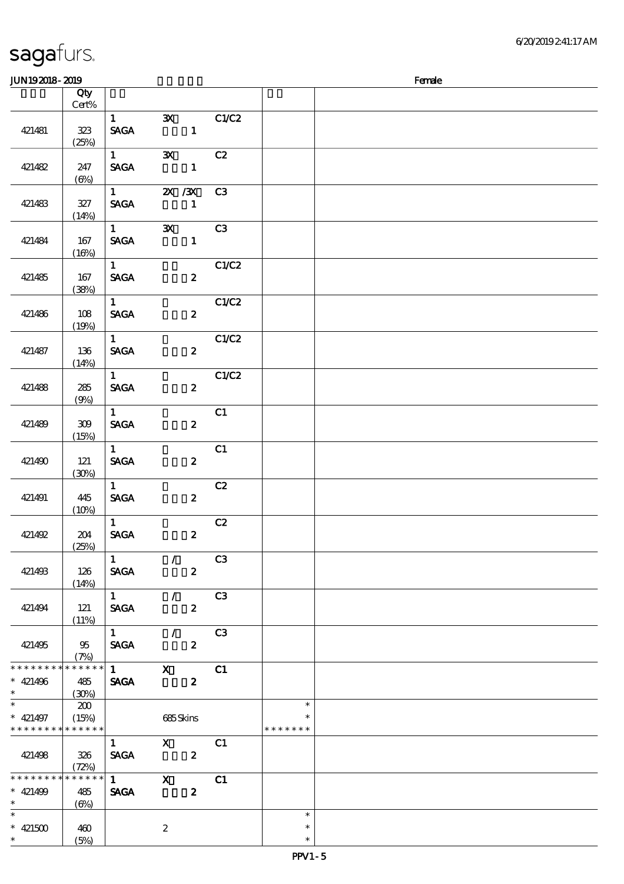# sagafurs.

6/20/2019 2:41:17 AM

JUN19 2018 - 2019 Female

| | Qty Cert% | | | | | |
|---|---|---|---|---|---|---|
| 421481 | 323 (25%) | 1 SAGA | 3X 1 | C1/C2 | | |
| 421482 | 247 (6%) | 1 SAGA | 3X 1 | C2 | | |
| 421483 | 327 (14%) | 1 SAGA | 2X /3X 1 | C3 | | |
| 421484 | 167 (16%) | 1 SAGA | 3X 1 | C3 | | |
| 421485 | 167 (38%) | 1 SAGA | 2 | C1/C2 | | |
| 421486 | 108 (19%) | 1 SAGA | 2 | C1/C2 | | |
| 421487 | 136 (14%) | 1 SAGA | 2 | C1/C2 | | |
| 421488 | 285 (9%) | 1 SAGA | 2 | C1/C2 | | |
| 421489 | 309 (15%) | 1 SAGA | 2 | C1 | | |
| 421490 | 121 (30%) | 1 SAGA | 2 | C1 | | |
| 421491 | 445 (10%) | 1 SAGA | 2 | C2 | | |
| 421492 | 204 (25%) | 1 SAGA | 2 | C2 | | |
| 421493 | 126 (14%) | 1 SAGA | / 2 | C3 | | |
| 421494 | 121 (11%) | 1 SAGA | / 2 | C3 | | |
| 421495 | 95 (7%) | 1 SAGA | / 2 | C3 | | |
| * * * * * * * * * * * * * * 421496 * | 485 (30%) | 1 SAGA | X 2 | C1 | | |
| * * 421497 * * * * * * * * * * * * * | 200 (15%) | | 685 Skins | | * * * * * * * * * | |
| 421498 | 326 (72%) | 1 SAGA | X 2 | C1 | | |
| * * * * * * * * * * * * * * 421499 * | 485 (6%) | 1 SAGA | X 2 | C1 | | |
| * * 421500 * | 460 (5%) | | 2 | | * * * | |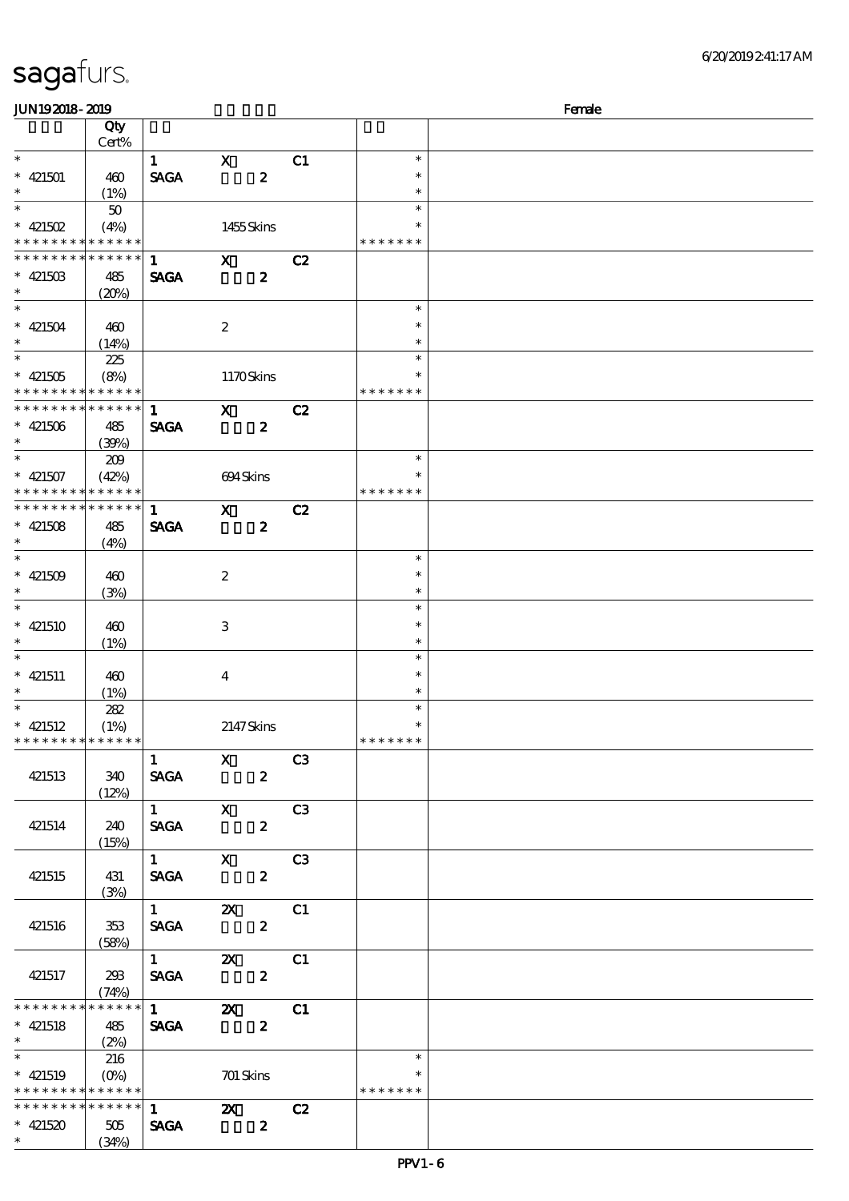**sagafurs.**

JUN19 2018 - 2019 | Female

| | Qty Cert% | | | | | |
|---|---|---|---|---|---|---|
| * | | 1 | X | C1 | * | |
| * 421501 | 460 | SAGA | 2 | | * | |
| * | (1%) | | | | * | |
| * | 50 | | | | * | |
| * 421502 | (4%) | | 1455 Skins | | * | |
| * * * * * * * * * * * * * * | | | | | * * * * * * * | |
| * * * * * * * * * * * * * * | | 1 | X | C2 | | |
| * 421503 | 485 | SAGA | 2 | | | |
| * | (20%) | | | | | |
| * | | | | | * | |
| * 421504 | 460 | | 2 | | * | |
| * | (14%) | | | | * | |
| * | 225 | | | | * | |
| * 421505 | (8%) | | 1170 Skins | | * | |
| * * * * * * * * * * * * * * | | | | | * * * * * * * | |
| * * * * * * * * * * * * * * | | 1 | X | C2 | | |
| * 421506 | 485 | SAGA | 2 | | | |
| * | (39%) | | | | | |
| * | 209 | | | | * | |
| * 421507 | (42%) | | 694 Skins | | * | |
| * * * * * * * * * * * * * * | | | | | * * * * * * * | |
| * * * * * * * * * * * * * * | | 1 | X | C2 | | |
| * 421508 | 485 | SAGA | 2 | | | |
| * | (4%) | | | | | |
| * | | | | | * | |
| * 421509 | 460 | | 2 | | * | |
| * | (3%) | | | | * | |
| * | | | | | * | |
| * 421510 | 460 | | 3 | | * | |
| * | (1%) | | | | * | |
| * | | | | | * | |
| * 421511 | 460 | | 4 | | * | |
| * | (1%) | | | | * | |
| * | 282 | | | | * | |
| * 421512 | (1%) | | 2147 Skins | | * | |
| * * * * * * * * * * * * * * | | | | | * * * * * * * | |
| | | 1 | X | C3 | | |
| 421513 | 340 | SAGA | 2 | | | |
| | (12%) | | | | | |
| | | 1 | X | C3 | | |
| 421514 | 240 | SAGA | 2 | | | |
| | (15%) | | | | | |
| | | 1 | X | C3 | | |
| 421515 | 431 | SAGA | 2 | | | |
| | (3%) | | | | | |
| | | 1 | 2X | C1 | | |
| 421516 | 353 | SAGA | 2 | | | |
| | (58%) | | | | | |
| | | 1 | 2X | C1 | | |
| 421517 | 293 | SAGA | 2 | | | |
| | (74%) | | | | | |
| * * * * * * * * * * * * * * | | 1 | 2X | C1 | | |
| * 421518 | 485 | SAGA | 2 | | | |
| * | (2%) | | | | | |
| * | 216 | | | | * | |
| * 421519 | (0%) | | 701 Skins | | * | |
| * * * * * * * * * * * * * * | | | | | * * * * * * * | |
| * * * * * * * * * * * * * * | | 1 | 2X | C2 | | |
| * 421520 | 505 | SAGA | 2 | | | |
| * | (34%) | | | | | |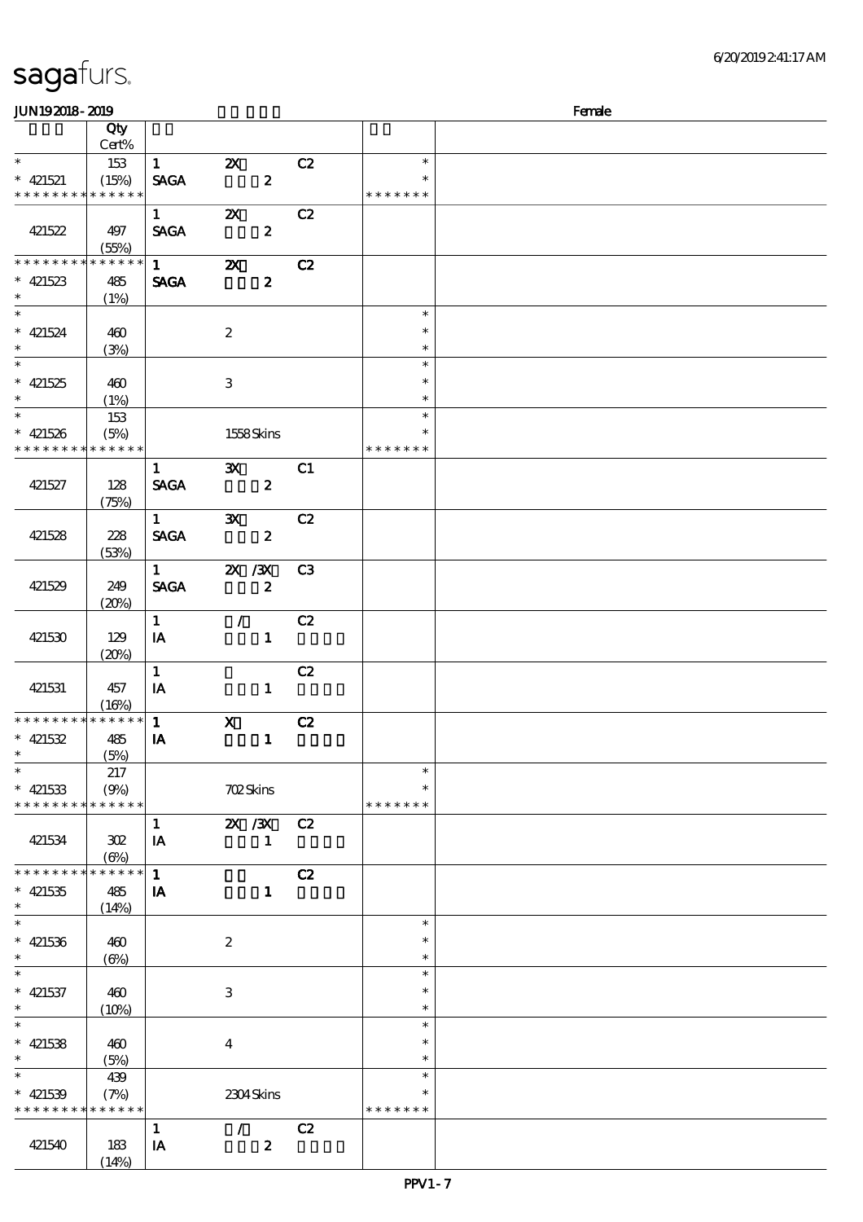**sagafurs.**

JUN19 2018 - 2019 Female

| | Qty Cert% | | | | | |
|---|---|---|---|---|---|---|
| * | 153 | 1 | 2X | C2 | * | |
| * 421521 | (15%) | SAGA | 2 | | * | |
| * * * * * * * * * * * * * * | | | | | * * * * * * * | |
| | | 1 | 2X | C2 | | |
| 421522 | 497 (55%) | SAGA | 2 | | | |
| * * * * * * * * * * * * * * | | 1 | 2X | C2 | | |
| * 421523 | 485 | SAGA | 2 | | | |
| * | (1%) | | | | | |
| * | | | | | * | |
| * 421524 | 460 | | 2 | | * | |
| * | (3%) | | | | * | |
| * | | | | | * | |
| * 421525 | 460 | | 3 | | * | |
| * | (1%) | | | | * | |
| * | 153 | | | | * | |
| * 421526 | (5%) | | 1558 Skins | | * | |
| * * * * * * * * * * * * * * | | | | | * * * * * * * | |
| | | 1 | 3X | C1 | | |
| 421527 | 128 (75%) | SAGA | 2 | | | |
| | | 1 | 3X | C2 | | |
| 421528 | 228 (53%) | SAGA | 2 | | | |
| | | 1 | 2X /3X | C3 | | |
| 421529 | 249 (20%) | SAGA | 2 | | | |
| | | 1 | / | C2 | | |
| 421530 | 129 (20%) | IA | 1 | | | |
| | | 1 | | C2 | | |
| 421531 | 457 (16%) | IA | 1 | | | |
| * * * * * * * * * * * * * * | | 1 | X | C2 | | |
| * 421532 | 485 | IA | 1 | | | |
| * | (5%) | | | | | |
| * | 217 | | | | * | |
| * 421533 | (9%) | | 702 Skins | | * | |
| * * * * * * * * * * * * * * | | | | | * * * * * * * | |
| | | 1 | 2X /3X | C2 | | |
| 421534 | 302 (6%) | IA | 1 | | | |
| * * * * * * * * * * * * * * | | 1 | | C2 | | |
| * 421535 | 485 | IA | 1 | | | |
| * | (14%) | | | | | |
| * | | | | | * | |
| * 421536 | 460 | | 2 | | * | |
| * | (6%) | | | | * | |
| * | | | | | * | |
| * 421537 | 460 | | 3 | | * | |
| * | (10%) | | | | * | |
| * | | | | | * | |
| * 421538 | 460 | | 4 | | * | |
| * | (5%) | | | | * | |
| * | 439 | | | | * | |
| * 421539 | (7%) | | 2304 Skins | | * | |
| * * * * * * * * * * * * * * | | | | | * * * * * * * | |
| | | 1 | / | C2 | | |
| 421540 | 183 (14%) | IA | 2 | | | |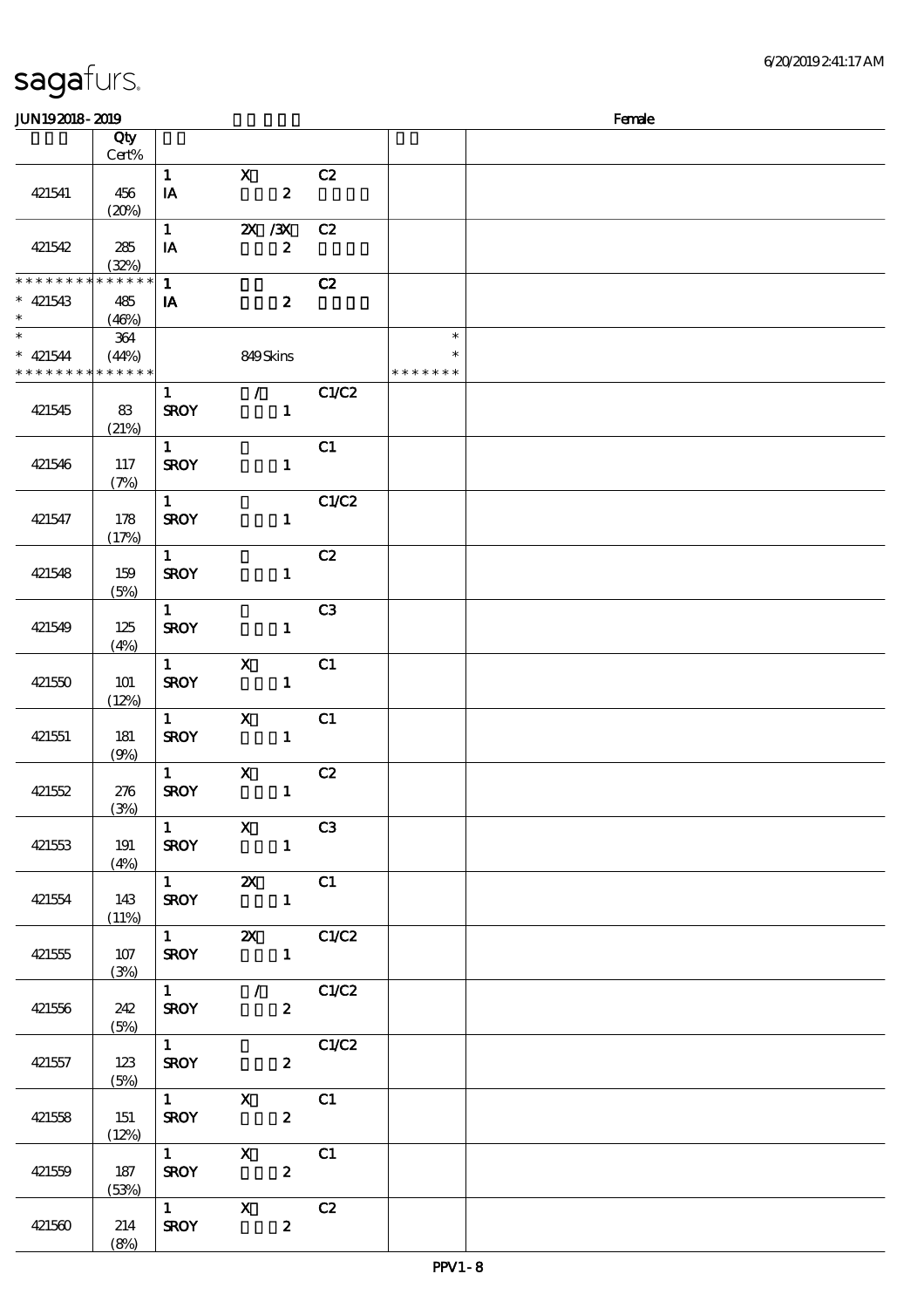# sagafurs.

JUN19 2018 - 2019 Female

| | Qty Cert% | | | | | |
|---|---|---|---|---|---|---|
| 421541 | 456 (20%) | 1 IA | X 2 | C2 | | |
| 421542 | 285 (32%) | 1 IA | 2X /3X 2 | C2 | | |
| * * * * * * * * * * * * * * * 421543 * | 485 (46%) | 1 IA | 2 | C2 | | |
| * * 421544 * * * * * * * * * * * * * * | 364 (44%) | | 849 Skins | | * * * * * * * * * | |
| 421545 | 83 (21%) | 1 SROY | / 1 | C1/C2 | | |
| 421546 | 117 (7%) | 1 SROY | 1 | C1 | | |
| 421547 | 178 (17%) | 1 SROY | 1 | C1/C2 | | |
| 421548 | 159 (5%) | 1 SROY | 1 | C2 | | |
| 421549 | 125 (4%) | 1 SROY | 1 | C3 | | |
| 421550 | 101 (12%) | 1 SROY | X 1 | C1 | | |
| 421551 | 181 (9%) | 1 SROY | X 1 | C1 | | |
| 421552 | 276 (3%) | 1 SROY | X 1 | C2 | | |
| 421553 | 191 (4%) | 1 SROY | X 1 | C3 | | |
| 421554 | 143 (11%) | 1 SROY | 2X 1 | C1 | | |
| 421555 | 107 (3%) | 1 SROY | 2X 1 | C1/C2 | | |
| 421556 | 242 (5%) | 1 SROY | / 2 | C1/C2 | | |
| 421557 | 123 (5%) | 1 SROY | 2 | C1/C2 | | |
| 421558 | 151 (12%) | 1 SROY | X 2 | C1 | | |
| 421559 | 187 (53%) | 1 SROY | X 2 | C1 | | |
| 421560 | 214 (8%) | 1 SROY | X 2 | C2 | | |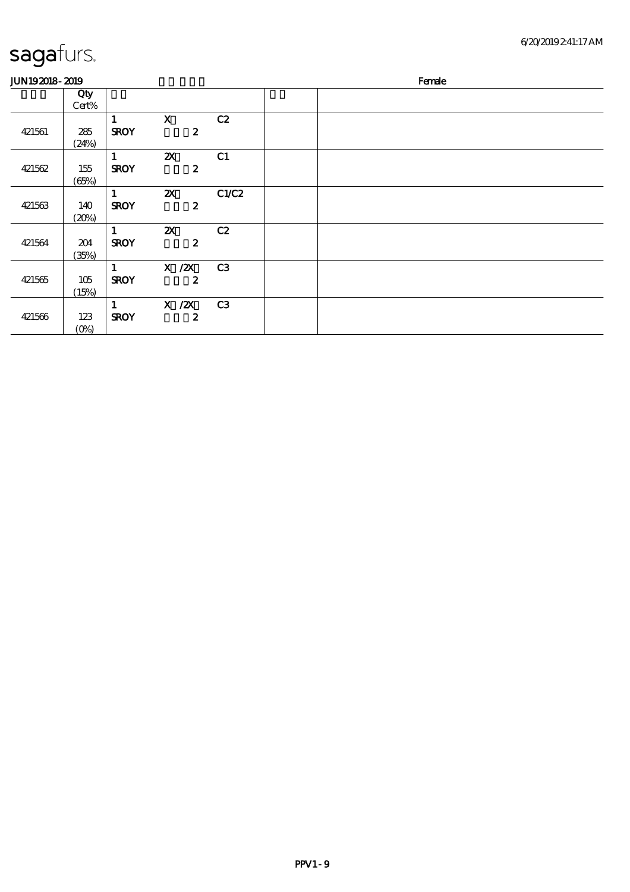JUN19 2018 - 2019 Female

| | Qty Cert% | | | | | |
|---|---|---|---|---|---|---|
| 421561 | 285 (24%) | 1 SROY | X 2 | C2 | | |
| 421562 | 155 (65%) | 1 SROY | 2X 2 | C1 | | |
| 421563 | 140 (20%) | 1 SROY | 2X 2 | C1/C2 | | |
| 421564 | 204 (35%) | 1 SROY | 2X 2 | C2 | | |
| 421565 | 105 (15%) | 1 SROY | X /2X 2 | C3 | | |
| 421566 | 123 (0%) | 1 SROY | X /2X 2 | C3 | | |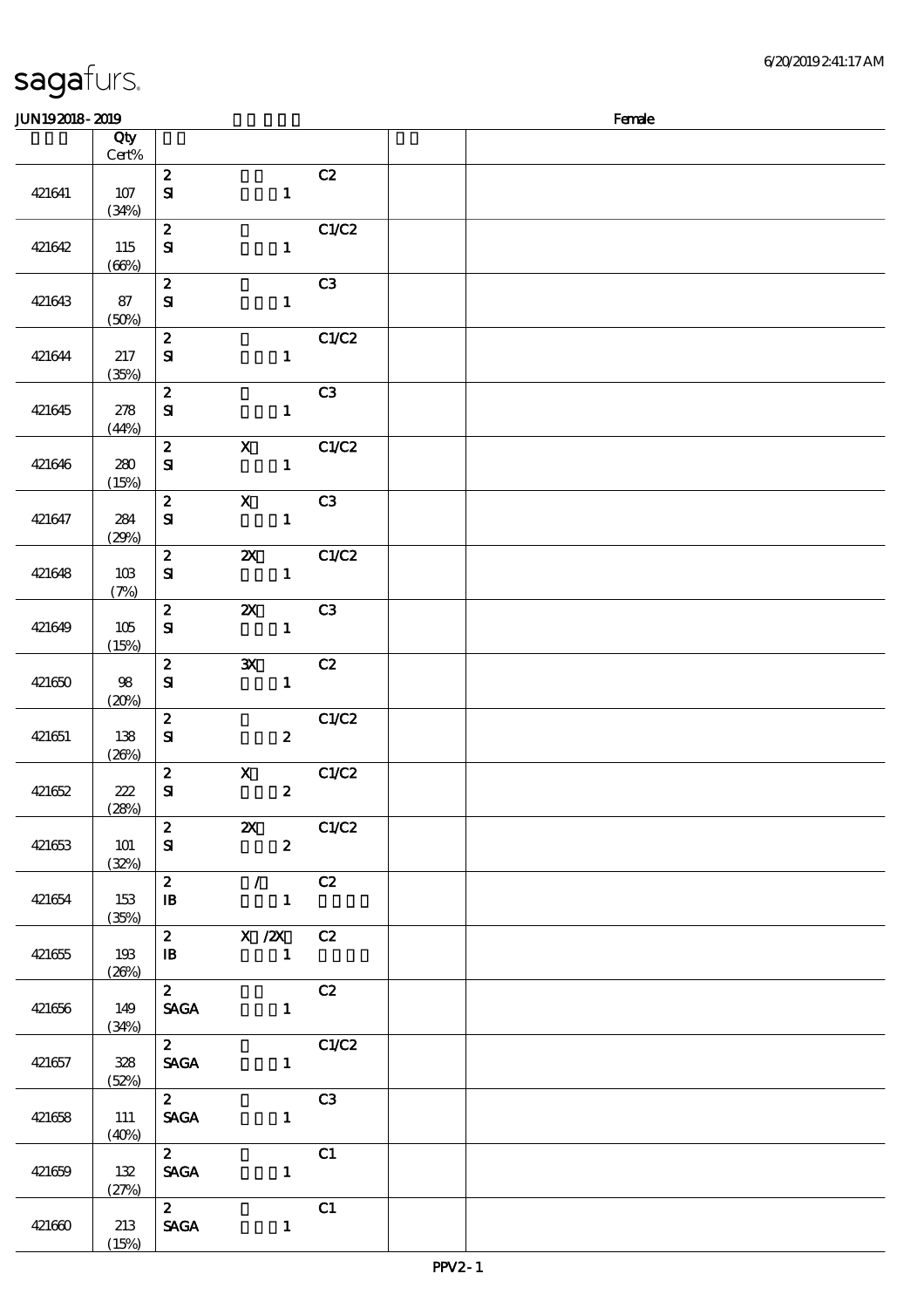sagafurs.

JUN19 2018 - 2019 Female

| | Qty Cert% | | | | |
|---|---|---|---|---|---|
| 421641 | 107 (34%) | 2 SI | 1 | C2 | | |
| 421642 | 115 (66%) | 2 SI | 1 | C1/C2 | | |
| 421643 | 87 (50%) | 2 SI | 1 | C3 | | |
| 421644 | 217 (35%) | 2 SI | 1 | C1/C2 | | |
| 421645 | 278 (44%) | 2 SI | 1 | C3 | | |
| 421646 | 280 (15%) | 2 SI | X 1 | C1/C2 | | |
| 421647 | 284 (29%) | 2 SI | X 1 | C3 | | |
| 421648 | 103 (7%) | 2 SI | 2X 1 | C1/C2 | | |
| 421649 | 105 (15%) | 2 SI | 2X 1 | C3 | | |
| 421650 | 98 (20%) | 2 SI | 3X 1 | C2 | | |
| 421651 | 138 (26%) | 2 SI | 2 | C1/C2 | | |
| 421652 | 222 (28%) | 2 SI | X 2 | C1/C2 | | |
| 421653 | 101 (32%) | 2 SI | 2X 2 | C1/C2 | | |
| 421654 | 153 (35%) | 2 IB | / 1 | C2 | | |
| 421655 | 193 (26%) | 2 IB | X /2X 1 | C2 | | |
| 421656 | 149 (34%) | 2 SAGA | 1 | C2 | | |
| 421657 | 328 (52%) | 2 SAGA | 1 | C1/C2 | | |
| 421658 | 111 (40%) | 2 SAGA | 1 | C3 | | |
| 421659 | 132 (27%) | 2 SAGA | 1 | C1 | | |
| 421660 | 213 (15%) | 2 SAGA | 1 | C1 | | |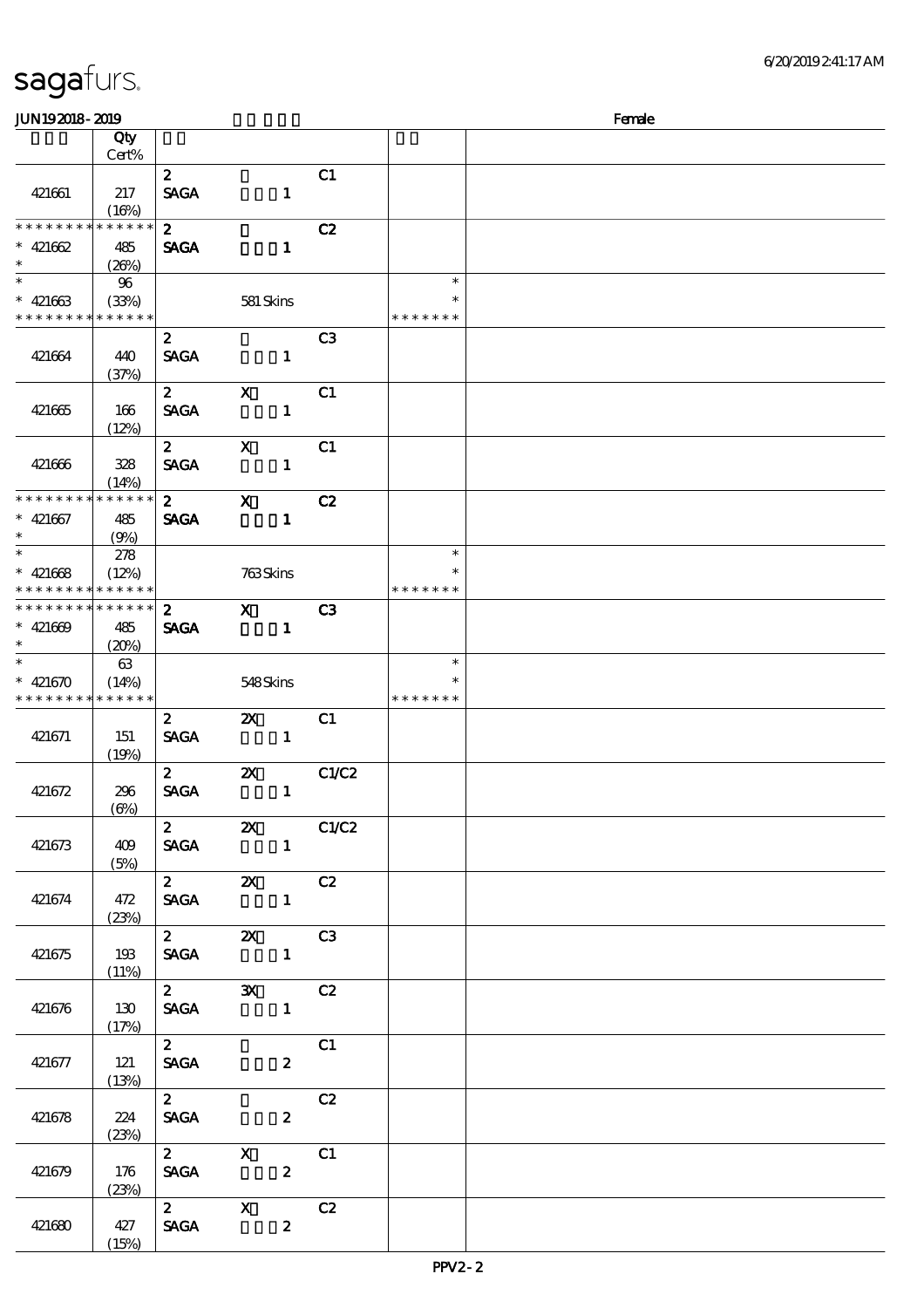sagafurs.

JUN19 2018 - 2019 Female

| | Qty Cert% | | | | | |
|---|---|---|---|---|---|---|
| 421661 | 217 (16%) | 2 SAGA | 1 | C1 | | |
| * * * * * * * * * * * * * * 421662 * | 485 (26%) | 2 SAGA | 1 | C2 | | |
| * * 421663 * * * * * * * * * * * * * | 96 (33%) | | 581 Skins | | * * * * * * * * * | |
| 421664 | 440 (37%) | 2 SAGA | 1 | C3 | | |
| 421665 | 166 (12%) | 2 SAGA | X 1 | C1 | | |
| 421666 | 328 (14%) | 2 SAGA | X 1 | C1 | | |
| * * * * * * * * * * * * * * 421667 * | 485 (9%) | 2 SAGA | X 1 | C2 | | |
| * * 421668 * * * * * * * * * * * * * | 278 (12%) | | 763 Skins | | * * * * * * * * * | |
| * * * * * * * * * * * * * * 421669 * | 485 (20%) | 2 SAGA | X 1 | C3 | | |
| * * 421670 * * * * * * * * * * * * * | 63 (14%) | | 548 Skins | | * * * * * * * * * | |
| 421671 | 151 (19%) | 2 SAGA | 2X 1 | C1 | | |
| 421672 | 296 (6%) | 2 SAGA | 2X 1 | C1/C2 | | |
| 421673 | 409 (5%) | 2 SAGA | 2X 1 | C1/C2 | | |
| 421674 | 472 (23%) | 2 SAGA | 2X 1 | C2 | | |
| 421675 | 193 (11%) | 2 SAGA | 2X 1 | C3 | | |
| 421676 | 130 (17%) | 2 SAGA | 3X 1 | C2 | | |
| 421677 | 121 (13%) | 2 SAGA | 2 | C1 | | |
| 421678 | 224 (23%) | 2 SAGA | 2 | C2 | | |
| 421679 | 176 (23%) | 2 SAGA | X 2 | C1 | | |
| 421680 | 427 (15%) | 2 SAGA | X 2 | C2 | | |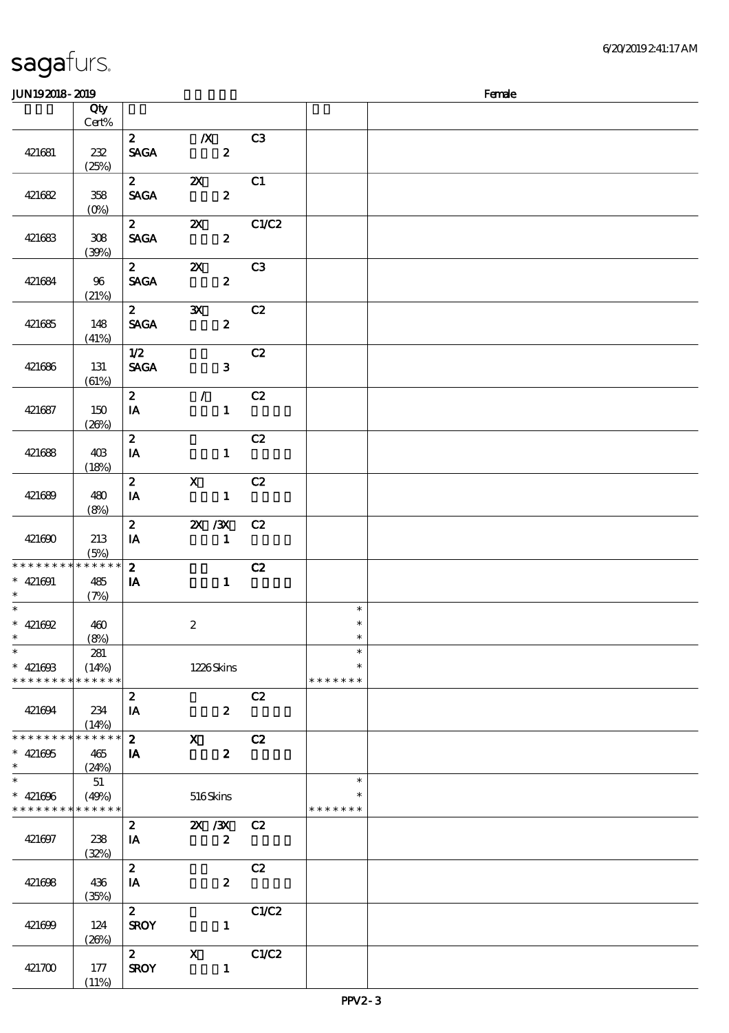sagafurs.

6/20/2019 2:41:17 AM

JUN19 2018 - 2019　　　　　　　　　　Female

| | Qty Cert% | | | | | |
|---|---|---|---|---|---|---|
| 421681 | 232 (25%) | 2 SAGA | /X 2 | C3 | | |
| 421682 | 358 (0%) | 2 SAGA | 2X 2 | C1 | | |
| 421683 | 308 (39%) | 2 SAGA | 2X 2 | C1/C2 | | |
| 421684 | 96 (21%) | 2 SAGA | 2X 2 | C3 | | |
| 421685 | 148 (41%) | 2 SAGA | 3X 2 | C2 | | |
| 421686 | 131 (61%) | 1/2 SAGA | 3 | C2 | | |
| 421687 | 150 (26%) | 2 IA | / 1 | C2 | | |
| 421688 | 403 (18%) | 2 IA | 1 | C2 | | |
| 421689 | 480 (8%) | 2 IA | X 1 | C2 | | |
| 421690 | 213 (5%) | 2 IA | 2X /3X 1 | C2 | | |
| * * * * * * * * * * * * * * 421691 * | 485 (7%) | 2 IA | 1 | C2 | | |
| * * 421692 * | 460 (8%) | | 2 | | * * * | |
| * * 421693 * * * * * * * * * * * * * * | 281 (14%) | | 1226 Skins | | * * * * * * * * * | |
| 421694 | 234 (14%) | 2 IA | 2 | C2 | | |
| * * * * * * * * * * * * * * 421695 * | 465 (24%) | 2 IA | X 2 | C2 | | |
| * * 421696 * * * * * * * * * * * * * * | 51 (49%) | | 516 Skins | | * * * * * * * * * | |
| 421697 | 238 (32%) | 2 IA | 2X /3X 2 | C2 | | |
| 421698 | 436 (35%) | 2 IA | 2 | C2 | | |
| 421699 | 124 (26%) | 2 SROY | 1 | C1/C2 | | |
| 421700 | 177 (11%) | 2 SROY | X 1 | C1/C2 | | |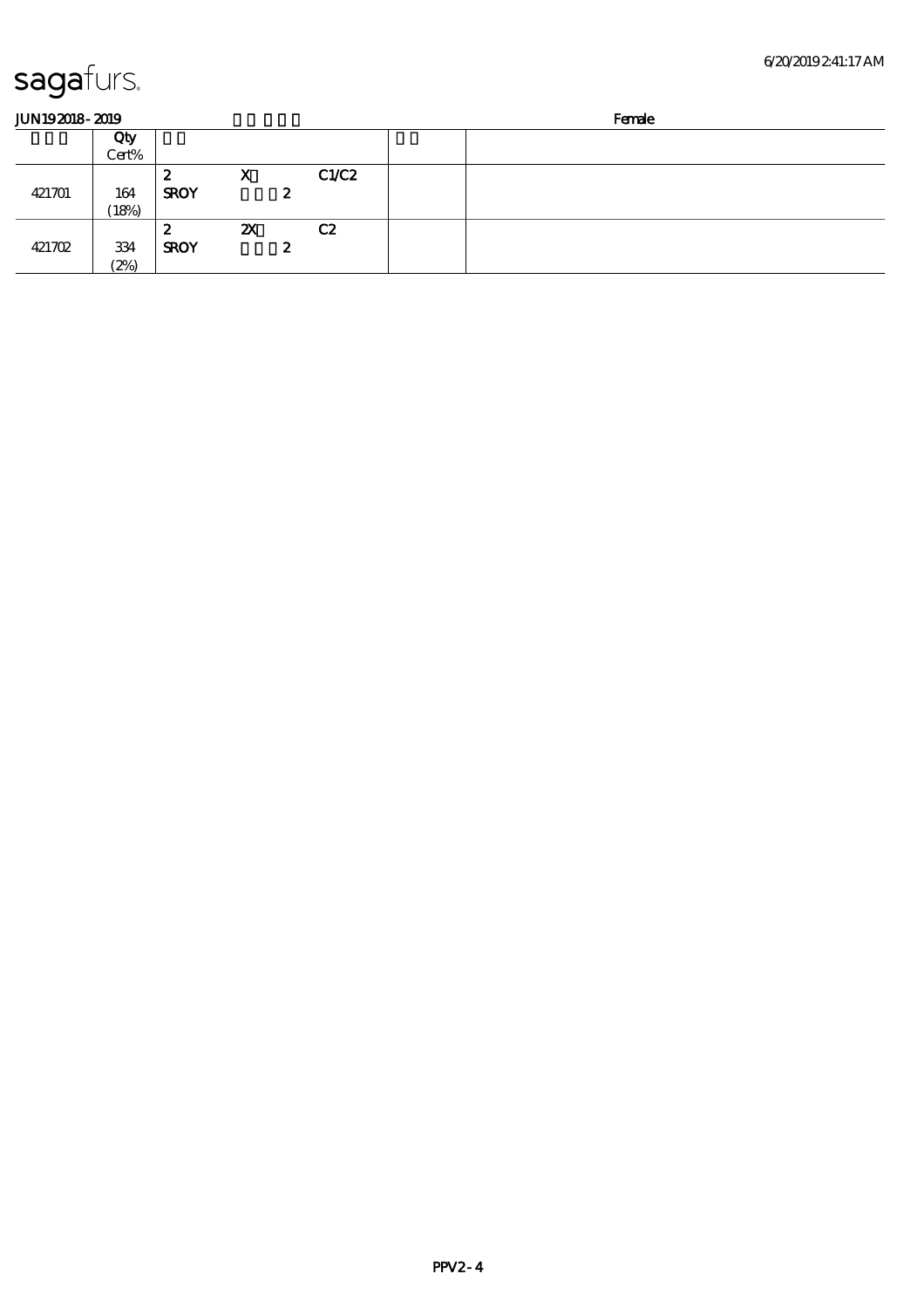JUN19 2018 - 2019 Female

| | Qty Cert% | | | | | |
|---|---|---|---|---|---|---|
| 421701 | 164 (18%) | 2 SROY | X 2 | C1/C2 | | |
| 421702 | 334 (2%) | 2 SROY | 2X 2 | C2 | | |

PPV2 - 4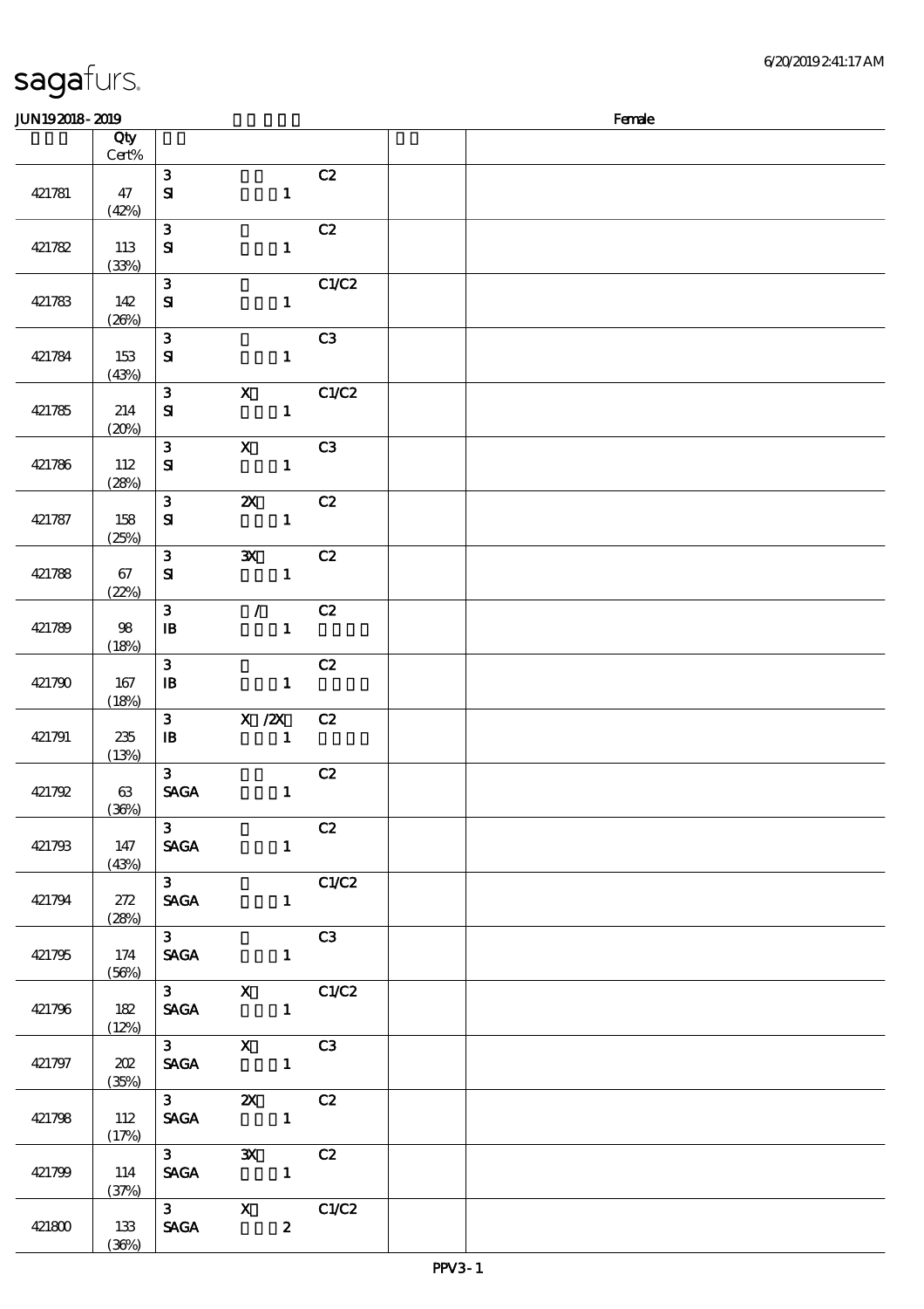sagafurs.

JUN19 2018 - 2019 | Female

| | Qty Cert% | | | | |
|---|---|---|---|---|---|
| 421781 | 47 (42%) | 3 SI | 1 | C2 | |
| 421782 | 113 (33%) | 3 SI | 1 | C2 | |
| 421783 | 142 (26%) | 3 SI | 1 | C1/C2 | |
| 421784 | 153 (43%) | 3 SI | 1 | C3 | |
| 421785 | 214 (20%) | 3 SI | X 1 | C1/C2 | |
| 421786 | 112 (28%) | 3 SI | X 1 | C3 | |
| 421787 | 158 (25%) | 3 SI | 2X 1 | C2 | |
| 421788 | 67 (22%) | 3 SI | 3X 1 | C2 | |
| 421789 | 98 (18%) | 3 IB | / 1 | C2 | |
| 421790 | 167 (18%) | 3 IB | 1 | C2 | |
| 421791 | 235 (13%) | 3 IB | X /2X 1 | C2 | |
| 421792 | 63 (36%) | 3 SAGA | 1 | C2 | |
| 421793 | 147 (43%) | 3 SAGA | 1 | C2 | |
| 421794 | 272 (28%) | 3 SAGA | 1 | C1/C2 | |
| 421795 | 174 (56%) | 3 SAGA | 1 | C3 | |
| 421796 | 182 (12%) | 3 SAGA | X 1 | C1/C2 | |
| 421797 | 202 (35%) | 3 SAGA | X 1 | C3 | |
| 421798 | 112 (17%) | 3 SAGA | 2X 1 | C2 | |
| 421799 | 114 (37%) | 3 SAGA | 3X 1 | C2 | |
| 421800 | 133 (36%) | 3 SAGA | X 2 | C1/C2 | |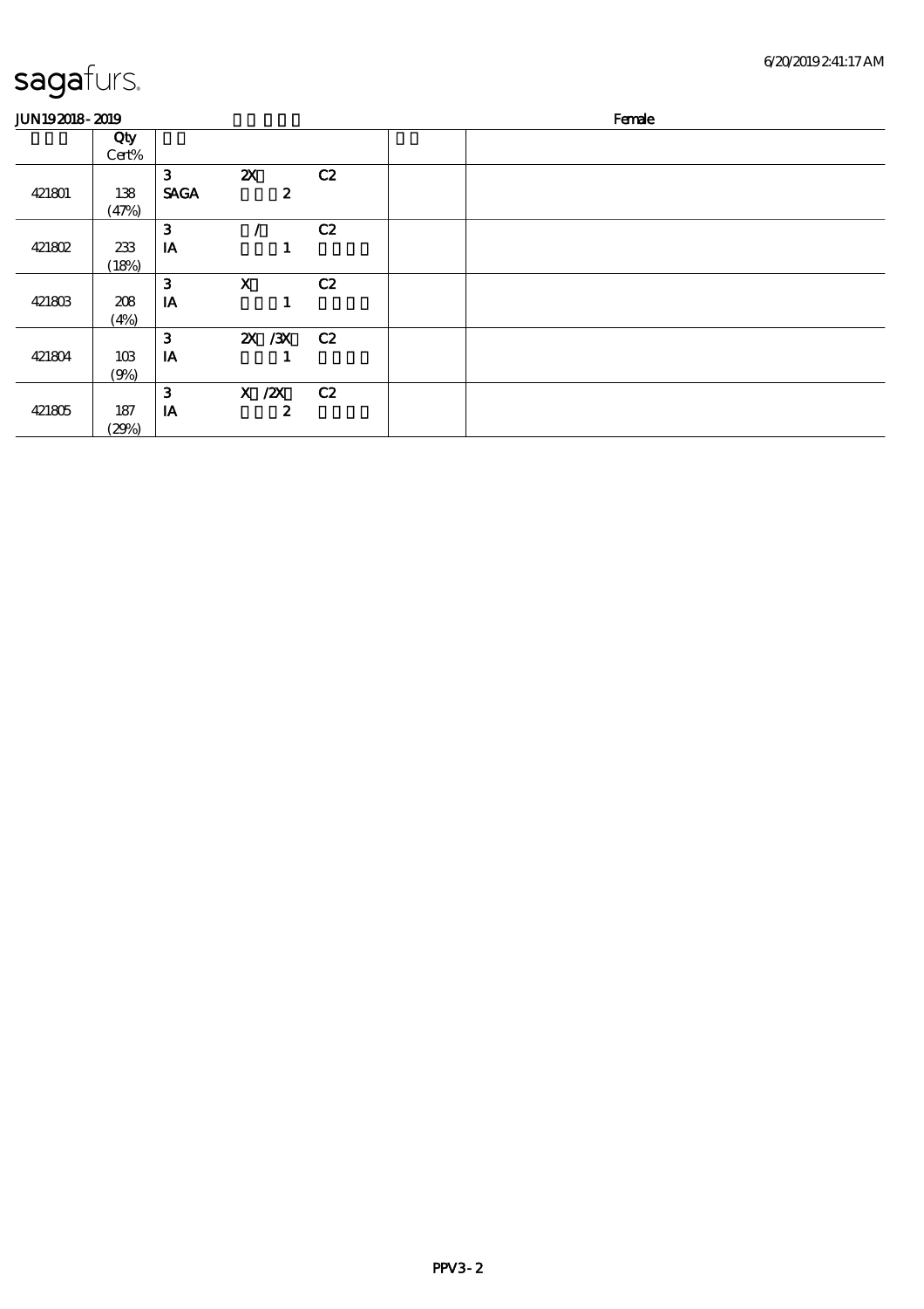# sagafurs.

JUN19 2018 - 2019 Female

| | Qty Cert% | | | | | |
|---|---|---|---|---|---|---|
| 421801 | 138 (47%) | 3 SAGA | 2X 2 | C2 | | |
| 421802 | 233 (18%) | 3 IA | / 1 | C2 | | |
| 421803 | 208 (4%) | 3 IA | X 1 | C2 | | |
| 421804 | 103 (9%) | 3 IA | 2X /3X 1 | C2 | | |
| 421805 | 187 (29%) | 3 IA | X /2X 2 | C2 | | |

PPV3 - 2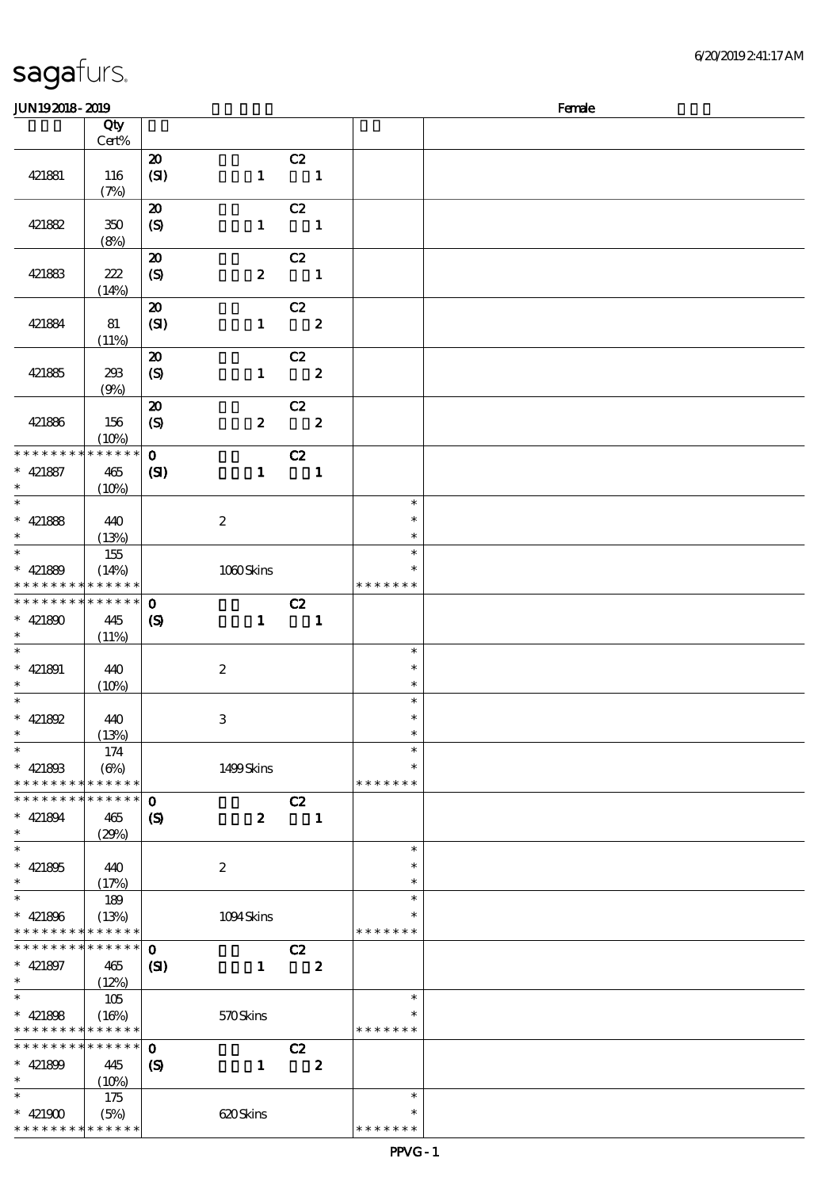JUN19 2018 - 2019 Female

| | Qty Cert% | | |
|---|---|---|---|
| 421881 | 116 (7%) | 20 C2 (SI) 1 1 | |
| 421882 | 350 (8%) | 20 C2 (S) 1 1 | |
| 421883 | 222 (14%) | 20 C2 (S) 2 1 | |
| 421884 | 81 (11%) | 20 C2 (SI) 1 2 | |
| 421885 | 293 (9%) | 20 C2 (S) 1 2 | |
| 421886 | 156 (10%) | 20 C2 (S) 2 2 | |
| * * * * * * * * * * * * * * <br> * 421887 <br> * | 465 (10%) | 0 C2 (SI) 1 1 | |
| * <br> * 421888 <br> * | 440 (13%) | 2 | * <br> * <br> * |
| * <br> * 421889 <br> * * * * * * * * * * * * * * | 155 (14%) | 1060 Skins | * <br> * <br> * * * * * * * |
| * * * * * * * * * * * * * * <br> * 421890 <br> * | 445 (11%) | 0 C2 (S) 1 1 | |
| * <br> * 421891 <br> * | 440 (10%) | 2 | * <br> * <br> * |
| * <br> * 421892 <br> * | 440 (13%) | 3 | * <br> * <br> * |
| * <br> * 421893 <br> * * * * * * * * * * * * * * | 174 (6%) | 1499 Skins | * <br> * <br> * * * * * * * |
| * * * * * * * * * * * * * * <br> * 421894 <br> * | 465 (29%) | 0 C2 (S) 2 1 | |
| * <br> * 421895 <br> * | 440 (17%) | 2 | * <br> * <br> * |
| * <br> * 421896 <br> * * * * * * * * * * * * * * | 189 (13%) | 1094 Skins | * <br> * <br> * * * * * * * |
| * * * * * * * * * * * * * * <br> * 421897 <br> * | 465 (12%) | 0 C2 (SI) 1 2 | |
| * <br> * 421898 <br> * * * * * * * * * * * * * * | 105 (16%) | 570 Skins | * <br> * <br> * * * * * * * |
| * * * * * * * * * * * * * * <br> * 421899 <br> * | 445 (10%) | 0 C2 (S) 1 2 | |
| * <br> * 421900 <br> * * * * * * * * * * * * * * | 175 (5%) | 620 Skins | * <br> * <br> * * * * * * * |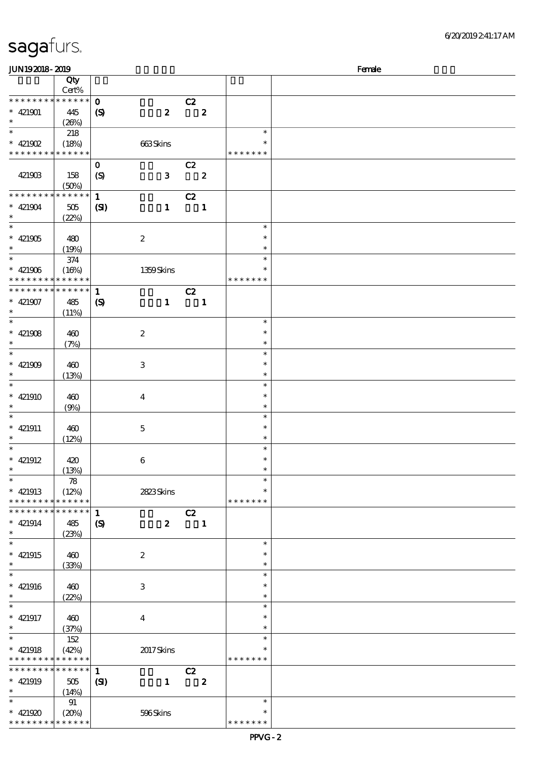sagafurs.

JUN19 2018 - 2019 Female

| | Qty Cert% | | |
|---|---|---|---|
| * * * * * * * * * * * * * * | 0 C2 | | |
| * 421901 | 445 (26%) | (S) 2 2 | |
| * | 218 | | * |
| * 421902 | (18%) | 663 Skins | * |
| * * * * * * * * * * * * * * | | | * * * * * * * |
| | | 0 C2 | |
| 421903 | 158 (50%) | (S) 3 2 | |
| * * * * * * * * * * * * * * | | 1 C2 | |
| * 421904 | 505 (22%) | (SI) 1 1 | |
| * | | | * |
| * 421905 | 480 (19%) | 2 | * |
| * | 374 | | * |
| * 421906 | (16%) | 1359 Skins | * |
| * * * * * * * * * * * * * * | | | * * * * * * * |
| * * * * * * * * * * * * * * | | 1 C2 | |
| * 421907 | 485 (11%) | (S) 1 1 | |
| * | | | * |
| * 421908 | 460 (7%) | 2 | * |
| * | | | * |
| * 421909 | 460 (13%) | 3 | * |
| * | | | * |
| * 421910 | 460 (9%) | 4 | * |
| * | | | * |
| * 421911 | 460 (12%) | 5 | * |
| * | | | * |
| * 421912 | 420 (13%) | 6 | * |
| * | 78 | | * |
| * 421913 | (12%) | 2823 Skins | * |
| * * * * * * * * * * * * * * | | | * * * * * * * |
| * * * * * * * * * * * * * * | | 1 C2 | |
| * 421914 | 485 (23%) | (S) 2 1 | |
| * | | | * |
| * 421915 | 460 (33%) | 2 | * |
| * | | | * |
| * 421916 | 460 (22%) | 3 | * |
| * | | | * |
| * 421917 | 460 (37%) | 4 | * |
| * | 152 | | * |
| * 421918 | (42%) | 2017 Skins | * |
| * * * * * * * * * * * * * * | | | * * * * * * * |
| * * * * * * * * * * * * * * | | 1 C2 | |
| * 421919 | 505 (14%) | (SI) 1 2 | |
| * | 91 | | * |
| * 421920 | (20%) | 596 Skins | * |
| * * * * * * * * * * * * * * | | | * * * * * * * |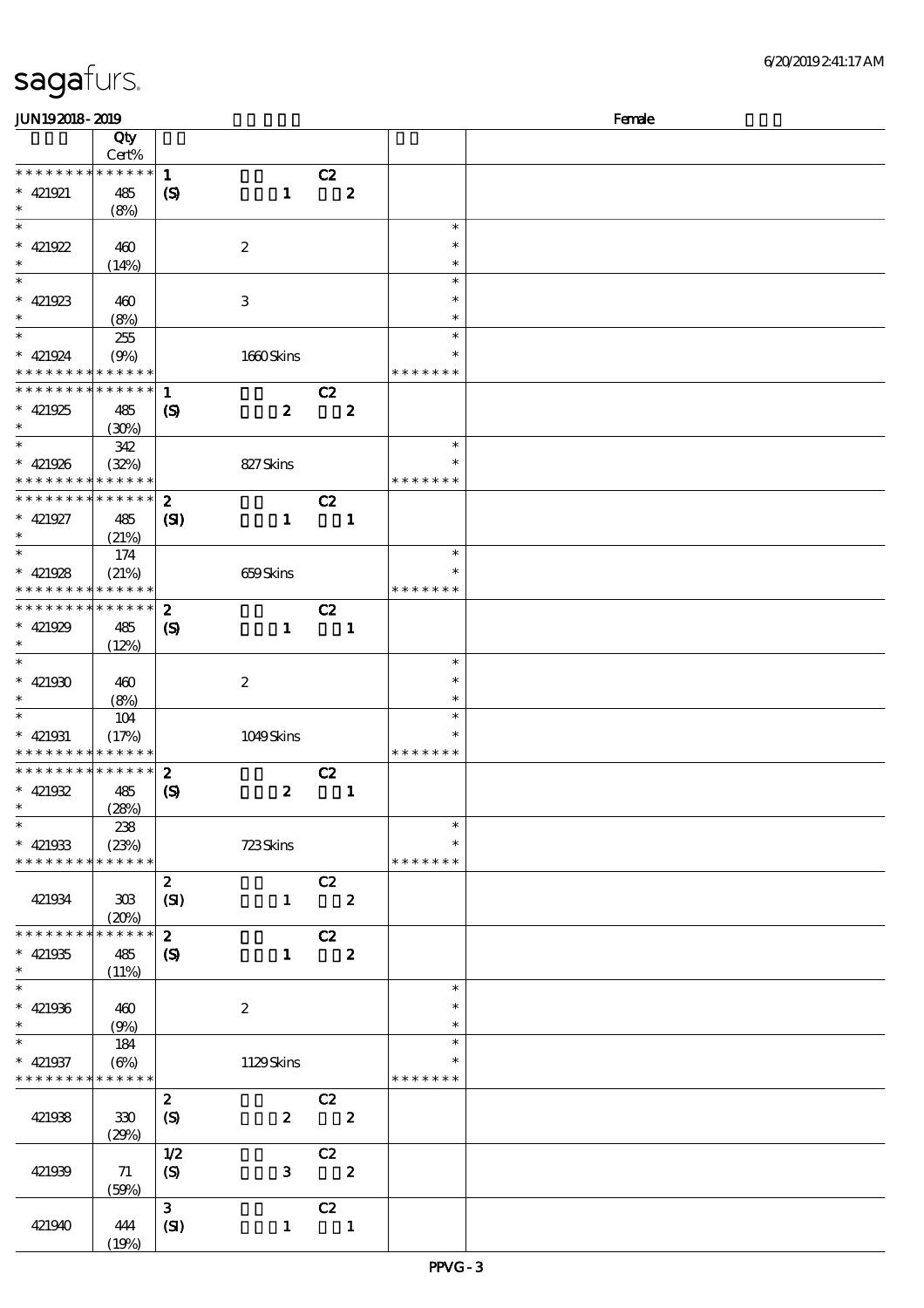# sagafurs.

JUN19 2018 - 2019 Female

| | Qty Cert% | | |
|---|---|---|---|
| * * * * * * * * * * * * * * | 1 C2 | | |
| * 421921 | 485 | (S) 1 2 | |
| * | (8%) | | |
| * | | | * |
| * 421922 | 460 | 2 | * |
| * | (14%) | | * |
| * | | | * |
| * 421923 | 460 | 3 | * |
| * | (8%) | | * |
| * | 255 | | * |
| * 421924 | (9%) | 1660 Skins | * |
| * * * * * * * * * * * * * * | | | * * * * * * * |
| * * * * * * * * * * * * * * | 1 C2 | | |
| * 421925 | 485 | (S) 2 2 | |
| * | (30%) | | |
| * | 342 | | * |
| * 421926 | (32%) | 827 Skins | * |
| * * * * * * * * * * * * * * | | | * * * * * * * |
| * * * * * * * * * * * * * * | 2 C2 | | |
| * 421927 | 485 | (SI) 1 1 | |
| * | (21%) | | |
| * | 174 | | * |
| * 421928 | (21%) | 659 Skins | * |
| * * * * * * * * * * * * * * | | | * * * * * * * |
| * * * * * * * * * * * * * * | 2 C2 | | |
| * 421929 | 485 | (S) 1 1 | |
| * | (12%) | | |
| * | | | * |
| * 421930 | 460 | 2 | * |
| * | (8%) | | * |
| * | 104 | | * |
| * 421931 | (17%) | 1049 Skins | * |
| * * * * * * * * * * * * * * | | | * * * * * * * |
| * * * * * * * * * * * * * * | 2 C2 | | |
| * 421932 | 485 | (S) 2 1 | |
| * | (28%) | | |
| * | 238 | | * |
| * 421933 | (23%) | 723 Skins | * |
| * * * * * * * * * * * * * * | | | * * * * * * * |
| | | 2 C2 | |
| 421934 | 303 (20%) | (SI) 1 2 | |
| * * * * * * * * * * * * * * | 2 C2 | | |
| * 421935 | 485 | (S) 1 2 | |
| * | (11%) | | |
| * | | | * |
| * 421936 | 460 | 2 | * |
| * | (9%) | | * |
| * | 184 | | * |
| * 421937 | (6%) | 1129 Skins | * |
| * * * * * * * * * * * * * * | | | * * * * * * * |
| | | 2 C2 | |
| 421938 | 330 (29%) | (S) 2 2 | |
| | | 1/2 C2 | |
| 421939 | 71 (59%) | (S) 3 2 | |
| | | 3 C2 | |
| 421940 | 444 (19%) | (SI) 1 1 | |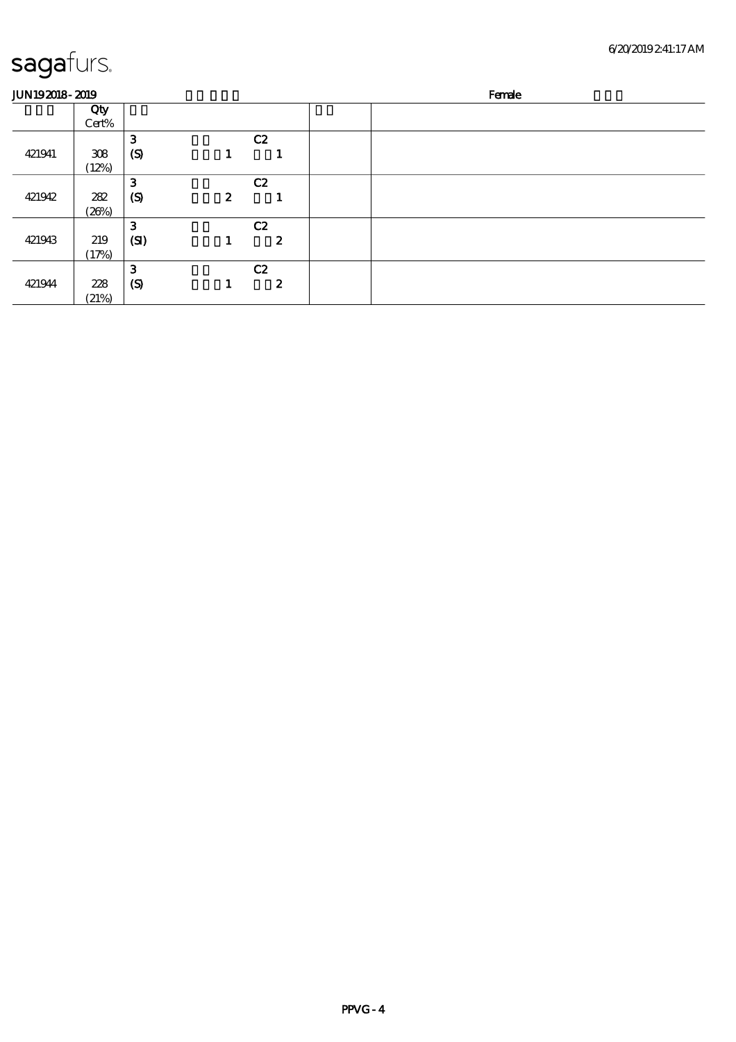sagafurs.

JUN19 2018 - 2019 Female

| | Qty Cert% | | | | | |
|---|---|---|---|---|---|---|
| 421941 | 308 (12%) | 3 (S) | 1 | C2 1 | | |
| 421942 | 282 (26%) | 3 (S) | 2 | C2 1 | | |
| 421943 | 219 (17%) | 3 (SI) | 1 | C2 2 | | |
| 421944 | 228 (21%) | 3 (S) | 1 | C2 2 | | |

PPVG - 4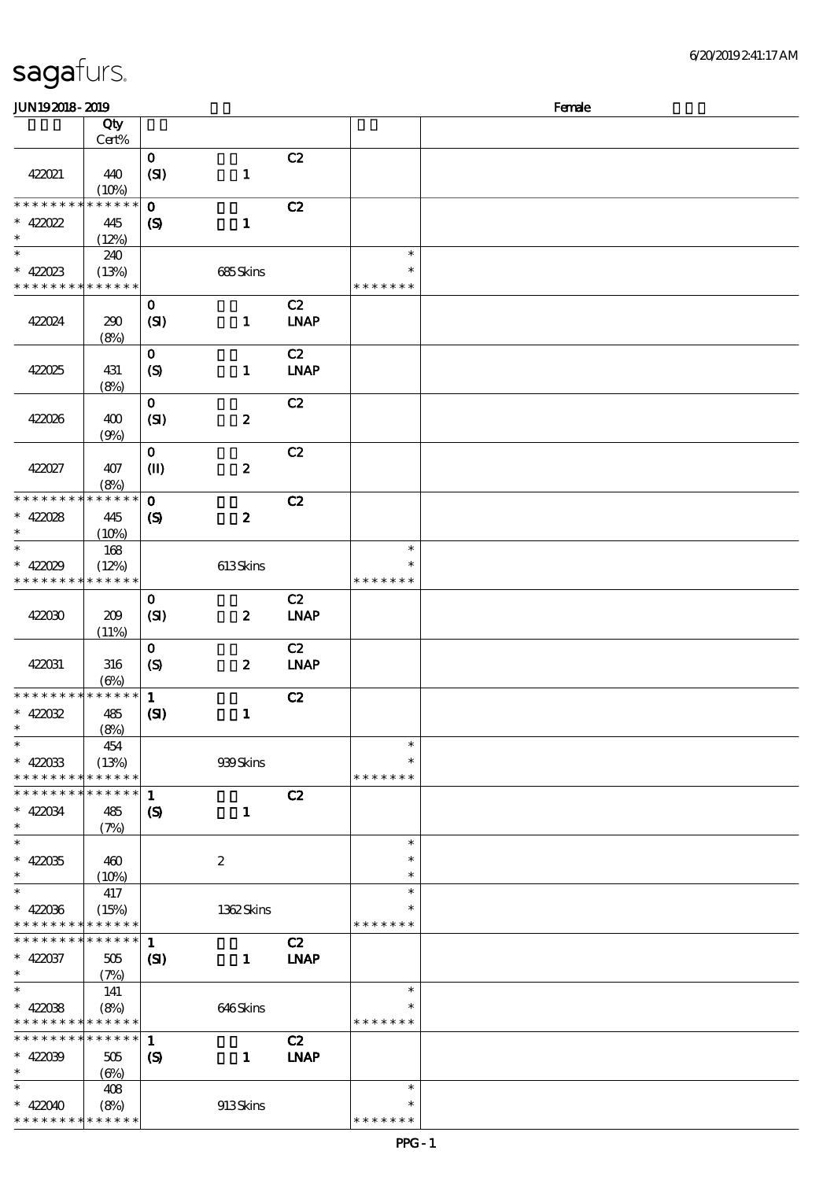**JUN19 2018 - 2019** Female

| | Qty<br>Cert% | | | | | |
|---|---|---|---|---|---|---|
| 422021 | 440<br>(10%) | 0<br>(SI) | 1 | C2 | | |
| * * * * * * * * * * * * * *<br>* 422022<br>* | 445<br>(12%) | 0<br>(S) | 1 | C2 | | |
| *<br>* 422023<br>* * * * * * * * * * * * * * | 240<br>(13%) | | 685 Skins | | *<br>*<br>* * * * * * * | |
| 422024 | 290<br>(8%) | 0<br>(SI) | 1 | C2<br>LNAP | | |
| 422025 | 431<br>(8%) | 0<br>(S) | 1 | C2<br>LNAP | | |
| 422026 | 400<br>(9%) | 0<br>(SI) | 2 | C2 | | |
| 422027 | 407<br>(8%) | 0<br>(II) | 2 | C2 | | |
| * * * * * * * * * * * * * *<br>* 422028<br>* | 445<br>(10%) | 0<br>(S) | 2 | C2 | | |
| *<br>* 422029<br>* * * * * * * * * * * * * * | 168<br>(12%) | | 613 Skins | | *<br>*<br>* * * * * * * | |
| 422030 | 209<br>(11%) | 0<br>(SI) | 2 | C2<br>LNAP | | |
| 422031 | 316<br>(6%) | 0<br>(S) | 2 | C2<br>LNAP | | |
| * * * * * * * * * * * * * *<br>* 422032<br>* | 485<br>(8%) | 1<br>(SI) | 1 | C2 | | |
| *<br>* 422033<br>* * * * * * * * * * * * * * | 454<br>(13%) | | 939 Skins | | *<br>*<br>* * * * * * * | |
| * * * * * * * * * * * * * *<br>* 422034<br>* | 485<br>(7%) | 1<br>(S) | 1 | C2 | | |
| *<br>* 422035<br>* | 460<br>(10%) | | 2 | | *<br>*<br>* | |
| *<br>* 422036<br>* * * * * * * * * * * * * * | 417<br>(15%) | | 1362 Skins | | *<br>*<br>* * * * * * * | |
| * * * * * * * * * * * * * *<br>* 422037<br>* | 505<br>(7%) | 1<br>(SI) | 1 | C2<br>LNAP | | |
| *<br>* 422038<br>* * * * * * * * * * * * * * | 141<br>(8%) | | 646 Skins | | *<br>*<br>* * * * * * * | |
| * * * * * * * * * * * * * *<br>* 422039<br>* | 505<br>(6%) | 1<br>(S) | 1 | C2<br>LNAP | | |
| *<br>* 422040<br>* * * * * * * * * * * * * * | 408<br>(8%) | | 913 Skins | | *<br>*<br>* * * * * * * | |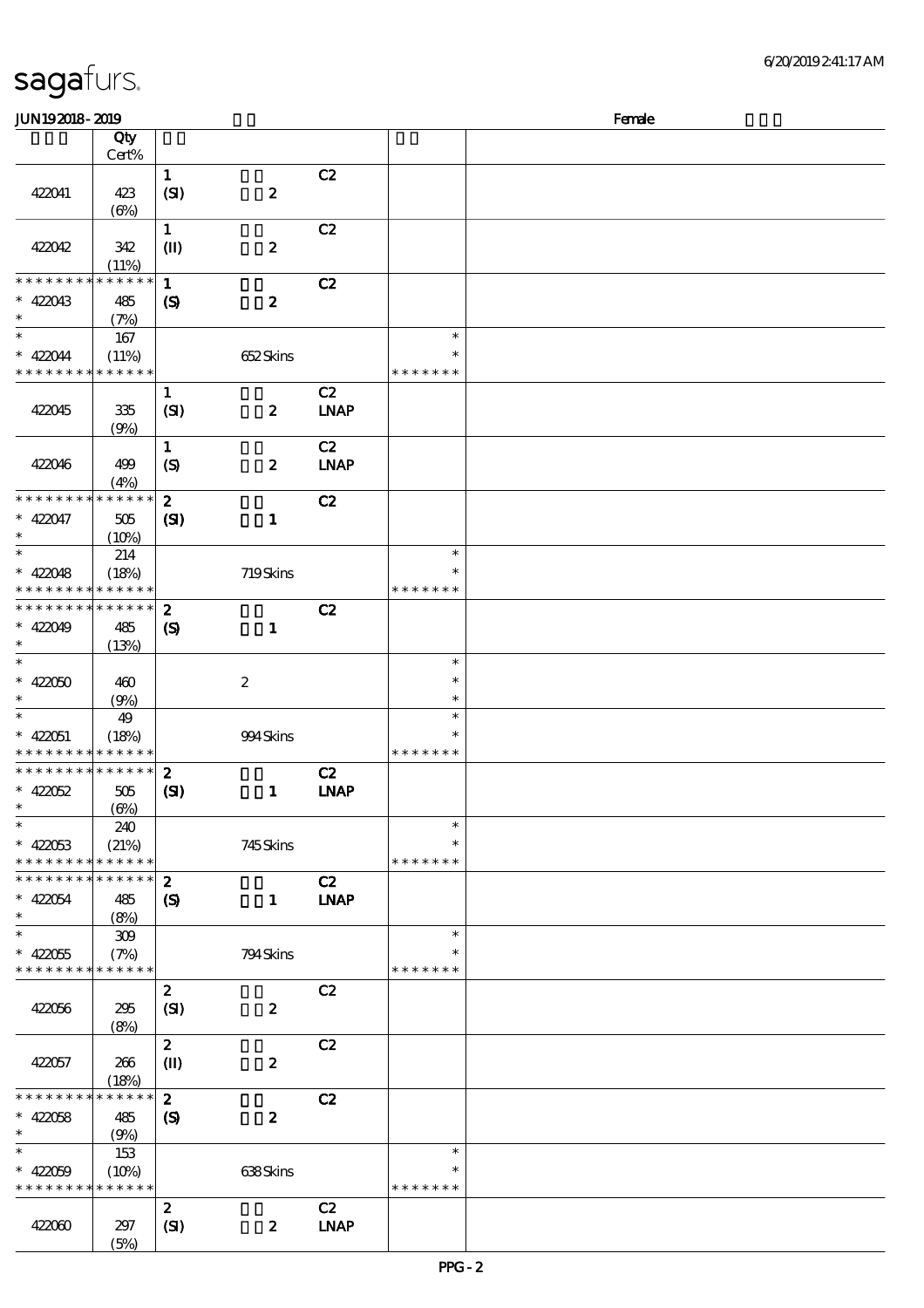sagafurs.

JUN19 2018 - 2019 Female

| | Qty Cert% | | | | | |
|---|---|---|---|---|---|---|
| 422041 | 423 (6%) | 1 (SI) | 2 | C2 | | |
| 422042 | 342 (11%) | 1 (II) | 2 | C2 | | |
| * * * * * * * * * * * * * * * 422043 * | 485 (7%) | 1 (S) | 2 | C2 | | |
| * * 422044 * * * * * * * * * * * * * | 167 (11%) | | 652 Skins | | * * * * * * * * * | |
| 422045 | 335 (9%) | 1 (SI) | 2 | C2 LNAP | | |
| 422046 | 499 (4%) | 1 (S) | 2 | C2 LNAP | | |
| * * * * * * * * * * * * * * * 422047 * | 505 (10%) | 2 (SI) | 1 | C2 | | |
| * * 422048 * * * * * * * * * * * * * | 214 (18%) | | 719 Skins | | * * * * * * * * * | |
| * * * * * * * * * * * * * * * 422049 * | 485 (13%) | 2 (S) | 1 | C2 | | |
| * * 422050 * | 460 (9%) | | 2 | | * * * | |
| * * 422051 * * * * * * * * * * * * * | 49 (18%) | | 994 Skins | | * * * * * * * * * | |
| * * * * * * * * * * * * * * * 422052 * | 505 (6%) | 2 (SI) | 1 | C2 LNAP | | |
| * * 422053 * * * * * * * * * * * * * | 240 (21%) | | 745 Skins | | * * * * * * * * * | |
| * * * * * * * * * * * * * * * 422054 * | 485 (8%) | 2 (S) | 1 | C2 LNAP | | |
| * * 422055 * * * * * * * * * * * * * | 309 (7%) | | 794 Skins | | * * * * * * * * * | |
| 422056 | 295 (8%) | 2 (SI) | 2 | C2 | | |
| 422057 | 266 (18%) | 2 (II) | 2 | C2 | | |
| * * * * * * * * * * * * * * * 422058 * | 485 (9%) | 2 (S) | 2 | C2 | | |
| * * 422059 * * * * * * * * * * * * * | 153 (10%) | | 638 Skins | | * * * * * * * * * | |
| 422060 | 297 (5%) | 2 (SI) | 2 | C2 LNAP | | |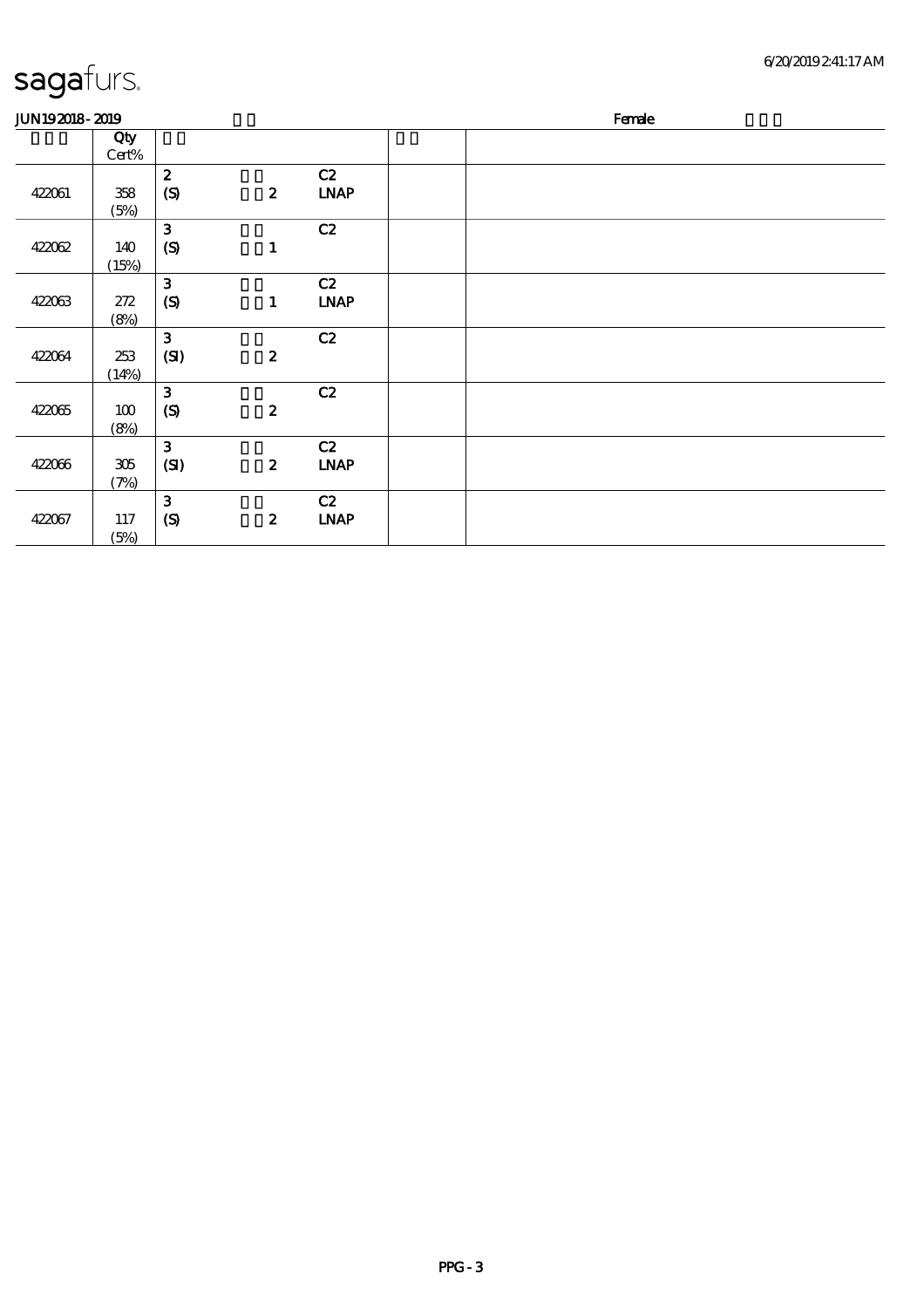sagafurs.

JUN19 2018 - 2019 Female

| | Qty Cert% | | | | | |
|---|---|---|---|---|---|---|
| 422061 | 358 (5%) | 2 (S) | 2 | C2 LNAP | | |
| 422062 | 140 (15%) | 3 (S) | 1 | C2 | | |
| 422063 | 272 (8%) | 3 (S) | 1 | C2 LNAP | | |
| 422064 | 253 (14%) | 3 (SI) | 2 | C2 | | |
| 422065 | 100 (8%) | 3 (S) | 2 | C2 | | |
| 422066 | 305 (7%) | 3 (SI) | 2 | C2 LNAP | | |
| 422067 | 117 (5%) | 3 (S) | 2 | C2 LNAP | | |

PPG - 3